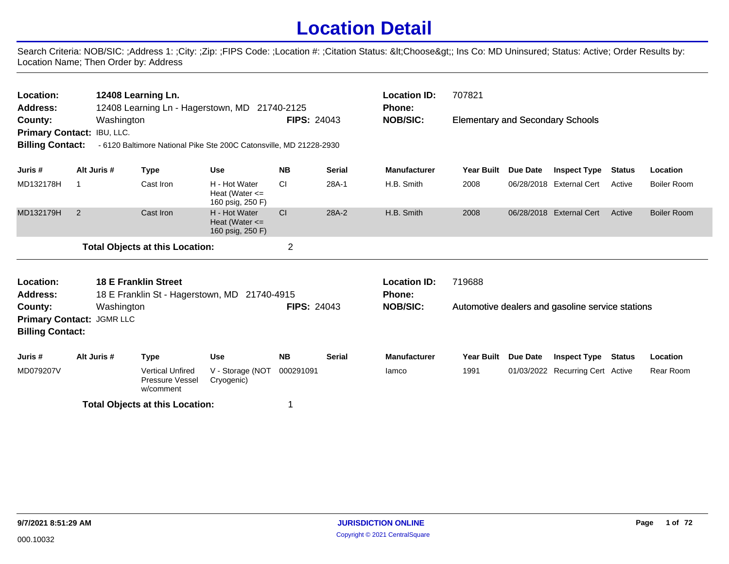# Location Detail

Search Criteria: NOB/SIC: ;Address 1: ;City: ;Zip: ;FIPS Code: ;Location #: ;Citation Status: &lt;Choose&gt;; Ins Co: MD Uninsured; Status: Active; Order Results by: Location Name; Then Order by: Address

---

**Location:** 12408 Learning Ln.
**Address:** 12408 Learning Ln - Hagerstown, MD 21740-2125
**County:** Washington **FIPS:** 24043
**Primary Contact:** IBU, LLC.
**Billing Contact:** - 6120 Baltimore National Pike Ste 200C Catonsville, MD 21228-2930

**Location ID:** 707821
**Phone:**
**NOB/SIC:** Elementary and Secondary Schools

| Juris # | Alt Juris # | Type | Use | NB | Serial | Manufacturer | Year Built | Due Date | Inspect Type | Status | Location |
|---|---|---|---|---|---|---|---|---|---|---|---|
| MD132178H | 1 | Cast Iron | H - Hot Water Heat (Water <= 160 psig, 250 F) | CI | 28A-1 | H.B. Smith | 2008 | 06/28/2018 | External Cert | Active | Boiler Room |
| MD132179H | 2 | Cast Iron | H - Hot Water Heat (Water <= 160 psig, 250 F) | CI | 28A-2 | H.B. Smith | 2008 | 06/28/2018 | External Cert | Active | Boiler Room |

**Total Objects at this Location:** 2

---

**Location:** 18 E Franklin Street
**Address:** 18 E Franklin St - Hagerstown, MD 21740-4915
**County:** Washington **FIPS:** 24043
**Primary Contact:** JGMR LLC
**Billing Contact:**

**Location ID:** 719688
**Phone:**
**NOB/SIC:** Automotive dealers and gasoline service stations

| Juris # | Alt Juris # | Type | Use | NB | Serial | Manufacturer | Year Built | Due Date | Inspect Type | Status | Location |
|---|---|---|---|---|---|---|---|---|---|---|---|
| MD079207V | | Vertical Unfired Pressure Vessel w/comment | V - Storage (NOT Cryogenic) | 000291091 | | Iamco | 1991 | 01/03/2022 | Recurring Cert | Active | Rear Room |

**Total Objects at this Location:** 1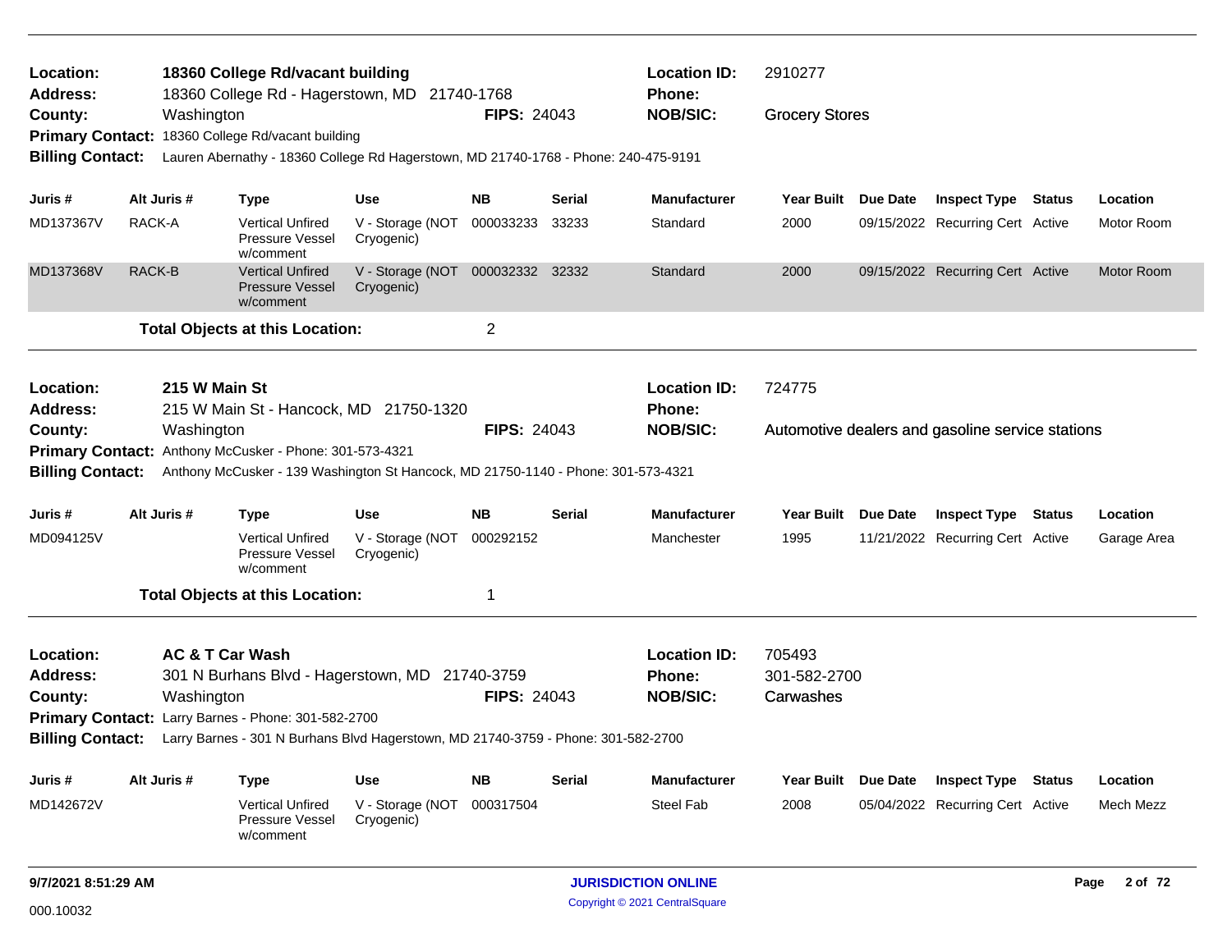**Location:** 18360 College Rd/vacant building
**Location ID:** 2910277
**Address:** 18360 College Rd - Hagerstown, MD 21740-1768
**Phone:**
**County:** Washington
**FIPS:** 24043
**NOB/SIC:** Grocery Stores
**Primary Contact:** 18360 College Rd/vacant building
**Billing Contact:** Lauren Abernathy - 18360 College Rd Hagerstown, MD 21740-1768 - Phone: 240-475-9191

| Juris # | Alt Juris # | Type | Use | NB | Serial | Manufacturer | Year Built | Due Date | Inspect Type | Status | Location |
|---|---|---|---|---|---|---|---|---|---|---|---|
| MD137367V | RACK-A | Vertical Unfired Pressure Vessel w/comment | V - Storage (NOT Cryogenic) | 000033233 | 33233 | Standard | 2000 | 09/15/2022 | Recurring Cert | Active | Motor Room |
| MD137368V | RACK-B | Vertical Unfired Pressure Vessel w/comment | V - Storage (NOT Cryogenic) | 000032332 | 32332 | Standard | 2000 | 09/15/2022 | Recurring Cert | Active | Motor Room |

**Total Objects at this Location:** 2

---

**Location:** 215 W Main St
**Location ID:** 724775
**Address:** 215 W Main St - Hancock, MD 21750-1320
**Phone:**
**County:** Washington
**FIPS:** 24043
**NOB/SIC:** Automotive dealers and gasoline service stations
**Primary Contact:** Anthony McCusker - Phone: 301-573-4321
**Billing Contact:** Anthony McCusker - 139 Washington St Hancock, MD 21750-1140 - Phone: 301-573-4321

| Juris # | Alt Juris # | Type | Use | NB | Serial | Manufacturer | Year Built | Due Date | Inspect Type | Status | Location |
|---|---|---|---|---|---|---|---|---|---|---|---|
| MD094125V | | Vertical Unfired Pressure Vessel w/comment | V - Storage (NOT Cryogenic) | 000292152 | | Manchester | 1995 | 11/21/2022 | Recurring Cert | Active | Garage Area |

**Total Objects at this Location:** 1

---

**Location:** AC & T Car Wash
**Location ID:** 705493
**Address:** 301 N Burhans Blvd - Hagerstown, MD 21740-3759
**Phone:** 301-582-2700
**County:** Washington
**FIPS:** 24043
**NOB/SIC:** Carwashes
**Primary Contact:** Larry Barnes - Phone: 301-582-2700
**Billing Contact:** Larry Barnes - 301 N Burhans Blvd Hagerstown, MD 21740-3759 - Phone: 301-582-2700

| Juris # | Alt Juris # | Type | Use | NB | Serial | Manufacturer | Year Built | Due Date | Inspect Type | Status | Location |
|---|---|---|---|---|---|---|---|---|---|---|---|
| MD142672V | | Vertical Unfired Pressure Vessel w/comment | V - Storage (NOT Cryogenic) | 000317504 | | Steel Fab | 2008 | 05/04/2022 | Recurring Cert | Active | Mech Mezz |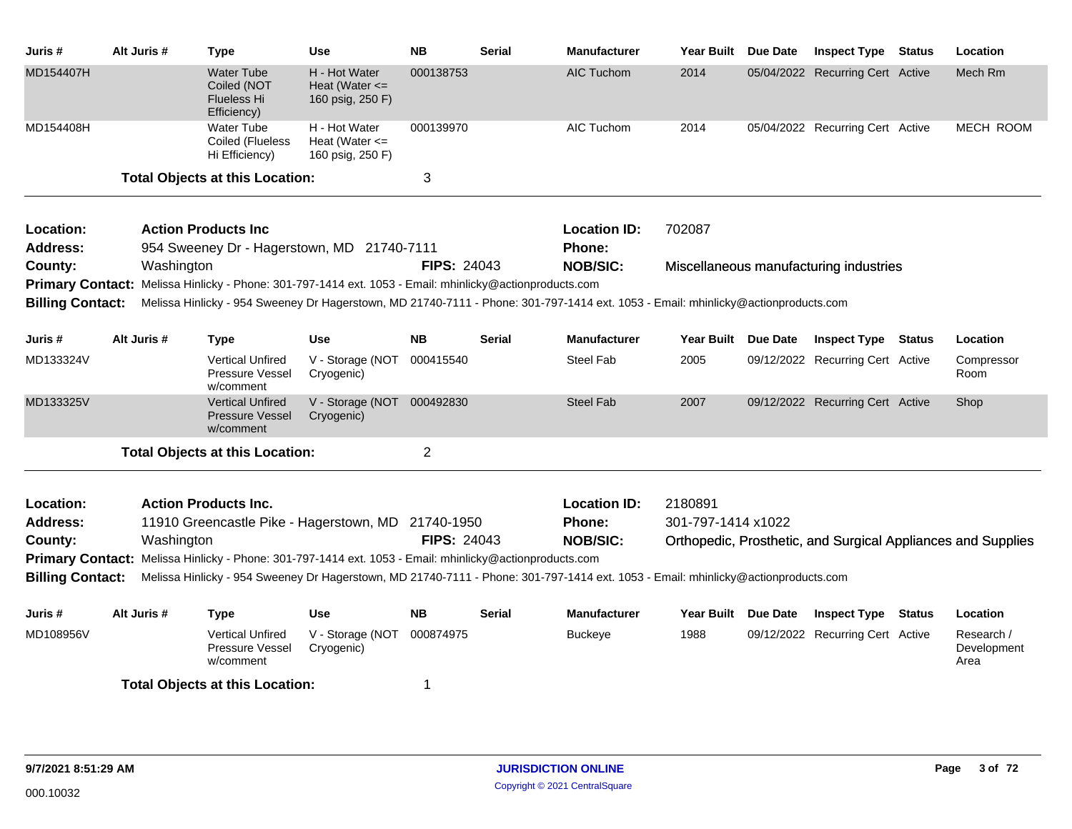| Juris # | Alt Juris # | Type | Use | NB | Serial | Manufacturer | Year Built | Due Date | Inspect Type | Status | Location |
|---|---|---|---|---|---|---|---|---|---|---|---|
| MD154407H | | Water Tube Coiled (NOT Flueless Hi Efficiency) | H - Hot Water Heat (Water <= 160 psig, 250 F) | 000138753 | | AIC Tuchom | 2014 | 05/04/2022 | Recurring Cert | Active | Mech Rm |
| MD154408H | | Water Tube Coiled (Flueless Hi Efficiency) | H - Hot Water Heat (Water <= 160 psig, 250 F) | 000139970 | | AIC Tuchom | 2014 | 05/04/2022 | Recurring Cert | Active | MECH ROOM |

**Total Objects at this Location:** 3

---

**Location:** Action Products Inc
**Location ID:** 702087
**Address:** 954 Sweeney Dr - Hagerstown, MD 21740-7111
**Phone:**
**County:** Washington
**FIPS:** 24043
**NOB/SIC:** Miscellaneous manufacturing industries
**Primary Contact:** Melissa Hinlicky - Phone: 301-797-1414 ext. 1053 - Email: mhinlicky@actionproducts.com
**Billing Contact:** Melissa Hinlicky - 954 Sweeney Dr Hagerstown, MD 21740-7111 - Phone: 301-797-1414 ext. 1053 - Email: mhinlicky@actionproducts.com

| Juris # | Alt Juris # | Type | Use | NB | Serial | Manufacturer | Year Built | Due Date | Inspect Type | Status | Location |
|---|---|---|---|---|---|---|---|---|---|---|---|
| MD133324V | | Vertical Unfired Pressure Vessel w/comment | V - Storage (NOT Cryogenic) | 000415540 | | Steel Fab | 2005 | 09/12/2022 | Recurring Cert | Active | Compressor Room |
| MD133325V | | Vertical Unfired Pressure Vessel w/comment | V - Storage (NOT Cryogenic) | 000492830 | | Steel Fab | 2007 | 09/12/2022 | Recurring Cert | Active | Shop |

**Total Objects at this Location:** 2

---

**Location:** Action Products Inc.
**Location ID:** 2180891
**Address:** 11910 Greencastle Pike - Hagerstown, MD 21740-1950
**Phone:** 301-797-1414 x1022
**County:** Washington
**FIPS:** 24043
**NOB/SIC:** Orthopedic, Prosthetic, and Surgical Appliances and Supplies
**Primary Contact:** Melissa Hinlicky - Phone: 301-797-1414 ext. 1053 - Email: mhinlicky@actionproducts.com
**Billing Contact:** Melissa Hinlicky - 954 Sweeney Dr Hagerstown, MD 21740-7111 - Phone: 301-797-1414 ext. 1053 - Email: mhinlicky@actionproducts.com

| Juris # | Alt Juris # | Type | Use | NB | Serial | Manufacturer | Year Built | Due Date | Inspect Type | Status | Location |
|---|---|---|---|---|---|---|---|---|---|---|---|
| MD108956V | | Vertical Unfired Pressure Vessel w/comment | V - Storage (NOT Cryogenic) | 000874975 | | Buckeye | 1988 | 09/12/2022 | Recurring Cert | Active | Research / Development Area |

**Total Objects at this Location:** 1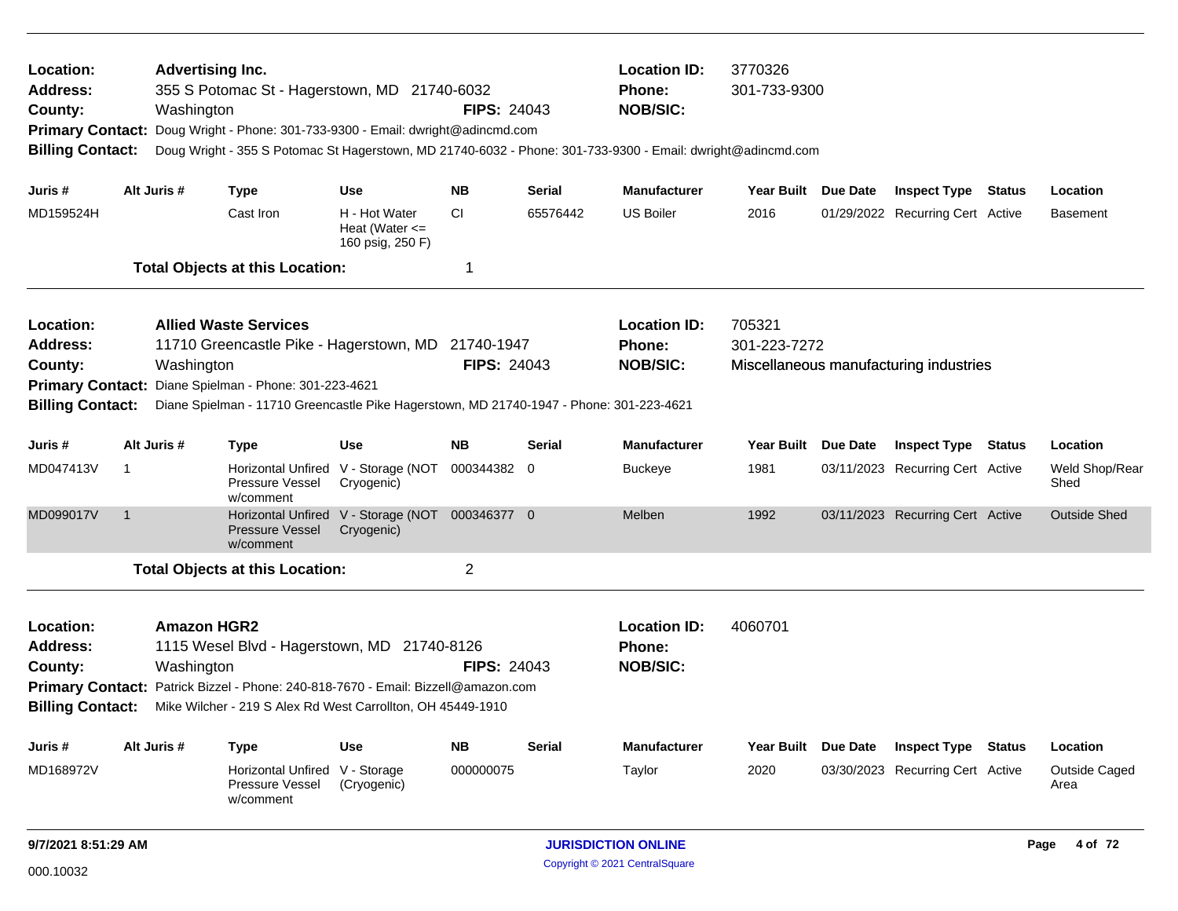**Location:** Advertising Inc.
**Address:** 355 S Potomac St - Hagerstown, MD 21740-6032
**County:** Washington **FIPS:** 24043
**Location ID:** 3770326
**Phone:** 301-733-9300
**NOB/SIC:**
**Primary Contact:** Doug Wright - Phone: 301-733-9300 - Email: dwright@adincmd.com
**Billing Contact:** Doug Wright - 355 S Potomac St Hagerstown, MD 21740-6032 - Phone: 301-733-9300 - Email: dwright@adincmd.com

| Juris # | Alt Juris # | Type | Use | NB | Serial | Manufacturer | Year Built | Due Date | Inspect Type | Status | Location |
|---|---|---|---|---|---|---|---|---|---|---|---|
| MD159524H | | Cast Iron | H - Hot Water Heat (Water <= 160 psig, 250 F) | CI | 65576442 | US Boiler | 2016 | 01/29/2022 | Recurring Cert | Active | Basement |

**Total Objects at this Location:** 1

---

**Location:** Allied Waste Services
**Address:** 11710 Greencastle Pike - Hagerstown, MD 21740-1947
**County:** Washington **FIPS:** 24043
**Location ID:** 705321
**Phone:** 301-223-7272
**NOB/SIC:** Miscellaneous manufacturing industries
**Primary Contact:** Diane Spielman - Phone: 301-223-4621
**Billing Contact:** Diane Spielman - 11710 Greencastle Pike Hagerstown, MD 21740-1947 - Phone: 301-223-4621

| Juris # | Alt Juris # | Type | Use | NB | Serial | Manufacturer | Year Built | Due Date | Inspect Type | Status | Location |
|---|---|---|---|---|---|---|---|---|---|---|---|
| MD047413V | 1 | Horizontal Unfired Pressure Vessel w/comment | V - Storage (NOT Cryogenic) | 000344382 | 0 | Buckeye | 1981 | 03/11/2023 | Recurring Cert | Active | Weld Shop/Rear Shed |
| MD099017V | 1 | Horizontal Unfired Pressure Vessel w/comment | V - Storage (NOT Cryogenic) | 000346377 | 0 | Melben | 1992 | 03/11/2023 | Recurring Cert | Active | Outside Shed |

**Total Objects at this Location:** 2

---

**Location:** Amazon HGR2
**Address:** 1115 Wesel Blvd - Hagerstown, MD 21740-8126
**County:** Washington **FIPS:** 24043
**Location ID:** 4060701
**Phone:**
**NOB/SIC:**
**Primary Contact:** Patrick Bizzel - Phone: 240-818-7670 - Email: Bizzell@amazon.com
**Billing Contact:** Mike Wilcher - 219 S Alex Rd West Carrollton, OH 45449-1910

| Juris # | Alt Juris # | Type | Use | NB | Serial | Manufacturer | Year Built | Due Date | Inspect Type | Status | Location |
|---|---|---|---|---|---|---|---|---|---|---|---|
| MD168972V | | Horizontal Unfired Pressure Vessel w/comment | V - Storage (Cryogenic) | 000000075 | | Taylor | 2020 | 03/30/2023 | Recurring Cert | Active | Outside Caged Area |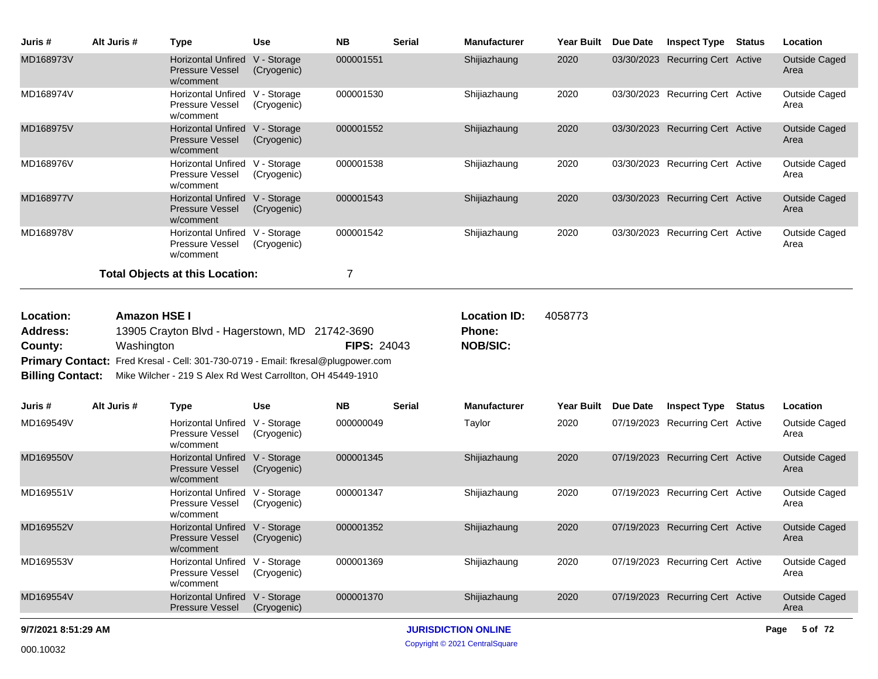| Juris # | Alt Juris # | Type | Use | NB | Serial | Manufacturer | Year Built | Due Date | Inspect Type | Status | Location |
|---|---|---|---|---|---|---|---|---|---|---|---|
| MD168973V | | Horizontal Unfired Pressure Vessel w/comment | V - Storage (Cryogenic) | 000001551 | | Shijiazhaung | 2020 | 03/30/2023 | Recurring Cert | Active | Outside Caged Area |
| MD168974V | | Horizontal Unfired Pressure Vessel w/comment | V - Storage (Cryogenic) | 000001530 | | Shijiazhaung | 2020 | 03/30/2023 | Recurring Cert | Active | Outside Caged Area |
| MD168975V | | Horizontal Unfired Pressure Vessel w/comment | V - Storage (Cryogenic) | 000001552 | | Shijiazhaung | 2020 | 03/30/2023 | Recurring Cert | Active | Outside Caged Area |
| MD168976V | | Horizontal Unfired Pressure Vessel w/comment | V - Storage (Cryogenic) | 000001538 | | Shijiazhaung | 2020 | 03/30/2023 | Recurring Cert | Active | Outside Caged Area |
| MD168977V | | Horizontal Unfired Pressure Vessel w/comment | V - Storage (Cryogenic) | 000001543 | | Shijiazhaung | 2020 | 03/30/2023 | Recurring Cert | Active | Outside Caged Area |
| MD168978V | | Horizontal Unfired Pressure Vessel w/comment | V - Storage (Cryogenic) | 000001542 | | Shijiazhaung | 2020 | 03/30/2023 | Recurring Cert | Active | Outside Caged Area |

**Total Objects at this Location:** 7

**Location:** Amazon HSE I  **Location ID:** 4058773
**Address:** 13905 Crayton Blvd - Hagerstown, MD 21742-3690  **Phone:**
**County:** Washington  **FIPS:** 24043  **NOB/SIC:**
**Primary Contact:** Fred Kresal - Cell: 301-730-0719 - Email: fkresal@plugpower.com
**Billing Contact:** Mike Wilcher - 219 S Alex Rd West Carrollton, OH 45449-1910

| Juris # | Alt Juris # | Type | Use | NB | Serial | Manufacturer | Year Built | Due Date | Inspect Type | Status | Location |
|---|---|---|---|---|---|---|---|---|---|---|---|
| MD169549V | | Horizontal Unfired Pressure Vessel w/comment | V - Storage (Cryogenic) | 000000049 | | Taylor | 2020 | 07/19/2023 | Recurring Cert | Active | Outside Caged Area |
| MD169550V | | Horizontal Unfired Pressure Vessel w/comment | V - Storage (Cryogenic) | 000001345 | | Shijiazhaung | 2020 | 07/19/2023 | Recurring Cert | Active | Outside Caged Area |
| MD169551V | | Horizontal Unfired Pressure Vessel w/comment | V - Storage (Cryogenic) | 000001347 | | Shijiazhaung | 2020 | 07/19/2023 | Recurring Cert | Active | Outside Caged Area |
| MD169552V | | Horizontal Unfired Pressure Vessel w/comment | V - Storage (Cryogenic) | 000001352 | | Shijiazhaung | 2020 | 07/19/2023 | Recurring Cert | Active | Outside Caged Area |
| MD169553V | | Horizontal Unfired Pressure Vessel w/comment | V - Storage (Cryogenic) | 000001369 | | Shijiazhaung | 2020 | 07/19/2023 | Recurring Cert | Active | Outside Caged Area |
| MD169554V | | Horizontal Unfired Pressure Vessel | V - Storage (Cryogenic) | 000001370 | | Shijiazhaung | 2020 | 07/19/2023 | Recurring Cert | Active | Outside Caged Area |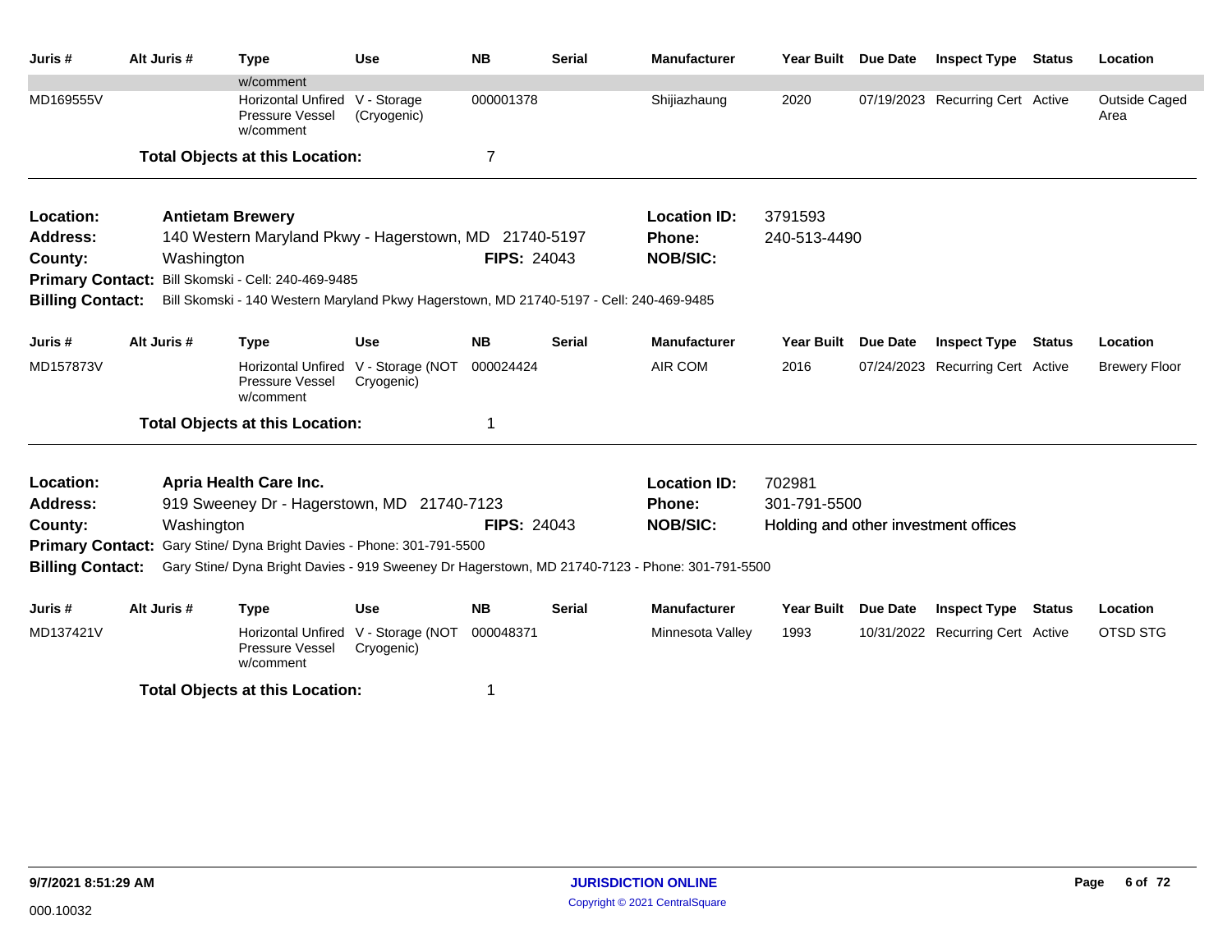| Juris # | Alt Juris # | Type | Use | NB | Serial | Manufacturer | Year Built | Due Date | Inspect Type | Status | Location |
|---|---|---|---|---|---|---|---|---|---|---|---|
| | | w/comment | | | | | | | | | |
| MD169555V | | Horizontal Unfired Pressure Vessel w/comment | V - Storage (Cryogenic) | 000001378 | | Shijiazhaung | 2020 | 07/19/2023 | Recurring Cert | Active | Outside Caged Area |

**Total Objects at this Location:** 7

---

**Location:** Antietam Brewery
**Location ID:** 3791593
**Address:** 140 Western Maryland Pkwy - Hagerstown, MD 21740-5197
**Phone:** 240-513-4490
**County:** Washington
**FIPS:** 24043
**NOB/SIC:**
**Primary Contact:** Bill Skomski - Cell: 240-469-9485
**Billing Contact:** Bill Skomski - 140 Western Maryland Pkwy Hagerstown, MD 21740-5197 - Cell: 240-469-9485

| Juris # | Alt Juris # | Type | Use | NB | Serial | Manufacturer | Year Built | Due Date | Inspect Type | Status | Location |
|---|---|---|---|---|---|---|---|---|---|---|---|
| MD157873V | | Horizontal Unfired Pressure Vessel w/comment | V - Storage (NOT Cryogenic) | 000024424 | | AIR COM | 2016 | 07/24/2023 | Recurring Cert | Active | Brewery Floor |

**Total Objects at this Location:** 1

---

**Location:** Apria Health Care Inc.
**Location ID:** 702981
**Address:** 919 Sweeney Dr - Hagerstown, MD 21740-7123
**Phone:** 301-791-5500
**County:** Washington
**FIPS:** 24043
**NOB/SIC:** Holding and other investment offices
**Primary Contact:** Gary Stine/ Dyna Bright Davies - Phone: 301-791-5500
**Billing Contact:** Gary Stine/ Dyna Bright Davies - 919 Sweeney Dr Hagerstown, MD 21740-7123 - Phone: 301-791-5500

| Juris # | Alt Juris # | Type | Use | NB | Serial | Manufacturer | Year Built | Due Date | Inspect Type | Status | Location |
|---|---|---|---|---|---|---|---|---|---|---|---|
| MD137421V | | Horizontal Unfired Pressure Vessel w/comment | V - Storage (NOT Cryogenic) | 000048371 | | Minnesota Valley | 1993 | 10/31/2022 | Recurring Cert | Active | OTSD STG |

**Total Objects at this Location:** 1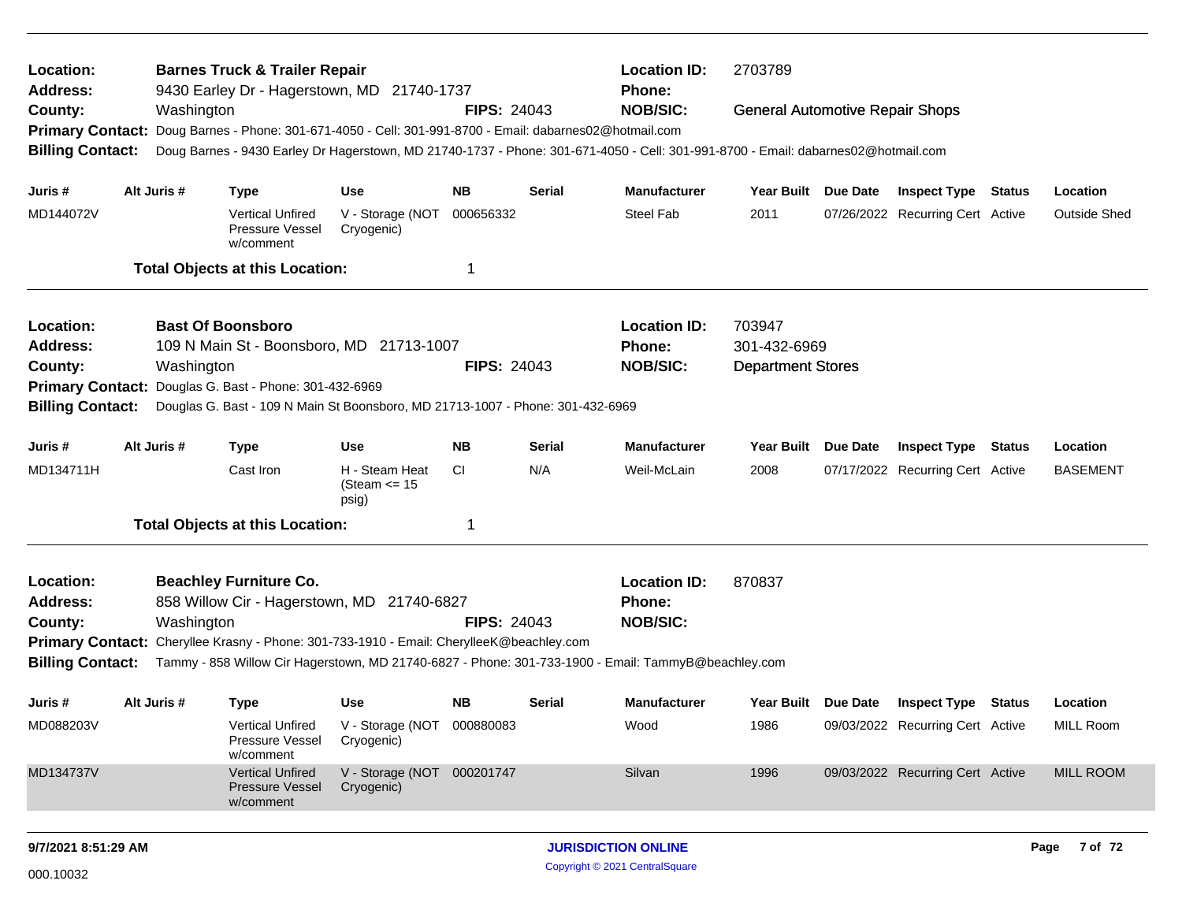**Location:** Barnes Truck & Trailer Repair | **Location ID:** 2703789
**Address:** 9430 Earley Dr - Hagerstown, MD 21740-1737 | **Phone:**
**County:** Washington | **FIPS:** 24043 | **NOB/SIC:** General Automotive Repair Shops
**Primary Contact:** Doug Barnes - Phone: 301-671-4050 - Cell: 301-991-8700 - Email: dabarnes02@hotmail.com
**Billing Contact:** Doug Barnes - 9430 Earley Dr Hagerstown, MD 21740-1737 - Phone: 301-671-4050 - Cell: 301-991-8700 - Email: dabarnes02@hotmail.com

| Juris # | Alt Juris # | Type | Use | NB | Serial | Manufacturer | Year Built | Due Date | Inspect Type | Status | Location |
|---|---|---|---|---|---|---|---|---|---|---|---|
| MD144072V | | Vertical Unfired Pressure Vessel w/comment | V - Storage (NOT Cryogenic) | 000656332 | | Steel Fab | 2011 | 07/26/2022 | Recurring Cert | Active | Outside Shed |

**Total Objects at this Location:** 1

---

**Location:** Bast Of Boonsboro | **Location ID:** 703947
**Address:** 109 N Main St - Boonsboro, MD 21713-1007 | **Phone:** 301-432-6969
**County:** Washington | **FIPS:** 24043 | **NOB/SIC:** Department Stores
**Primary Contact:** Douglas G. Bast - Phone: 301-432-6969
**Billing Contact:** Douglas G. Bast - 109 N Main St Boonsboro, MD 21713-1007 - Phone: 301-432-6969

| Juris # | Alt Juris # | Type | Use | NB | Serial | Manufacturer | Year Built | Due Date | Inspect Type | Status | Location |
|---|---|---|---|---|---|---|---|---|---|---|---|
| MD134711H | | Cast Iron | H - Steam Heat (Steam <= 15 psig) | CI | N/A | Weil-McLain | 2008 | 07/17/2022 | Recurring Cert | Active | BASEMENT |

**Total Objects at this Location:** 1

---

**Location:** Beachley Furniture Co. | **Location ID:** 870837
**Address:** 858 Willow Cir - Hagerstown, MD 21740-6827 | **Phone:**
**County:** Washington | **FIPS:** 24043 | **NOB/SIC:**
**Primary Contact:** Cheryllee Krasny - Phone: 301-733-1910 - Email: CheryleeK@beachley.com
**Billing Contact:** Tammy - 858 Willow Cir Hagerstown, MD 21740-6827 - Phone: 301-733-1900 - Email: TammyB@beachley.com

| Juris # | Alt Juris # | Type | Use | NB | Serial | Manufacturer | Year Built | Due Date | Inspect Type | Status | Location |
|---|---|---|---|---|---|---|---|---|---|---|---|
| MD088203V | | Vertical Unfired Pressure Vessel w/comment | V - Storage (NOT Cryogenic) | 000880083 | | Wood | 1986 | 09/03/2022 | Recurring Cert | Active | MILL Room |
| MD134737V | | Vertical Unfired Pressure Vessel w/comment | V - Storage (NOT Cryogenic) | 000201747 | | Silvan | 1996 | 09/03/2022 | Recurring Cert | Active | MILL ROOM |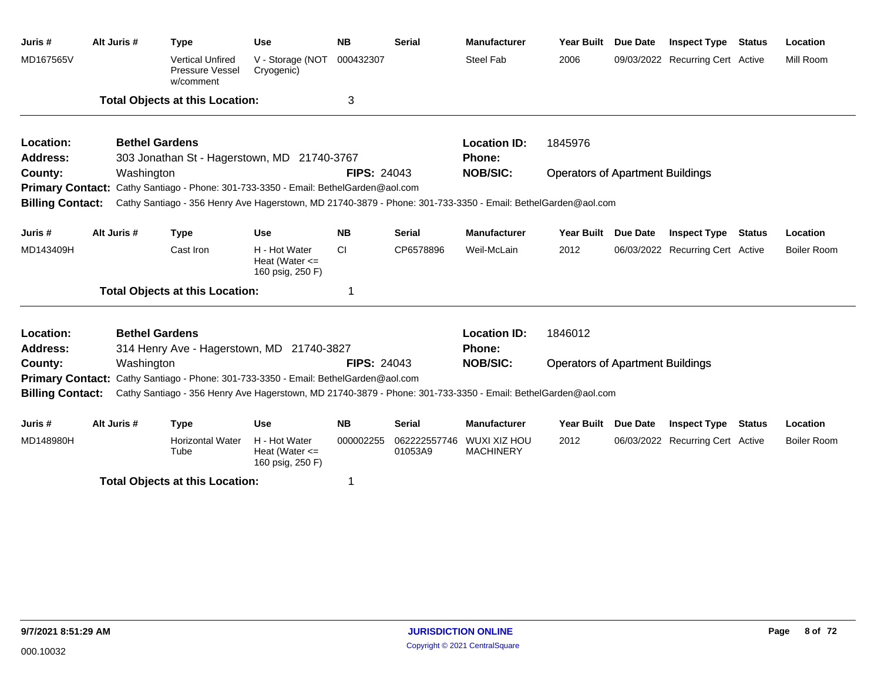| Juris # | Alt Juris # | Type | Use | NB | Serial | Manufacturer | Year Built | Due Date | Inspect Type | Status | Location |
|---|---|---|---|---|---|---|---|---|---|---|---|
| MD167565V | | Vertical Unfired Pressure Vessel w/comment | V - Storage (NOT Cryogenic) | 000432307 | | Steel Fab | 2006 | 09/03/2022 | Recurring Cert | Active | Mill Room |

**Total Objects at this Location:** 3

---

**Location:** Bethel Gardens
**Location ID:** 1845976
**Address:** 303 Jonathan St - Hagerstown, MD 21740-3767
**Phone:**
**County:** Washington
**FIPS:** 24043
**NOB/SIC:** Operators of Apartment Buildings
**Primary Contact:** Cathy Santiago - Phone: 301-733-3350 - Email: BethelGarden@aol.com
**Billing Contact:** Cathy Santiago - 356 Henry Ave Hagerstown, MD 21740-3879 - Phone: 301-733-3350 - Email: BethelGarden@aol.com

| Juris # | Alt Juris # | Type | Use | NB | Serial | Manufacturer | Year Built | Due Date | Inspect Type | Status | Location |
|---|---|---|---|---|---|---|---|---|---|---|---|
| MD143409H | | Cast Iron | H - Hot Water Heat (Water <= 160 psig, 250 F) | CI | CP6578896 | Weil-McLain | 2012 | 06/03/2022 | Recurring Cert | Active | Boiler Room |

**Total Objects at this Location:** 1

---

**Location:** Bethel Gardens
**Location ID:** 1846012
**Address:** 314 Henry Ave - Hagerstown, MD 21740-3827
**Phone:**
**County:** Washington
**FIPS:** 24043
**NOB/SIC:** Operators of Apartment Buildings
**Primary Contact:** Cathy Santiago - Phone: 301-733-3350 - Email: BethelGarden@aol.com
**Billing Contact:** Cathy Santiago - 356 Henry Ave Hagerstown, MD 21740-3879 - Phone: 301-733-3350 - Email: BethelGarden@aol.com

| Juris # | Alt Juris # | Type | Use | NB | Serial | Manufacturer | Year Built | Due Date | Inspect Type | Status | Location |
|---|---|---|---|---|---|---|---|---|---|---|---|
| MD148980H | | Horizontal Water Tube | H - Hot Water Heat (Water <= 160 psig, 250 F) | 000002255 | 062222557746 01053A9 | WUXI XIZ HOU MACHINERY | 2012 | 06/03/2022 | Recurring Cert | Active | Boiler Room |

**Total Objects at this Location:** 1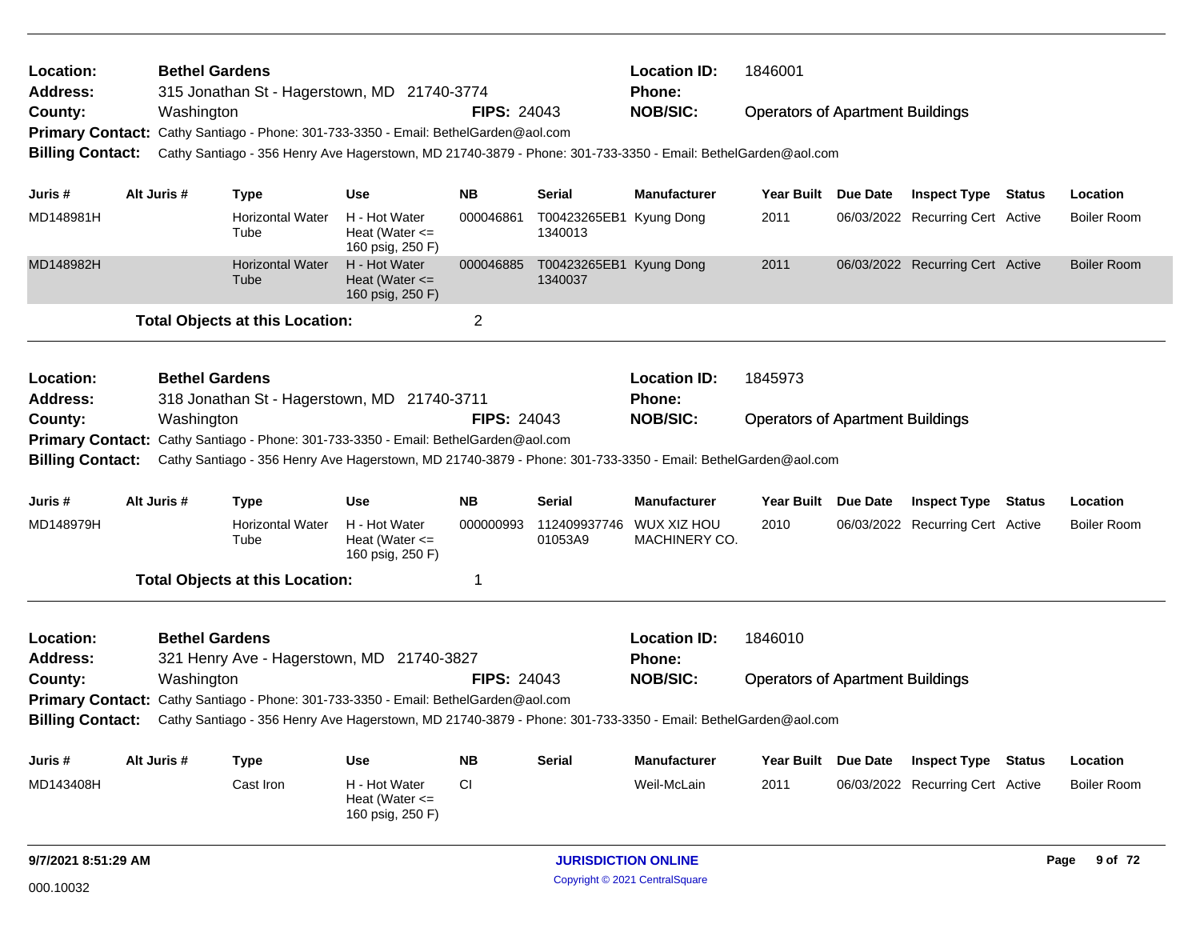**Location:** **Bethel Gardens** | **Location ID:** 1846001
**Address:** 315 Jonathan St - Hagerstown, MD 21740-3774 | **Phone:**
**County:** Washington | **FIPS:** 24043 | **NOB/SIC:** Operators of Apartment Buildings
**Primary Contact:** Cathy Santiago - Phone: 301-733-3350 - Email: BethelGarden@aol.com
**Billing Contact:** Cathy Santiago - 356 Henry Ave Hagerstown, MD 21740-3879 - Phone: 301-733-3350 - Email: BethelGarden@aol.com

| Juris # | Alt Juris # | Type | Use | NB | Serial | Manufacturer | Year Built | Due Date | Inspect Type | Status | Location |
|---|---|---|---|---|---|---|---|---|---|---|---|
| MD148981H | | Horizontal Water Tube | H - Hot Water Heat (Water <= 160 psig, 250 F) | 000046861 | T00423265EB1 1340013 | Kyung Dong | 2011 | 06/03/2022 | Recurring Cert | Active | Boiler Room |
| MD148982H | | Horizontal Water Tube | H - Hot Water Heat (Water <= 160 psig, 250 F) | 000046885 | T00423265EB1 1340037 | Kyung Dong | 2011 | 06/03/2022 | Recurring Cert | Active | Boiler Room |

**Total Objects at this Location:** 2

---

**Location:** **Bethel Gardens** | **Location ID:** 1845973
**Address:** 318 Jonathan St - Hagerstown, MD 21740-3711 | **Phone:**
**County:** Washington | **FIPS:** 24043 | **NOB/SIC:** Operators of Apartment Buildings
**Primary Contact:** Cathy Santiago - Phone: 301-733-3350 - Email: BethelGarden@aol.com
**Billing Contact:** Cathy Santiago - 356 Henry Ave Hagerstown, MD 21740-3879 - Phone: 301-733-3350 - Email: BethelGarden@aol.com

| Juris # | Alt Juris # | Type | Use | NB | Serial | Manufacturer | Year Built | Due Date | Inspect Type | Status | Location |
|---|---|---|---|---|---|---|---|---|---|---|---|
| MD148979H | | Horizontal Water Tube | H - Hot Water Heat (Water <= 160 psig, 250 F) | 000000993 | 112409937746 01053A9 | WUX XIZ HOU MACHINERY CO. | 2010 | 06/03/2022 | Recurring Cert | Active | Boiler Room |

**Total Objects at this Location:** 1

---

**Location:** **Bethel Gardens** | **Location ID:** 1846010
**Address:** 321 Henry Ave - Hagerstown, MD 21740-3827 | **Phone:**
**County:** Washington | **FIPS:** 24043 | **NOB/SIC:** Operators of Apartment Buildings
**Primary Contact:** Cathy Santiago - Phone: 301-733-3350 - Email: BethelGarden@aol.com
**Billing Contact:** Cathy Santiago - 356 Henry Ave Hagerstown, MD 21740-3879 - Phone: 301-733-3350 - Email: BethelGarden@aol.com

| Juris # | Alt Juris # | Type | Use | NB | Serial | Manufacturer | Year Built | Due Date | Inspect Type | Status | Location |
|---|---|---|---|---|---|---|---|---|---|---|---|
| MD143408H | | Cast Iron | H - Hot Water Heat (Water <= 160 psig, 250 F) | CI | | Weil-McLain | 2011 | 06/03/2022 | Recurring Cert | Active | Boiler Room |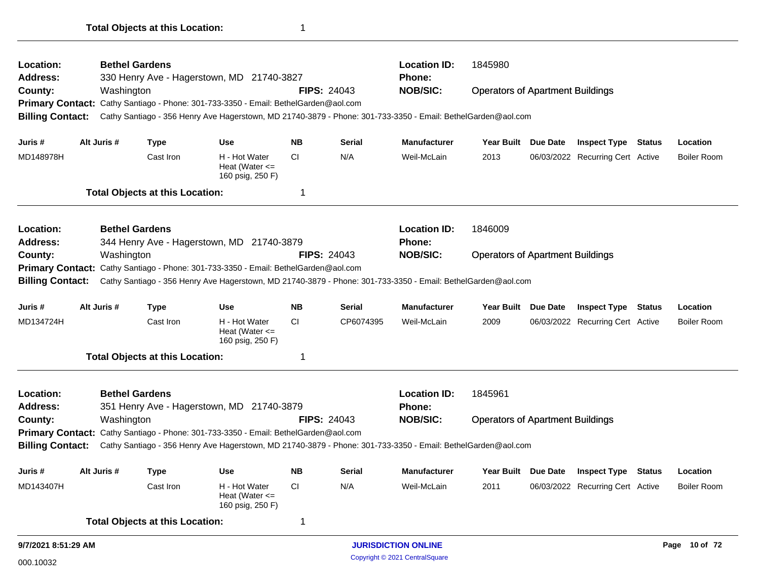**Total Objects at this Location:** 1

---

**Location:** **Bethel Gardens** **Location ID:** 1845980
**Address:** 330 Henry Ave - Hagerstown, MD 21740-3827 **Phone:**
**County:** Washington **FIPS:** 24043 **NOB/SIC:** Operators of Apartment Buildings
**Primary Contact:** Cathy Santiago - Phone: 301-733-3350 - Email: BethelGarden@aol.com
**Billing Contact:** Cathy Santiago - 356 Henry Ave Hagerstown, MD 21740-3879 - Phone: 301-733-3350 - Email: BethelGarden@aol.com

| Juris # | Alt Juris # | Type | Use | NB | Serial | Manufacturer | Year Built | Due Date | Inspect Type | Status | Location |
|---|---|---|---|---|---|---|---|---|---|---|---|
| MD148978H | | Cast Iron | H - Hot Water Heat (Water <= 160 psig, 250 F) | CI | N/A | Weil-McLain | 2013 | 06/03/2022 | Recurring Cert | Active | Boiler Room |

**Total Objects at this Location:** 1

---

**Location:** **Bethel Gardens** **Location ID:** 1846009
**Address:** 344 Henry Ave - Hagerstown, MD 21740-3879 **Phone:**
**County:** Washington **FIPS:** 24043 **NOB/SIC:** Operators of Apartment Buildings
**Primary Contact:** Cathy Santiago - Phone: 301-733-3350 - Email: BethelGarden@aol.com
**Billing Contact:** Cathy Santiago - 356 Henry Ave Hagerstown, MD 21740-3879 - Phone: 301-733-3350 - Email: BethelGarden@aol.com

| Juris # | Alt Juris # | Type | Use | NB | Serial | Manufacturer | Year Built | Due Date | Inspect Type | Status | Location |
|---|---|---|---|---|---|---|---|---|---|---|---|
| MD134724H | | Cast Iron | H - Hot Water Heat (Water <= 160 psig, 250 F) | CI | CP6074395 | Weil-McLain | 2009 | 06/03/2022 | Recurring Cert | Active | Boiler Room |

**Total Objects at this Location:** 1

---

**Location:** **Bethel Gardens** **Location ID:** 1845961
**Address:** 351 Henry Ave - Hagerstown, MD 21740-3879 **Phone:**
**County:** Washington **FIPS:** 24043 **NOB/SIC:** Operators of Apartment Buildings
**Primary Contact:** Cathy Santiago - Phone: 301-733-3350 - Email: BethelGarden@aol.com
**Billing Contact:** Cathy Santiago - 356 Henry Ave Hagerstown, MD 21740-3879 - Phone: 301-733-3350 - Email: BethelGarden@aol.com

| Juris # | Alt Juris # | Type | Use | NB | Serial | Manufacturer | Year Built | Due Date | Inspect Type | Status | Location |
|---|---|---|---|---|---|---|---|---|---|---|---|
| MD143407H | | Cast Iron | H - Hot Water Heat (Water <= 160 psig, 250 F) | CI | N/A | Weil-McLain | 2011 | 06/03/2022 | Recurring Cert | Active | Boiler Room |

**Total Objects at this Location:** 1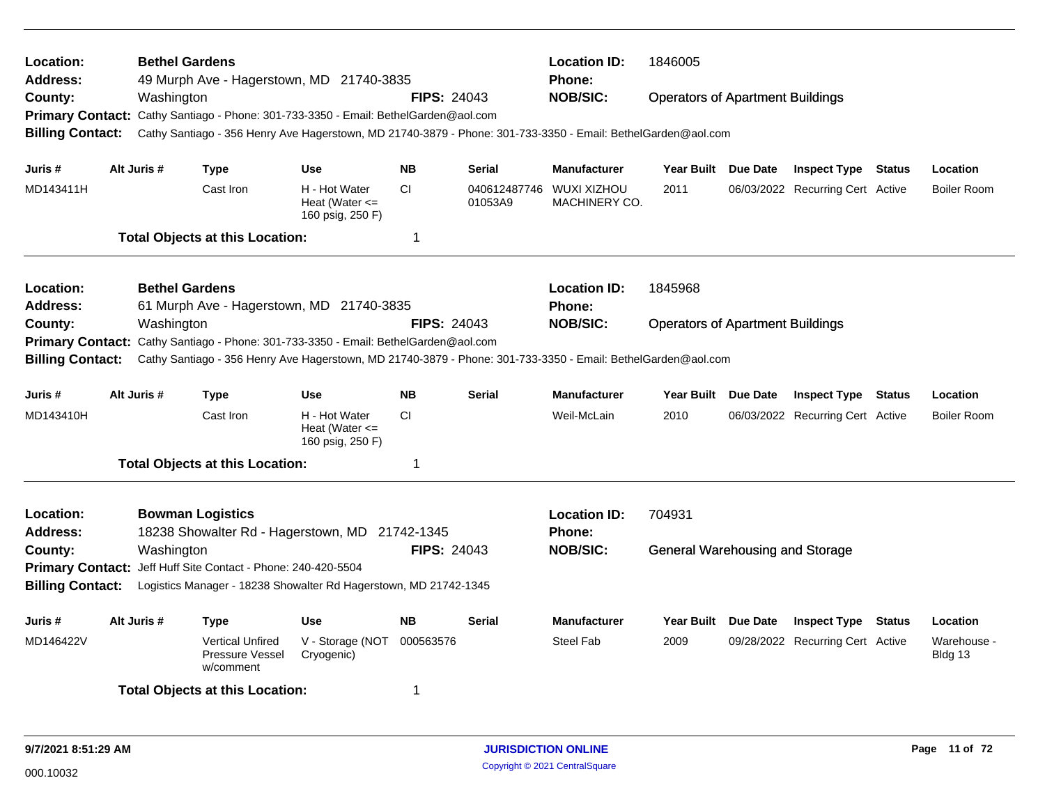**Location:** Bethel Gardens
**Address:** 49 Murph Ave - Hagerstown, MD 21740-3835
**County:** Washington
**FIPS:** 24043
**Location ID:** 1846005
**Phone:**
**NOB/SIC:** Operators of Apartment Buildings
**Primary Contact:** Cathy Santiago - Phone: 301-733-3350 - Email: BethelGarden@aol.com
**Billing Contact:** Cathy Santiago - 356 Henry Ave Hagerstown, MD 21740-3879 - Phone: 301-733-3350 - Email: BethelGarden@aol.com

| Juris # | Alt Juris # | Type | Use | NB | Serial | Manufacturer | Year Built | Due Date | Inspect Type | Status | Location |
|---|---|---|---|---|---|---|---|---|---|---|---|
| MD143411H | | Cast Iron | H - Hot Water Heat (Water <= 160 psig, 250 F) | CI | 040612487746 01053A9 | WUXI XIZHOU MACHINERY CO. | 2011 | 06/03/2022 | Recurring Cert | Active | Boiler Room |

**Total Objects at this Location:** 1

---

**Location:** Bethel Gardens
**Address:** 61 Murph Ave - Hagerstown, MD 21740-3835
**County:** Washington
**FIPS:** 24043
**Location ID:** 1845968
**Phone:**
**NOB/SIC:** Operators of Apartment Buildings
**Primary Contact:** Cathy Santiago - Phone: 301-733-3350 - Email: BethelGarden@aol.com
**Billing Contact:** Cathy Santiago - 356 Henry Ave Hagerstown, MD 21740-3879 - Phone: 301-733-3350 - Email: BethelGarden@aol.com

| Juris # | Alt Juris # | Type | Use | NB | Serial | Manufacturer | Year Built | Due Date | Inspect Type | Status | Location |
|---|---|---|---|---|---|---|---|---|---|---|---|
| MD143410H | | Cast Iron | H - Hot Water Heat (Water <= 160 psig, 250 F) | CI | | Weil-McLain | 2010 | 06/03/2022 | Recurring Cert | Active | Boiler Room |

**Total Objects at this Location:** 1

---

**Location:** Bowman Logistics
**Address:** 18238 Showalter Rd - Hagerstown, MD 21742-1345
**County:** Washington
**FIPS:** 24043
**Location ID:** 704931
**Phone:**
**NOB/SIC:** General Warehousing and Storage
**Primary Contact:** Jeff Huff Site Contact - Phone: 240-420-5504
**Billing Contact:** Logistics Manager - 18238 Showalter Rd Hagerstown, MD 21742-1345

| Juris # | Alt Juris # | Type | Use | NB | Serial | Manufacturer | Year Built | Due Date | Inspect Type | Status | Location |
|---|---|---|---|---|---|---|---|---|---|---|---|
| MD146422V | | Vertical Unfired Pressure Vessel w/comment | V - Storage (NOT Cryogenic) | 000563576 | | Steel Fab | 2009 | 09/28/2022 | Recurring Cert | Active | Warehouse - Bldg 13 |

**Total Objects at this Location:** 1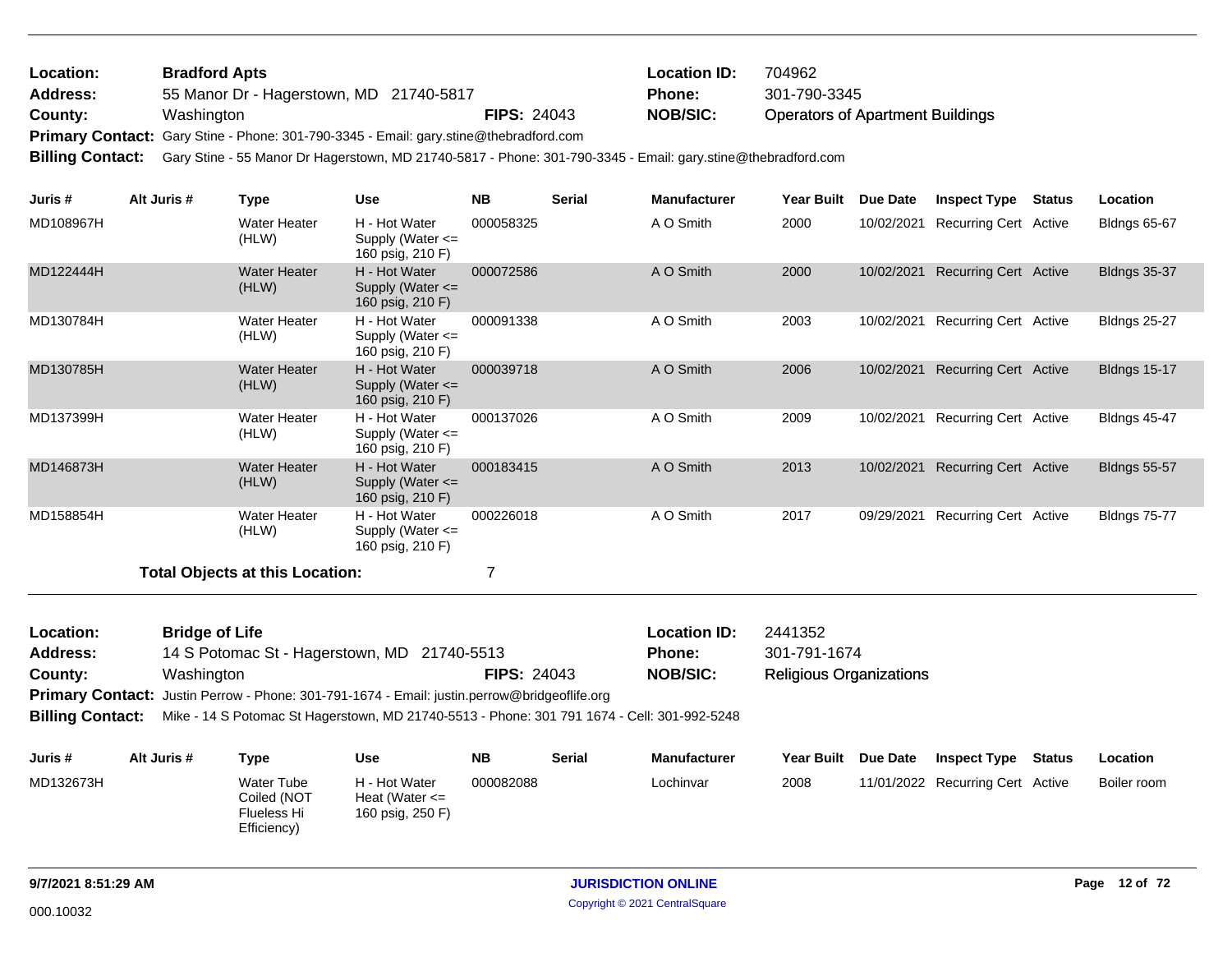**Location:** **Bradford Apts**
**Address:** 55 Manor Dr - Hagerstown, MD 21740-5817
**County:** Washington **FIPS:** 24043
**Location ID:** 704962
**Phone:** 301-790-3345
**NOB/SIC:** Operators of Apartment Buildings
**Primary Contact:** Gary Stine - Phone: 301-790-3345 - Email: gary.stine@thebradford.com
**Billing Contact:** Gary Stine - 55 Manor Dr Hagerstown, MD 21740-5817 - Phone: 301-790-3345 - Email: gary.stine@thebradford.com

| Juris # | Alt Juris # | Type | Use | NB | Serial | Manufacturer | Year Built | Due Date | Inspect Type | Status | Location |
|---|---|---|---|---|---|---|---|---|---|---|---|
| MD108967H | | Water Heater (HLW) | H - Hot Water Supply (Water <= 160 psig, 210 F) | 000058325 | | A O Smith | 2000 | 10/02/2021 | Recurring Cert | Active | Bldngs 65-67 |
| MD122444H | | Water Heater (HLW) | H - Hot Water Supply (Water <= 160 psig, 210 F) | 000072586 | | A O Smith | 2000 | 10/02/2021 | Recurring Cert | Active | Bldngs 35-37 |
| MD130784H | | Water Heater (HLW) | H - Hot Water Supply (Water <= 160 psig, 210 F) | 000091338 | | A O Smith | 2003 | 10/02/2021 | Recurring Cert | Active | Bldngs 25-27 |
| MD130785H | | Water Heater (HLW) | H - Hot Water Supply (Water <= 160 psig, 210 F) | 000039718 | | A O Smith | 2006 | 10/02/2021 | Recurring Cert | Active | Bldngs 15-17 |
| MD137399H | | Water Heater (HLW) | H - Hot Water Supply (Water <= 160 psig, 210 F) | 000137026 | | A O Smith | 2009 | 10/02/2021 | Recurring Cert | Active | Bldngs 45-47 |
| MD146873H | | Water Heater (HLW) | H - Hot Water Supply (Water <= 160 psig, 210 F) | 000183415 | | A O Smith | 2013 | 10/02/2021 | Recurring Cert | Active | Bldngs 55-57 |
| MD158854H | | Water Heater (HLW) | H - Hot Water Supply (Water <= 160 psig, 210 F) | 000226018 | | A O Smith | 2017 | 09/29/2021 | Recurring Cert | Active | Bldngs 75-77 |

**Total Objects at this Location:** 7

**Location:** **Bridge of Life**
**Address:** 14 S Potomac St - Hagerstown, MD 21740-5513
**County:** Washington **FIPS:** 24043
**Location ID:** 2441352
**Phone:** 301-791-1674
**NOB/SIC:** Religious Organizations
**Primary Contact:** Justin Perrow - Phone: 301-791-1674 - Email: justin.perrow@bridgeoflife.org
**Billing Contact:** Mike - 14 S Potomac St Hagerstown, MD 21740-5513 - Phone: 301 791 1674 - Cell: 301-992-5248

| Juris # | Alt Juris # | Type | Use | NB | Serial | Manufacturer | Year Built | Due Date | Inspect Type | Status | Location |
|---|---|---|---|---|---|---|---|---|---|---|---|
| MD132673H | | Water Tube Coiled (NOT Flueless Hi Efficiency) | H - Hot Water Heat (Water <= 160 psig, 250 F) | 000082088 | | Lochinvar | 2008 | 11/01/2022 | Recurring Cert | Active | Boiler room |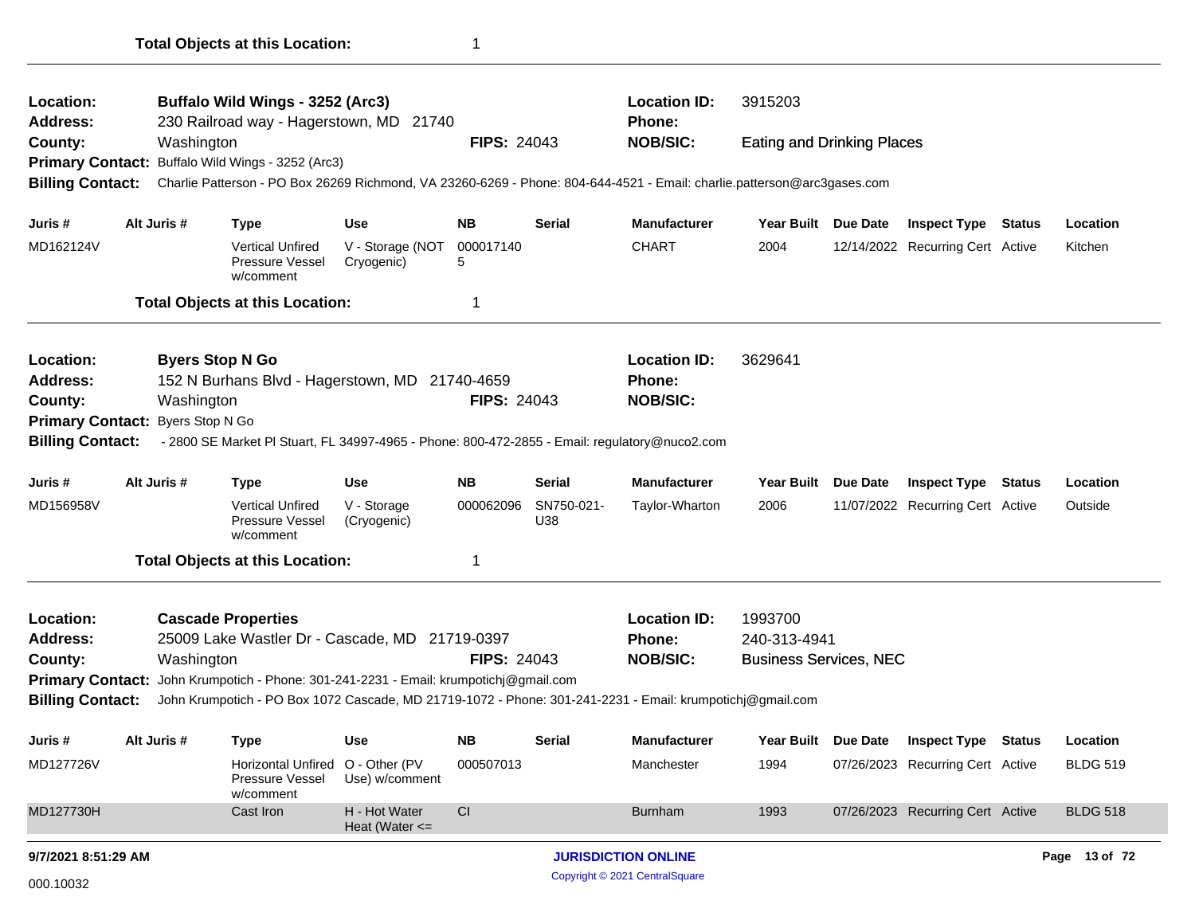**Total Objects at this Location:** 1

---

**Location:** Buffalo Wild Wings - 3252 (Arc3)
**Location ID:** 3915203
**Address:** 230 Railroad way - Hagerstown, MD 21740
**Phone:**
**County:** Washington
**FIPS:** 24043
**NOB/SIC:** Eating and Drinking Places
**Primary Contact:** Buffalo Wild Wings - 3252 (Arc3)
**Billing Contact:** Charlie Patterson - PO Box 26269 Richmond, VA 23260-6269 - Phone: 804-644-4521 - Email: charlie.patterson@arc3gases.com

| Juris # | Alt Juris # | Type | Use | NB | Serial | Manufacturer | Year Built | Due Date | Inspect Type | Status | Location |
|---|---|---|---|---|---|---|---|---|---|---|---|
| MD162124V | | Vertical Unfired Pressure Vessel w/comment | V - Storage (NOT Cryogenic) | 0000171405 | | CHART | 2004 | 12/14/2022 | Recurring Cert | Active | Kitchen |

**Total Objects at this Location:** 1

---

**Location:** Byers Stop N Go
**Location ID:** 3629641
**Address:** 152 N Burhans Blvd - Hagerstown, MD 21740-4659
**Phone:**
**County:** Washington
**FIPS:** 24043
**NOB/SIC:**
**Primary Contact:** Byers Stop N Go
**Billing Contact:** - 2800 SE Market Pl Stuart, FL 34997-4965 - Phone: 800-472-2855 - Email: regulatory@nuco2.com

| Juris # | Alt Juris # | Type | Use | NB | Serial | Manufacturer | Year Built | Due Date | Inspect Type | Status | Location |
|---|---|---|---|---|---|---|---|---|---|---|---|
| MD156958V | | Vertical Unfired Pressure Vessel w/comment | V - Storage (Cryogenic) | 000062096 | SN750-021-U38 | Taylor-Wharton | 2006 | 11/07/2022 | Recurring Cert | Active | Outside |

**Total Objects at this Location:** 1

---

**Location:** Cascade Properties
**Location ID:** 1993700
**Address:** 25009 Lake Wastler Dr - Cascade, MD 21719-0397
**Phone:** 240-313-4941
**County:** Washington
**FIPS:** 24043
**NOB/SIC:** Business Services, NEC
**Primary Contact:** John Krumpotich - Phone: 301-241-2231 - Email: krumpotichj@gmail.com
**Billing Contact:** John Krumpotich - PO Box 1072 Cascade, MD 21719-1072 - Phone: 301-241-2231 - Email: krumpotichj@gmail.com

| Juris # | Alt Juris # | Type | Use | NB | Serial | Manufacturer | Year Built | Due Date | Inspect Type | Status | Location |
|---|---|---|---|---|---|---|---|---|---|---|---|
| MD127726V | | Horizontal Unfired Pressure Vessel w/comment | O - Other (PV Use) w/comment | 000507013 | | Manchester | 1994 | 07/26/2023 | Recurring Cert | Active | BLDG 519 |
| MD127730H | | Cast Iron | H - Hot Water Heat (Water <= | CI | | Burnham | 1993 | 07/26/2023 | Recurring Cert | Active | BLDG 518 |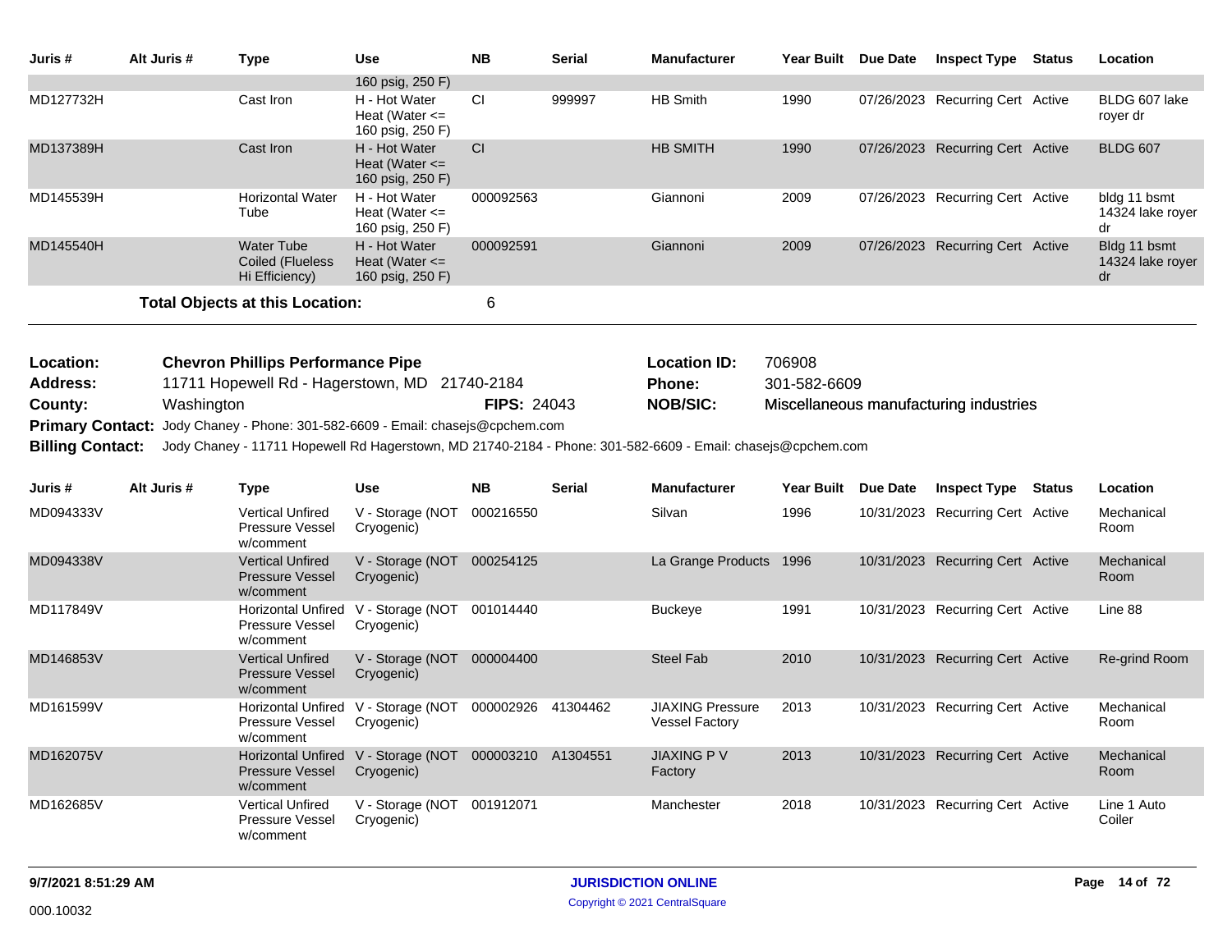| Juris # | Alt Juris # | Type | Use | NB | Serial | Manufacturer | Year Built | Due Date | Inspect Type | Status | Location |
|---|---|---|---|---|---|---|---|---|---|---|---|
| | | | 160 psig, 250 F) | | | | | | | | |
| MD127732H | | Cast Iron | H - Hot Water Heat (Water <= 160 psig, 250 F) | CI | 999997 | HB Smith | 1990 | 07/26/2023 | Recurring Cert | Active | BLDG 607 lake royer dr |
| MD137389H | | Cast Iron | H - Hot Water Heat (Water <= 160 psig, 250 F) | CI | | HB SMITH | 1990 | 07/26/2023 | Recurring Cert | Active | BLDG 607 |
| MD145539H | | Horizontal Water Tube | H - Hot Water Heat (Water <= 160 psig, 250 F) | 000092563 | | Giannoni | 2009 | 07/26/2023 | Recurring Cert | Active | bldg 11 bsmt 14324 lake royer dr |
| MD145540H | | Water Tube Coiled (Flueless Hi Efficiency) | H - Hot Water Heat (Water <= 160 psig, 250 F) | 000092591 | | Giannoni | 2009 | 07/26/2023 | Recurring Cert | Active | Bldg 11 bsmt 14324 lake royer dr |

**Total Objects at this Location:** 6

**Location:** Chevron Phillips Performance Pipe
**Location ID:** 706908
**Address:** 11711 Hopewell Rd - Hagerstown, MD 21740-2184
**Phone:** 301-582-6609
**County:** Washington
**FIPS:** 24043
**NOB/SIC:** Miscellaneous manufacturing industries
**Primary Contact:** Jody Chaney - Phone: 301-582-6609 - Email: chasejs@cpchem.com
**Billing Contact:** Jody Chaney - 11711 Hopewell Rd Hagerstown, MD 21740-2184 - Phone: 301-582-6609 - Email: chasejs@cpchem.com

| Juris # | Alt Juris # | Type | Use | NB | Serial | Manufacturer | Year Built | Due Date | Inspect Type | Status | Location |
|---|---|---|---|---|---|---|---|---|---|---|---|
| MD094333V | | Vertical Unfired Pressure Vessel w/comment | V - Storage (NOT Cryogenic) | 000216550 | | Silvan | 1996 | 10/31/2023 | Recurring Cert | Active | Mechanical Room |
| MD094338V | | Vertical Unfired Pressure Vessel w/comment | V - Storage (NOT Cryogenic) | 000254125 | | La Grange Products | 1996 | 10/31/2023 | Recurring Cert | Active | Mechanical Room |
| MD117849V | | Horizontal Unfired Pressure Vessel w/comment | V - Storage (NOT Cryogenic) | 001014440 | | Buckeye | 1991 | 10/31/2023 | Recurring Cert | Active | Line 88 |
| MD146853V | | Vertical Unfired Pressure Vessel w/comment | V - Storage (NOT Cryogenic) | 000004400 | | Steel Fab | 2010 | 10/31/2023 | Recurring Cert | Active | Re-grind Room |
| MD161599V | | Horizontal Unfired Pressure Vessel w/comment | V - Storage (NOT Cryogenic) | 000002926 | 41304462 | JIAXING Pressure Vessel Factory | 2013 | 10/31/2023 | Recurring Cert | Active | Mechanical Room |
| MD162075V | | Horizontal Unfired Pressure Vessel w/comment | V - Storage (NOT Cryogenic) | 000003210 | A1304551 | JIAXING P V Factory | 2013 | 10/31/2023 | Recurring Cert | Active | Mechanical Room |
| MD162685V | | Vertical Unfired Pressure Vessel w/comment | V - Storage (NOT Cryogenic) | 001912071 | | Manchester | 2018 | 10/31/2023 | Recurring Cert | Active | Line 1 Auto Coiler |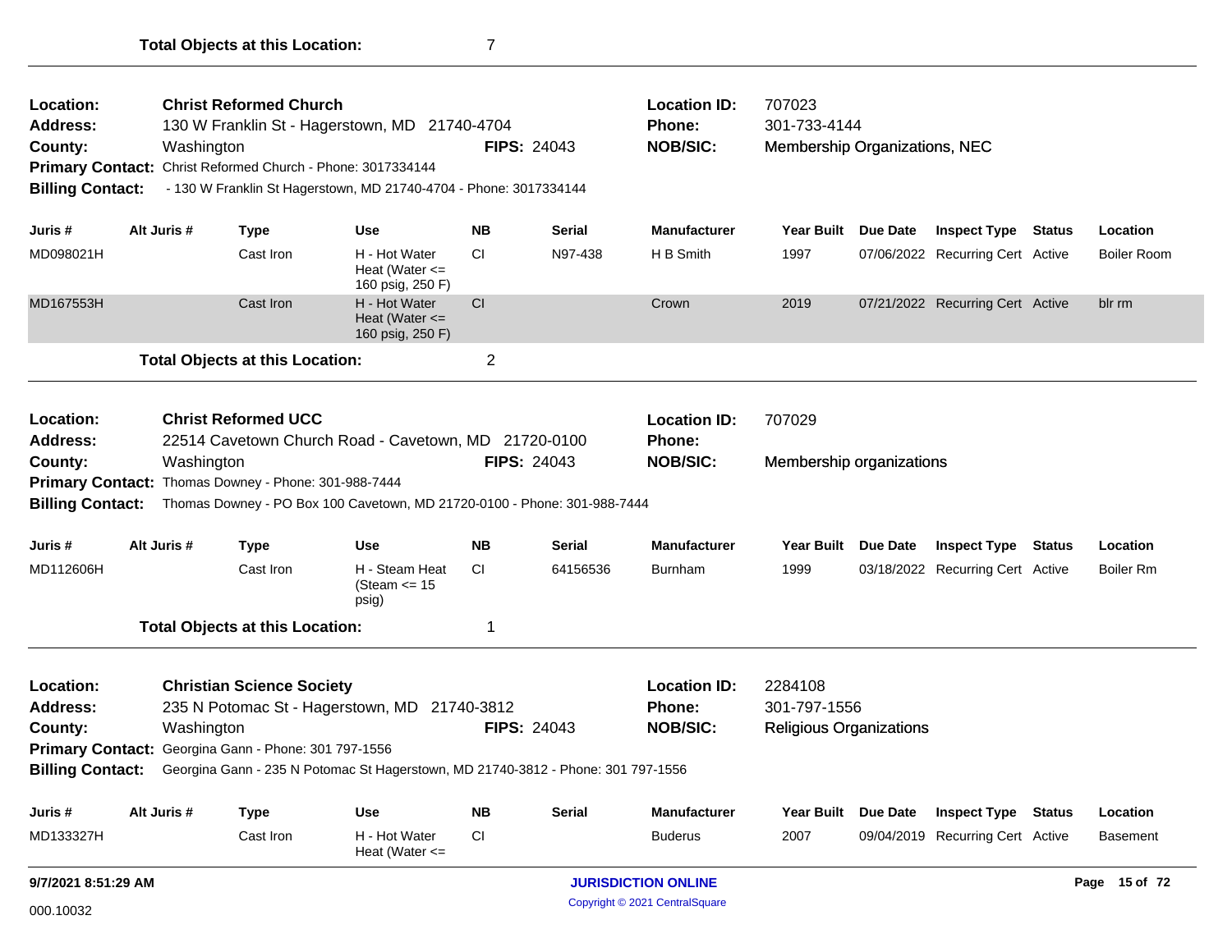**Total Objects at this Location:** 7

---

**Location:** **Christ Reformed Church**
**Address:** 130 W Franklin St - Hagerstown, MD 21740-4704
**County:** Washington **FIPS:** 24043
**Primary Contact:** Christ Reformed Church - Phone: 3017334144
**Billing Contact:** - 130 W Franklin St Hagerstown, MD 21740-4704 - Phone: 3017334144
**Location ID:** 707023
**Phone:** 301-733-4144
**NOB/SIC:** Membership Organizations, NEC

| Juris # | Alt Juris # | Type | Use | NB | Serial | Manufacturer | Year Built | Due Date | Inspect Type | Status | Location |
|---|---|---|---|---|---|---|---|---|---|---|---|
| MD098021H | | Cast Iron | H - Hot Water Heat (Water <= 160 psig, 250 F) | CI | N97-438 | H B Smith | 1997 | 07/06/2022 | Recurring Cert | Active | Boiler Room |
| MD167553H | | Cast Iron | H - Hot Water Heat (Water <= 160 psig, 250 F) | CI | | Crown | 2019 | 07/21/2022 | Recurring Cert | Active | blr rm |

**Total Objects at this Location:** 2

---

**Location:** **Christ Reformed UCC**
**Address:** 22514 Cavetown Church Road - Cavetown, MD 21720-0100
**County:** Washington **FIPS:** 24043
**Primary Contact:** Thomas Downey - Phone: 301-988-7444
**Billing Contact:** Thomas Downey - PO Box 100 Cavetown, MD 21720-0100 - Phone: 301-988-7444
**Location ID:** 707029
**Phone:**
**NOB/SIC:** Membership organizations

| Juris # | Alt Juris # | Type | Use | NB | Serial | Manufacturer | Year Built | Due Date | Inspect Type | Status | Location |
|---|---|---|---|---|---|---|---|---|---|---|---|
| MD112606H | | Cast Iron | H - Steam Heat (Steam <= 15 psig) | CI | 64156536 | Burnham | 1999 | 03/18/2022 | Recurring Cert | Active | Boiler Rm |

**Total Objects at this Location:** 1

---

**Location:** **Christian Science Society**
**Address:** 235 N Potomac St - Hagerstown, MD 21740-3812
**County:** Washington **FIPS:** 24043
**Primary Contact:** Georgina Gann - Phone: 301 797-1556
**Billing Contact:** Georgina Gann - 235 N Potomac St Hagerstown, MD 21740-3812 - Phone: 301 797-1556
**Location ID:** 2284108
**Phone:** 301-797-1556
**NOB/SIC:** Religious Organizations

| Juris # | Alt Juris # | Type | Use | NB | Serial | Manufacturer | Year Built | Due Date | Inspect Type | Status | Location |
|---|---|---|---|---|---|---|---|---|---|---|---|
| MD133327H | | Cast Iron | H - Hot Water Heat (Water <= | CI | | Buderus | 2007 | 09/04/2019 | Recurring Cert | Active | Basement |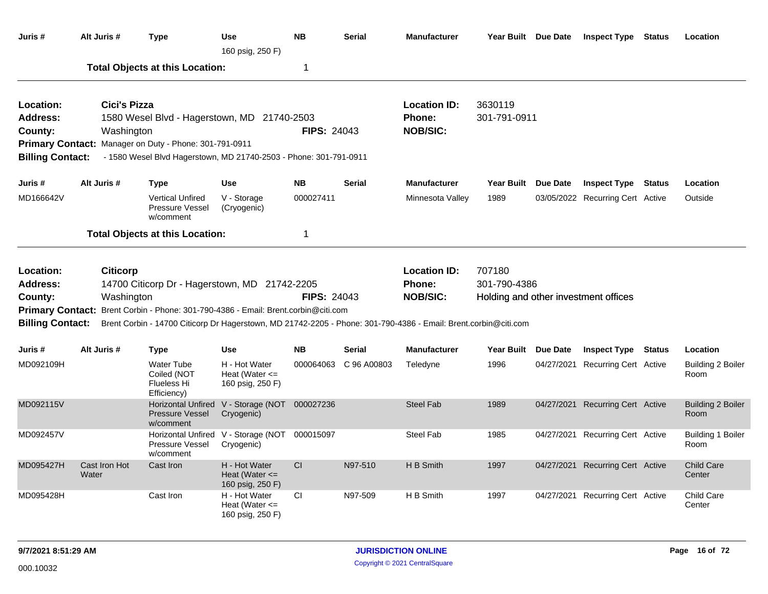| Juris # | Alt Juris # | Type | Use | NB | Serial | Manufacturer | Year Built | Due Date | Inspect Type | Status | Location |
|---|---|---|---|---|---|---|---|---|---|---|---|
| | | | 160 psig, 250 F) | | | | | | | | |

**Total Objects at this Location:** 1

---

**Location:** Cici's Pizza
**Address:** 1580 Wesel Blvd - Hagerstown, MD 21740-2503
**County:** Washington
**FIPS:** 24043
**Location ID:** 3630119
**Phone:** 301-791-0911
**NOB/SIC:**
**Primary Contact:** Manager on Duty - Phone: 301-791-0911
**Billing Contact:** - 1580 Wesel Blvd Hagerstown, MD 21740-2503 - Phone: 301-791-0911

| Juris # | Alt Juris # | Type | Use | NB | Serial | Manufacturer | Year Built | Due Date | Inspect Type | Status | Location |
|---|---|---|---|---|---|---|---|---|---|---|---|
| MD166642V | | Vertical Unfired Pressure Vessel w/comment | V - Storage (Cryogenic) | 000027411 | | Minnesota Valley | 1989 | 03/05/2022 | Recurring Cert | Active | Outside |

**Total Objects at this Location:** 1

---

**Location:** Citicorp
**Address:** 14700 Citicorp Dr - Hagerstown, MD 21742-2205
**County:** Washington
**FIPS:** 24043
**Location ID:** 707180
**Phone:** 301-790-4386
**NOB/SIC:** Holding and other investment offices
**Primary Contact:** Brent Corbin - Phone: 301-790-4386 - Email: Brent.corbin@citi.com
**Billing Contact:** Brent Corbin - 14700 Citicorp Dr Hagerstown, MD 21742-2205 - Phone: 301-790-4386 - Email: Brent.corbin@citi.com

| Juris # | Alt Juris # | Type | Use | NB | Serial | Manufacturer | Year Built | Due Date | Inspect Type | Status | Location |
|---|---|---|---|---|---|---|---|---|---|---|---|
| MD092109H | | Water Tube Coiled (NOT Flueless Hi Efficiency) | H - Hot Water Heat (Water <= 160 psig, 250 F) | 000064063 | C 96 A00803 | Teledyne | 1996 | 04/27/2021 | Recurring Cert | Active | Building 2 Boiler Room |
| MD092115V | | Horizontal Unfired Pressure Vessel w/comment | V - Storage (NOT Cryogenic) | 000027236 | | Steel Fab | 1989 | 04/27/2021 | Recurring Cert | Active | Building 2 Boiler Room |
| MD092457V | | Horizontal Unfired Pressure Vessel w/comment | V - Storage (NOT Cryogenic) | 000015097 | | Steel Fab | 1985 | 04/27/2021 | Recurring Cert | Active | Building 1 Boiler Room |
| MD095427H | Cast Iron Hot Water | Cast Iron | H - Hot Water Heat (Water <= 160 psig, 250 F) | CI | N97-510 | H B Smith | 1997 | 04/27/2021 | Recurring Cert | Active | Child Care Center |
| MD095428H | | Cast Iron | H - Hot Water Heat (Water <= 160 psig, 250 F) | CI | N97-509 | H B Smith | 1997 | 04/27/2021 | Recurring Cert | Active | Child Care Center |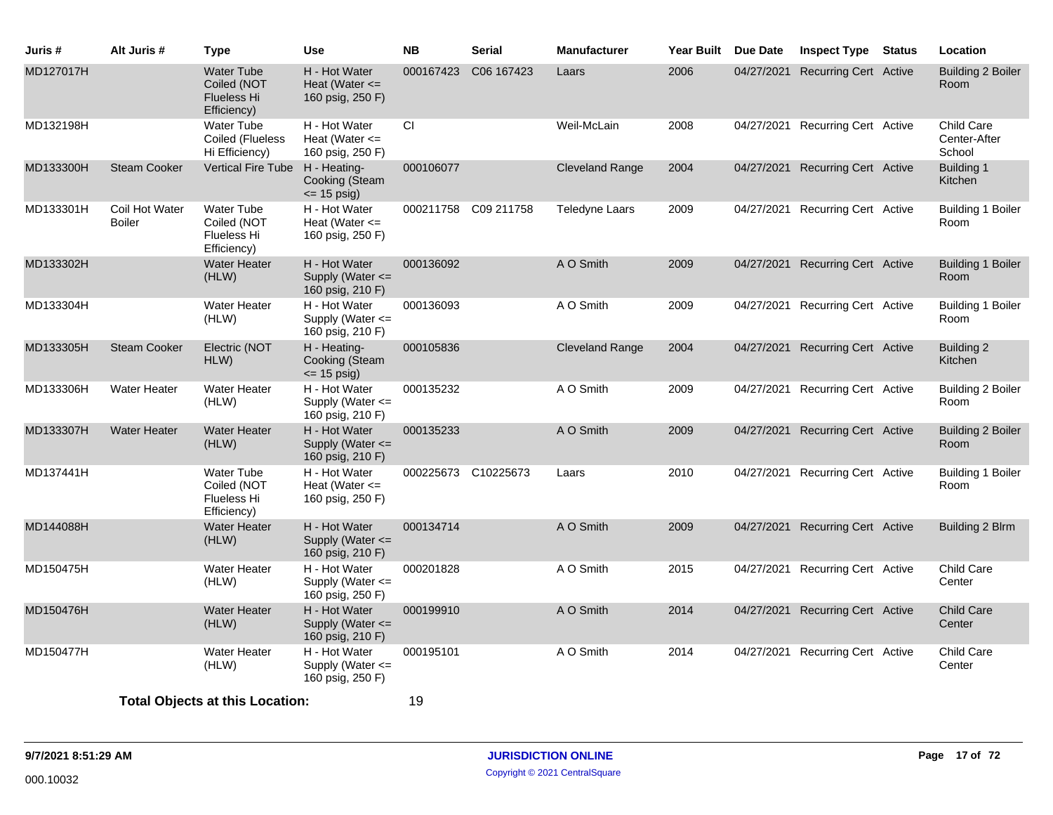| Juris # | Alt Juris # | Type | Use | NB | Serial | Manufacturer | Year Built | Due Date | Inspect Type | Status | Location |
|---|---|---|---|---|---|---|---|---|---|---|---|
| MD127017H | | Water Tube Coiled (NOT Flueless Hi Efficiency) | H - Hot Water Heat (Water <= 160 psig, 250 F) | 000167423 | C06 167423 | Laars | 2006 | 04/27/2021 | Recurring Cert | Active | Building 2 Boiler Room |
| MD132198H | | Water Tube Coiled (Flueless Hi Efficiency) | H - Hot Water Heat (Water <= 160 psig, 250 F) | CI | | Weil-McLain | 2008 | 04/27/2021 | Recurring Cert | Active | Child Care Center-After School |
| MD133300H | Steam Cooker | Vertical Fire Tube | H - Heating-Cooking (Steam <= 15 psig) | 000106077 | | Cleveland Range | 2004 | 04/27/2021 | Recurring Cert | Active | Building 1 Kitchen |
| MD133301H | Coil Hot Water Boiler | Water Tube Coiled (NOT Flueless Hi Efficiency) | H - Hot Water Heat (Water <= 160 psig, 250 F) | 000211758 | C09 211758 | Teledyne Laars | 2009 | 04/27/2021 | Recurring Cert | Active | Building 1 Boiler Room |
| MD133302H | | Water Heater (HLW) | H - Hot Water Supply (Water <= 160 psig, 210 F) | 000136092 | | A O Smith | 2009 | 04/27/2021 | Recurring Cert | Active | Building 1 Boiler Room |
| MD133304H | | Water Heater (HLW) | H - Hot Water Supply (Water <= 160 psig, 210 F) | 000136093 | | A O Smith | 2009 | 04/27/2021 | Recurring Cert | Active | Building 1 Boiler Room |
| MD133305H | Steam Cooker | Electric (NOT HLW) | H - Heating-Cooking (Steam <= 15 psig) | 000105836 | | Cleveland Range | 2004 | 04/27/2021 | Recurring Cert | Active | Building 2 Kitchen |
| MD133306H | Water Heater | Water Heater (HLW) | H - Hot Water Supply (Water <= 160 psig, 210 F) | 000135232 | | A O Smith | 2009 | 04/27/2021 | Recurring Cert | Active | Building 2 Boiler Room |
| MD133307H | Water Heater | Water Heater (HLW) | H - Hot Water Supply (Water <= 160 psig, 210 F) | 000135233 | | A O Smith | 2009 | 04/27/2021 | Recurring Cert | Active | Building 2 Boiler Room |
| MD137441H | | Water Tube Coiled (NOT Flueless Hi Efficiency) | H - Hot Water Heat (Water <= 160 psig, 250 F) | 000225673 | C10225673 | Laars | 2010 | 04/27/2021 | Recurring Cert | Active | Building 1 Boiler Room |
| MD144088H | | Water Heater (HLW) | H - Hot Water Supply (Water <= 160 psig, 210 F) | 000134714 | | A O Smith | 2009 | 04/27/2021 | Recurring Cert | Active | Building 2 Blrm |
| MD150475H | | Water Heater (HLW) | H - Hot Water Supply (Water <= 160 psig, 250 F) | 000201828 | | A O Smith | 2015 | 04/27/2021 | Recurring Cert | Active | Child Care Center |
| MD150476H | | Water Heater (HLW) | H - Hot Water Supply (Water <= 160 psig, 210 F) | 000199910 | | A O Smith | 2014 | 04/27/2021 | Recurring Cert | Active | Child Care Center |
| MD150477H | | Water Heater (HLW) | H - Hot Water Supply (Water <= 160 psig, 250 F) | 000195101 | | A O Smith | 2014 | 04/27/2021 | Recurring Cert | Active | Child Care Center |

**Total Objects at this Location:** 19

**9/7/2021 8:51:29 AM**

000.10032

**JURISDICTION ONLINE**

Copyright © 2021 CentralSquare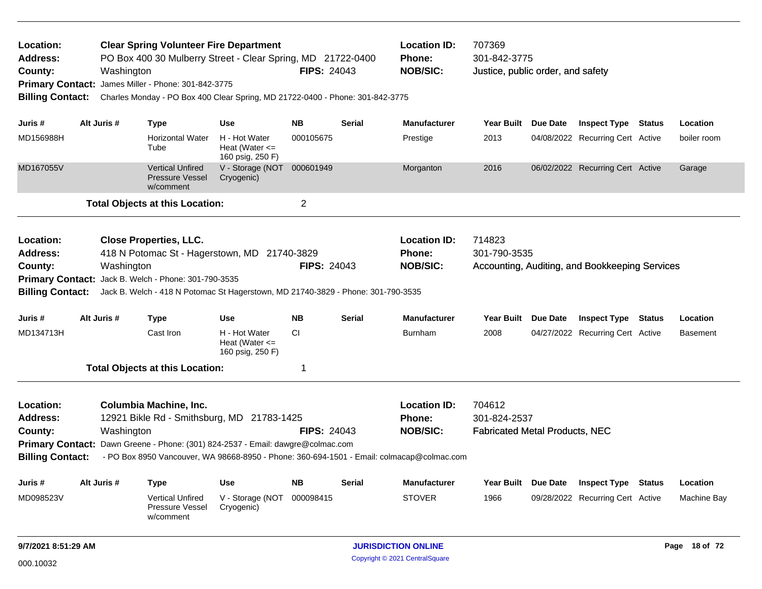**Location:** Clear Spring Volunteer Fire Department
**Address:** PO Box 400 30 Mulberry Street - Clear Spring, MD 21722-0400
**County:** Washington
**FIPS:** 24043
**Location ID:** 707369
**Phone:** 301-842-3775
**NOB/SIC:** Justice, public order, and safety
**Primary Contact:** James Miller - Phone: 301-842-3775
**Billing Contact:** Charles Monday - PO Box 400 Clear Spring, MD 21722-0400 - Phone: 301-842-3775

| Juris # | Alt Juris # | Type | Use | NB | Serial | Manufacturer | Year Built | Due Date | Inspect Type | Status | Location |
|---|---|---|---|---|---|---|---|---|---|---|---|
| MD156988H | | Horizontal Water Tube | H - Hot Water Heat (Water <= 160 psig, 250 F) | 000105675 | | Prestige | 2013 | 04/08/2022 | Recurring Cert | Active | boiler room |
| MD167055V | | Vertical Unfired Pressure Vessel w/comment | V - Storage (NOT Cryogenic) | 000601949 | | Morganton | 2016 | 06/02/2022 | Recurring Cert | Active | Garage |

**Total Objects at this Location:** 2

---

**Location:** Close Properties, LLC.
**Address:** 418 N Potomac St - Hagerstown, MD 21740-3829
**County:** Washington
**FIPS:** 24043
**Location ID:** 714823
**Phone:** 301-790-3535
**NOB/SIC:** Accounting, Auditing, and Bookkeeping Services
**Primary Contact:** Jack B. Welch - Phone: 301-790-3535
**Billing Contact:** Jack B. Welch - 418 N Potomac St Hagerstown, MD 21740-3829 - Phone: 301-790-3535

| Juris # | Alt Juris # | Type | Use | NB | Serial | Manufacturer | Year Built | Due Date | Inspect Type | Status | Location |
|---|---|---|---|---|---|---|---|---|---|---|---|
| MD134713H | | Cast Iron | H - Hot Water Heat (Water <= 160 psig, 250 F) | CI | | Burnham | 2008 | 04/27/2022 | Recurring Cert | Active | Basement |

**Total Objects at this Location:** 1

---

**Location:** Columbia Machine, Inc.
**Address:** 12921 Bikle Rd - Smithsburg, MD 21783-1425
**County:** Washington
**FIPS:** 24043
**Location ID:** 704612
**Phone:** 301-824-2537
**NOB/SIC:** Fabricated Metal Products, NEC
**Primary Contact:** Dawn Greene - Phone: (301) 824-2537 - Email: dawgre@colmac.com
**Billing Contact:** - PO Box 8950 Vancouver, WA 98668-8950 - Phone: 360-694-1501 - Email: colmacap@colmac.com

| Juris # | Alt Juris # | Type | Use | NB | Serial | Manufacturer | Year Built | Due Date | Inspect Type | Status | Location |
|---|---|---|---|---|---|---|---|---|---|---|---|
| MD098523V | | Vertical Unfired Pressure Vessel w/comment | V - Storage (NOT Cryogenic) | 000098415 | | STOVER | 1966 | 09/28/2022 | Recurring Cert | Active | Machine Bay |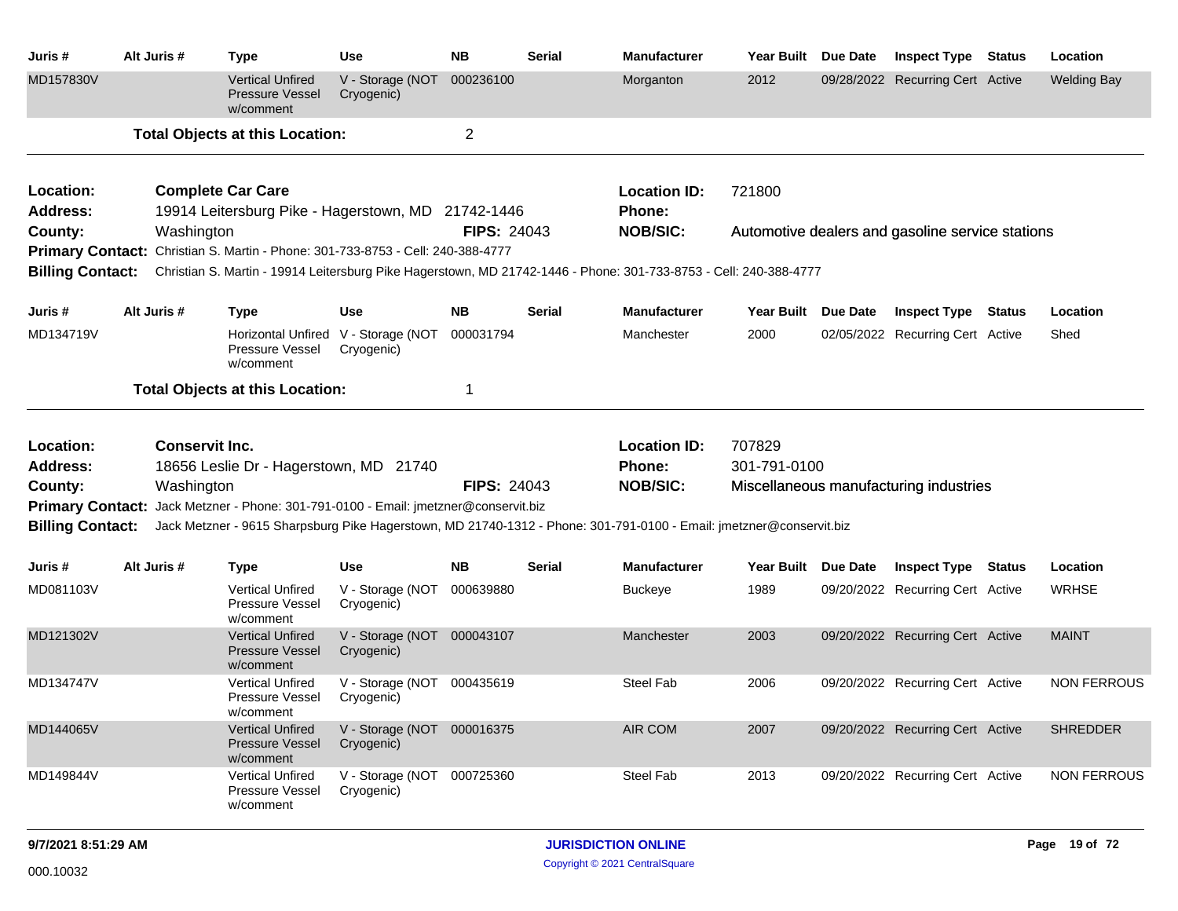| Juris # | Alt Juris # | Type | Use | NB | Serial | Manufacturer | Year Built | Due Date | Inspect Type | Status | Location |
|---|---|---|---|---|---|---|---|---|---|---|---|
| MD157830V | | Vertical Unfired Pressure Vessel w/comment | V - Storage (NOT Cryogenic) | 000236100 | | Morganton | 2012 | 09/28/2022 | Recurring Cert | Active | Welding Bay |

**Total Objects at this Location:** 2

---

**Location:** Complete Car Care
**Location ID:** 721800
**Address:** 19914 Leitersburg Pike - Hagerstown, MD 21742-1446
**Phone:**
**County:** Washington
**FIPS:** 24043
**NOB/SIC:** Automotive dealers and gasoline service stations
**Primary Contact:** Christian S. Martin - Phone: 301-733-8753 - Cell: 240-388-4777
**Billing Contact:** Christian S. Martin - 19914 Leitersburg Pike Hagerstown, MD 21742-1446 - Phone: 301-733-8753 - Cell: 240-388-4777

| Juris # | Alt Juris # | Type | Use | NB | Serial | Manufacturer | Year Built | Due Date | Inspect Type | Status | Location |
|---|---|---|---|---|---|---|---|---|---|---|---|
| MD134719V | | Horizontal Unfired Pressure Vessel w/comment | V - Storage (NOT Cryogenic) | 000031794 | | Manchester | 2000 | 02/05/2022 | Recurring Cert | Active | Shed |

**Total Objects at this Location:** 1

---

**Location:** Conservit Inc.
**Location ID:** 707829
**Address:** 18656 Leslie Dr - Hagerstown, MD 21740
**Phone:** 301-791-0100
**County:** Washington
**FIPS:** 24043
**NOB/SIC:** Miscellaneous manufacturing industries
**Primary Contact:** Jack Metzner - Phone: 301-791-0100 - Email: jmetzner@conservit.biz
**Billing Contact:** Jack Metzner - 9615 Sharpsburg Pike Hagerstown, MD 21740-1312 - Phone: 301-791-0100 - Email: jmetzner@conservit.biz

| Juris # | Alt Juris # | Type | Use | NB | Serial | Manufacturer | Year Built | Due Date | Inspect Type | Status | Location |
|---|---|---|---|---|---|---|---|---|---|---|---|
| MD081103V | | Vertical Unfired Pressure Vessel w/comment | V - Storage (NOT Cryogenic) | 000639880 | | Buckeye | 1989 | 09/20/2022 | Recurring Cert | Active | WRHSE |
| MD121302V | | Vertical Unfired Pressure Vessel w/comment | V - Storage (NOT Cryogenic) | 000043107 | | Manchester | 2003 | 09/20/2022 | Recurring Cert | Active | MAINT |
| MD134747V | | Vertical Unfired Pressure Vessel w/comment | V - Storage (NOT Cryogenic) | 000435619 | | Steel Fab | 2006 | 09/20/2022 | Recurring Cert | Active | NON FERROUS |
| MD144065V | | Vertical Unfired Pressure Vessel w/comment | V - Storage (NOT Cryogenic) | 000016375 | | AIR COM | 2007 | 09/20/2022 | Recurring Cert | Active | SHREDDER |
| MD149844V | | Vertical Unfired Pressure Vessel w/comment | V - Storage (NOT Cryogenic) | 000725360 | | Steel Fab | 2013 | 09/20/2022 | Recurring Cert | Active | NON FERROUS |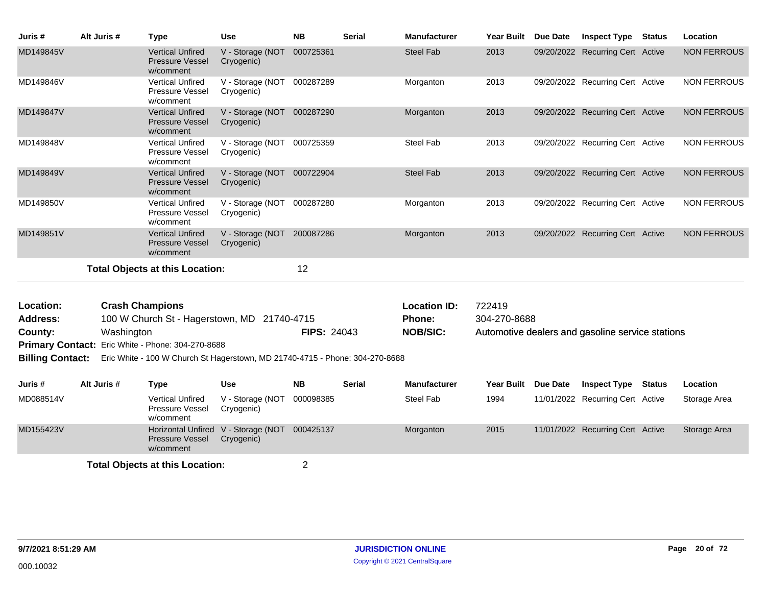| Juris # | Alt Juris # | Type | Use | NB | Serial | Manufacturer | Year Built | Due Date | Inspect Type | Status | Location |
|---|---|---|---|---|---|---|---|---|---|---|---|
| MD149845V | | Vertical Unfired Pressure Vessel w/comment | V - Storage (NOT Cryogenic) | 000725361 | | Steel Fab | 2013 | 09/20/2022 | Recurring Cert | Active | NON FERROUS |
| MD149846V | | Vertical Unfired Pressure Vessel w/comment | V - Storage (NOT Cryogenic) | 000287289 | | Morganton | 2013 | 09/20/2022 | Recurring Cert | Active | NON FERROUS |
| MD149847V | | Vertical Unfired Pressure Vessel w/comment | V - Storage (NOT Cryogenic) | 000287290 | | Morganton | 2013 | 09/20/2022 | Recurring Cert | Active | NON FERROUS |
| MD149848V | | Vertical Unfired Pressure Vessel w/comment | V - Storage (NOT Cryogenic) | 000725359 | | Steel Fab | 2013 | 09/20/2022 | Recurring Cert | Active | NON FERROUS |
| MD149849V | | Vertical Unfired Pressure Vessel w/comment | V - Storage (NOT Cryogenic) | 000722904 | | Steel Fab | 2013 | 09/20/2022 | Recurring Cert | Active | NON FERROUS |
| MD149850V | | Vertical Unfired Pressure Vessel w/comment | V - Storage (NOT Cryogenic) | 000287280 | | Morganton | 2013 | 09/20/2022 | Recurring Cert | Active | NON FERROUS |
| MD149851V | | Vertical Unfired Pressure Vessel w/comment | V - Storage (NOT Cryogenic) | 200087286 | | Morganton | 2013 | 09/20/2022 | Recurring Cert | Active | NON FERROUS |

**Total Objects at this Location:** 12

**Location:** Crash Champions
**Location ID:** 722419
**Address:** 100 W Church St - Hagerstown, MD 21740-4715
**Phone:** 304-270-8688
**County:** Washington
**FIPS:** 24043
**NOB/SIC:** Automotive dealers and gasoline service stations
**Primary Contact:** Eric White - Phone: 304-270-8688
**Billing Contact:** Eric White - 100 W Church St Hagerstown, MD 21740-4715 - Phone: 304-270-8688

| Juris # | Alt Juris # | Type | Use | NB | Serial | Manufacturer | Year Built | Due Date | Inspect Type | Status | Location |
|---|---|---|---|---|---|---|---|---|---|---|---|
| MD088514V | | Vertical Unfired Pressure Vessel w/comment | V - Storage (NOT Cryogenic) | 000098385 | | Steel Fab | 1994 | 11/01/2022 | Recurring Cert | Active | Storage Area |
| MD155423V | | Horizontal Unfired Pressure Vessel w/comment | V - Storage (NOT Cryogenic) | 000425137 | | Morganton | 2015 | 11/01/2022 | Recurring Cert | Active | Storage Area |

**Total Objects at this Location:** 2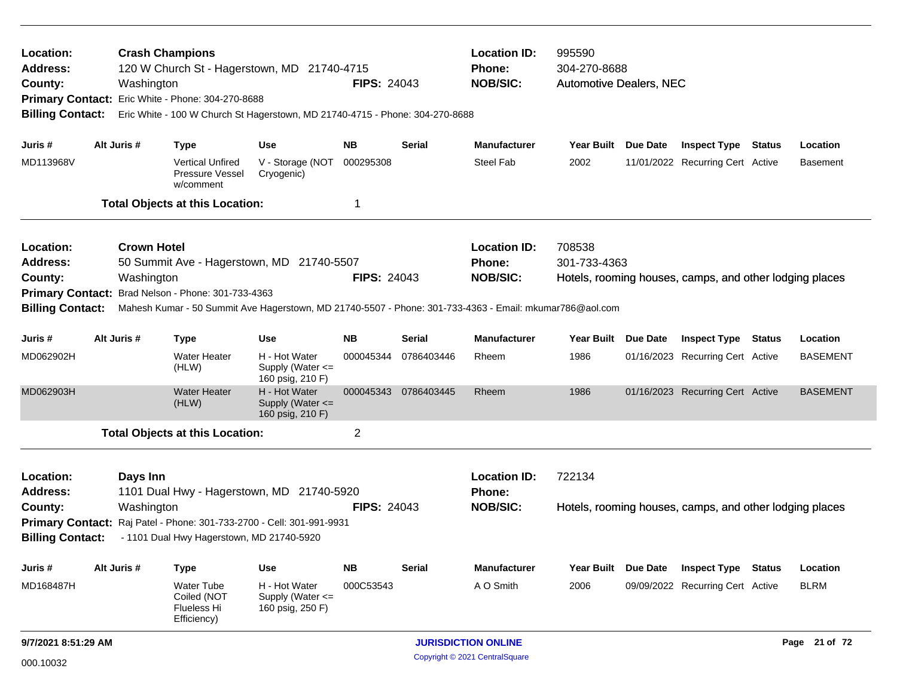**Location:** Crash Champions
**Address:** 120 W Church St - Hagerstown, MD 21740-4715
**County:** Washington
**FIPS:** 24043
**Location ID:** 995590
**Phone:** 304-270-8688
**NOB/SIC:** Automotive Dealers, NEC
**Primary Contact:** Eric White - Phone: 304-270-8688
**Billing Contact:** Eric White - 100 W Church St Hagerstown, MD 21740-4715 - Phone: 304-270-8688

| Juris # | Alt Juris # | Type | Use | NB | Serial | Manufacturer | Year Built | Due Date | Inspect Type | Status | Location |
|---|---|---|---|---|---|---|---|---|---|---|---|
| MD113968V | | Vertical Unfired Pressure Vessel w/comment | V - Storage (NOT Cryogenic) | 000295308 | | Steel Fab | 2002 | 11/01/2022 | Recurring Cert | Active | Basement |

**Total Objects at this Location:** 1

---

**Location:** Crown Hotel
**Address:** 50 Summit Ave - Hagerstown, MD 21740-5507
**County:** Washington
**FIPS:** 24043
**Location ID:** 708538
**Phone:** 301-733-4363
**NOB/SIC:** Hotels, rooming houses, camps, and other lodging places
**Primary Contact:** Brad Nelson - Phone: 301-733-4363
**Billing Contact:** Mahesh Kumar - 50 Summit Ave Hagerstown, MD 21740-5507 - Phone: 301-733-4363 - Email: mkumar786@aol.com

| Juris # | Alt Juris # | Type | Use | NB | Serial | Manufacturer | Year Built | Due Date | Inspect Type | Status | Location |
|---|---|---|---|---|---|---|---|---|---|---|---|
| MD062902H | | Water Heater (HLW) | H - Hot Water Supply (Water <= 160 psig, 210 F) | 000045344 | 0786403446 | Rheem | 1986 | 01/16/2023 | Recurring Cert | Active | BASEMENT |
| MD062903H | | Water Heater (HLW) | H - Hot Water Supply (Water <= 160 psig, 210 F) | 000045343 | 0786403445 | Rheem | 1986 | 01/16/2023 | Recurring Cert | Active | BASEMENT |

**Total Objects at this Location:** 2

---

**Location:** Days Inn
**Address:** 1101 Dual Hwy - Hagerstown, MD 21740-5920
**County:** Washington
**FIPS:** 24043
**Location ID:** 722134
**Phone:**
**NOB/SIC:** Hotels, rooming houses, camps, and other lodging places
**Primary Contact:** Raj Patel - Phone: 301-733-2700 - Cell: 301-991-9931
**Billing Contact:** - 1101 Dual Hwy Hagerstown, MD 21740-5920

| Juris # | Alt Juris # | Type | Use | NB | Serial | Manufacturer | Year Built | Due Date | Inspect Type | Status | Location |
|---|---|---|---|---|---|---|---|---|---|---|---|
| MD168487H | | Water Tube Coiled (NOT Flueless Hi Efficiency) | H - Hot Water Supply (Water <= 160 psig, 250 F) | 000C53543 | | A O Smith | 2006 | 09/09/2022 | Recurring Cert | Active | BLRM |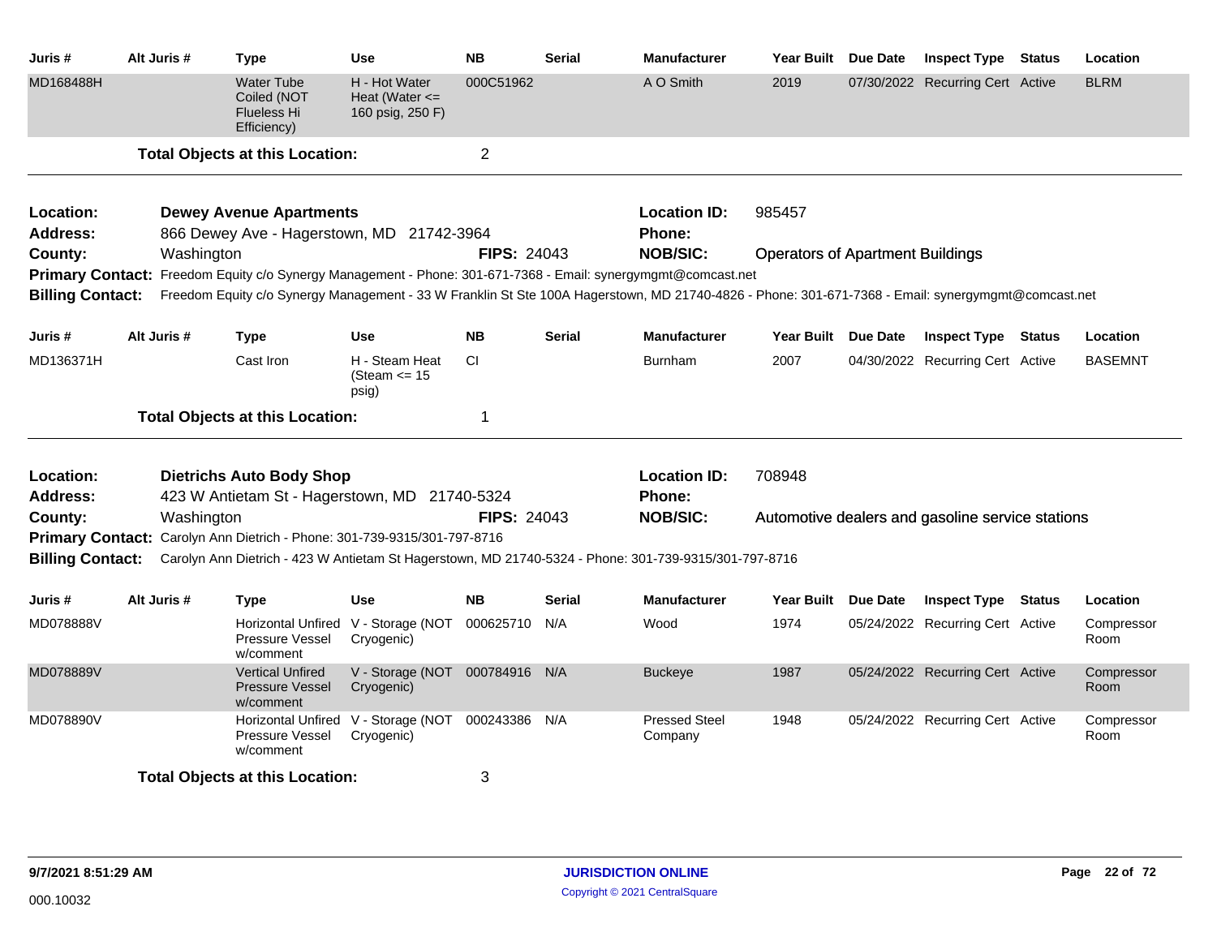| Juris # | Alt Juris # | Type | Use | NB | Serial | Manufacturer | Year Built | Due Date | Inspect Type | Status | Location |
|---|---|---|---|---|---|---|---|---|---|---|---|
| MD168488H | | Water Tube Coiled (NOT Flueless Hi Efficiency) | H - Hot Water Heat (Water <= 160 psig, 250 F) | 000C51962 | | A O Smith | 2019 | 07/30/2022 | Recurring Cert | Active | BLRM |

**Total Objects at this Location:** 2

---

**Location:** Dewey Avenue Apartments
**Location ID:** 985457
**Address:** 866 Dewey Ave - Hagerstown, MD 21742-3964
**Phone:**
**County:** Washington
**FIPS:** 24043
**NOB/SIC:** Operators of Apartment Buildings
**Primary Contact:** Freedom Equity c/o Synergy Management - Phone: 301-671-7368 - Email: synergymgmt@comcast.net
**Billing Contact:** Freedom Equity c/o Synergy Management - 33 W Franklin St Ste 100A Hagerstown, MD 21740-4826 - Phone: 301-671-7368 - Email: synergymgmt@comcast.net

| Juris # | Alt Juris # | Type | Use | NB | Serial | Manufacturer | Year Built | Due Date | Inspect Type | Status | Location |
|---|---|---|---|---|---|---|---|---|---|---|---|
| MD136371H | | Cast Iron | H - Steam Heat (Steam <= 15 psig) | CI | | Burnham | 2007 | 04/30/2022 | Recurring Cert | Active | BASEMNT |

**Total Objects at this Location:** 1

---

**Location:** Dietrichs Auto Body Shop
**Location ID:** 708948
**Address:** 423 W Antietam St - Hagerstown, MD 21740-5324
**Phone:**
**County:** Washington
**FIPS:** 24043
**NOB/SIC:** Automotive dealers and gasoline service stations
**Primary Contact:** Carolyn Ann Dietrich - Phone: 301-739-9315/301-797-8716
**Billing Contact:** Carolyn Ann Dietrich - 423 W Antietam St Hagerstown, MD 21740-5324 - Phone: 301-739-9315/301-797-8716

| Juris # | Alt Juris # | Type | Use | NB | Serial | Manufacturer | Year Built | Due Date | Inspect Type | Status | Location |
|---|---|---|---|---|---|---|---|---|---|---|---|
| MD078888V | | Horizontal Unfired Pressure Vessel w/comment | V - Storage (NOT Cryogenic) | 000625710 | N/A | Wood | 1974 | 05/24/2022 | Recurring Cert | Active | Compressor Room |
| MD078889V | | Vertical Unfired Pressure Vessel w/comment | V - Storage (NOT Cryogenic) | 000784916 | N/A | Buckeye | 1987 | 05/24/2022 | Recurring Cert | Active | Compressor Room |
| MD078890V | | Horizontal Unfired Pressure Vessel w/comment | V - Storage (NOT Cryogenic) | 000243386 | N/A | Pressed Steel Company | 1948 | 05/24/2022 | Recurring Cert | Active | Compressor Room |

**Total Objects at this Location:** 3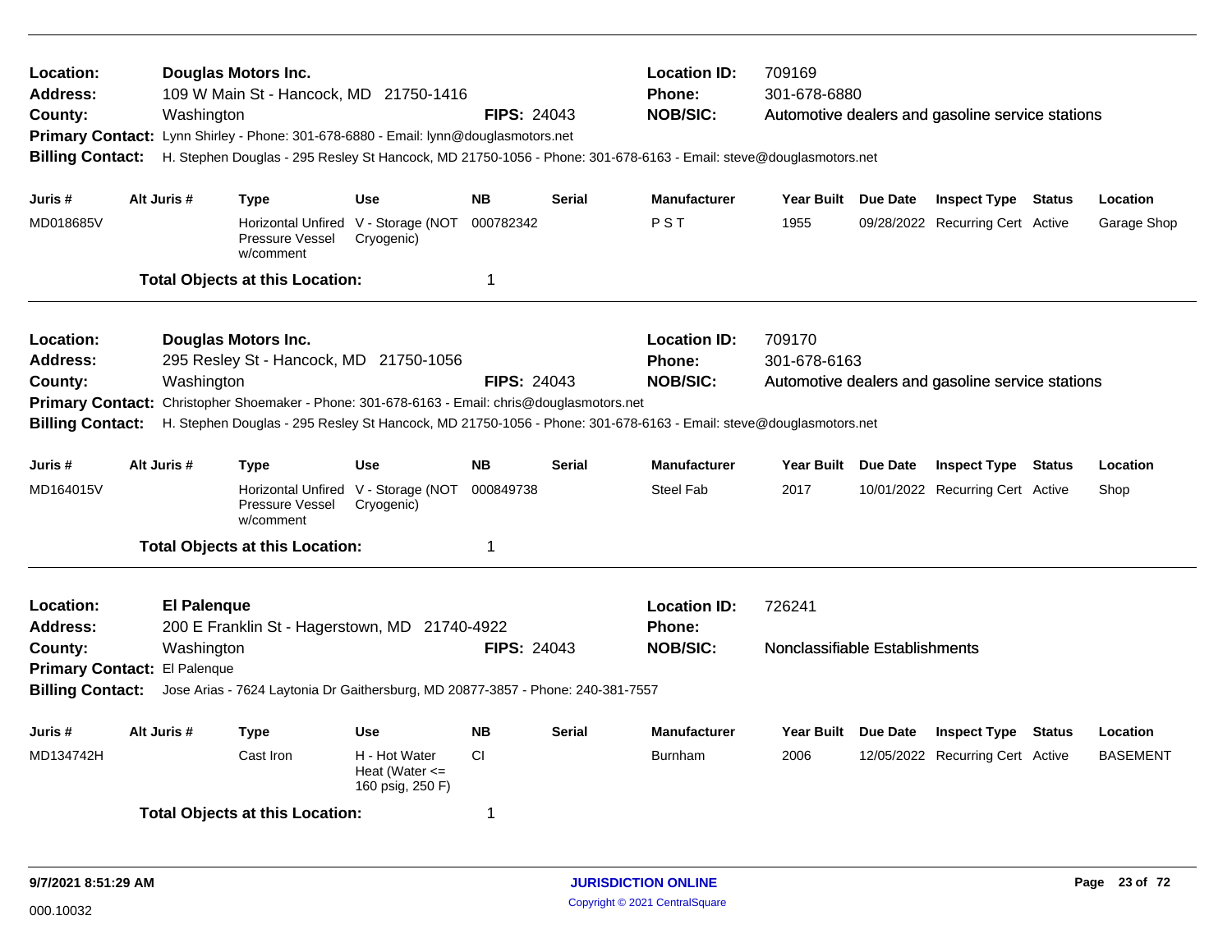**Location:** Douglas Motors Inc.
**Address:** 109 W Main St - Hancock, MD 21750-1416
**County:** Washington **FIPS:** 24043
**Location ID:** 709169
**Phone:** 301-678-6880
**NOB/SIC:** Automotive dealers and gasoline service stations
**Primary Contact:** Lynn Shirley - Phone: 301-678-6880 - Email: lynn@douglasmotors.net
**Billing Contact:** H. Stephen Douglas - 295 Resley St Hancock, MD 21750-1056 - Phone: 301-678-6163 - Email: steve@douglasmotors.net

| Juris # | Alt Juris # | Type | Use | NB | Serial | Manufacturer | Year Built | Due Date | Inspect Type | Status | Location |
|---|---|---|---|---|---|---|---|---|---|---|---|
| MD018685V | | Horizontal Unfired Pressure Vessel w/comment | V - Storage (NOT Cryogenic) | 000782342 | | P S T | 1955 | 09/28/2022 | Recurring Cert | Active | Garage Shop |

**Total Objects at this Location:** 1

---

**Location:** Douglas Motors Inc.
**Address:** 295 Resley St - Hancock, MD 21750-1056
**County:** Washington **FIPS:** 24043
**Location ID:** 709170
**Phone:** 301-678-6163
**NOB/SIC:** Automotive dealers and gasoline service stations
**Primary Contact:** Christopher Shoemaker - Phone: 301-678-6163 - Email: chris@douglasmotors.net
**Billing Contact:** H. Stephen Douglas - 295 Resley St Hancock, MD 21750-1056 - Phone: 301-678-6163 - Email: steve@douglasmotors.net

| Juris # | Alt Juris # | Type | Use | NB | Serial | Manufacturer | Year Built | Due Date | Inspect Type | Status | Location |
|---|---|---|---|---|---|---|---|---|---|---|---|
| MD164015V | | Horizontal Unfired Pressure Vessel w/comment | V - Storage (NOT Cryogenic) | 000849738 | | Steel Fab | 2017 | 10/01/2022 | Recurring Cert | Active | Shop |

**Total Objects at this Location:** 1

---

**Location:** El Palenque
**Address:** 200 E Franklin St - Hagerstown, MD 21740-4922
**County:** Washington **FIPS:** 24043
**Location ID:** 726241
**Phone:**
**NOB/SIC:** Nonclassifiable Establishments
**Primary Contact:** El Palenque
**Billing Contact:** Jose Arias - 7624 Laytonia Dr Gaithersburg, MD 20877-3857 - Phone: 240-381-7557

| Juris # | Alt Juris # | Type | Use | NB | Serial | Manufacturer | Year Built | Due Date | Inspect Type | Status | Location |
|---|---|---|---|---|---|---|---|---|---|---|---|
| MD134742H | | Cast Iron | H - Hot Water Heat (Water <= 160 psig, 250 F) | CI | | Burnham | 2006 | 12/05/2022 | Recurring Cert | Active | BASEMENT |

**Total Objects at this Location:** 1

9/7/2021 8:51:29 AM
000.10032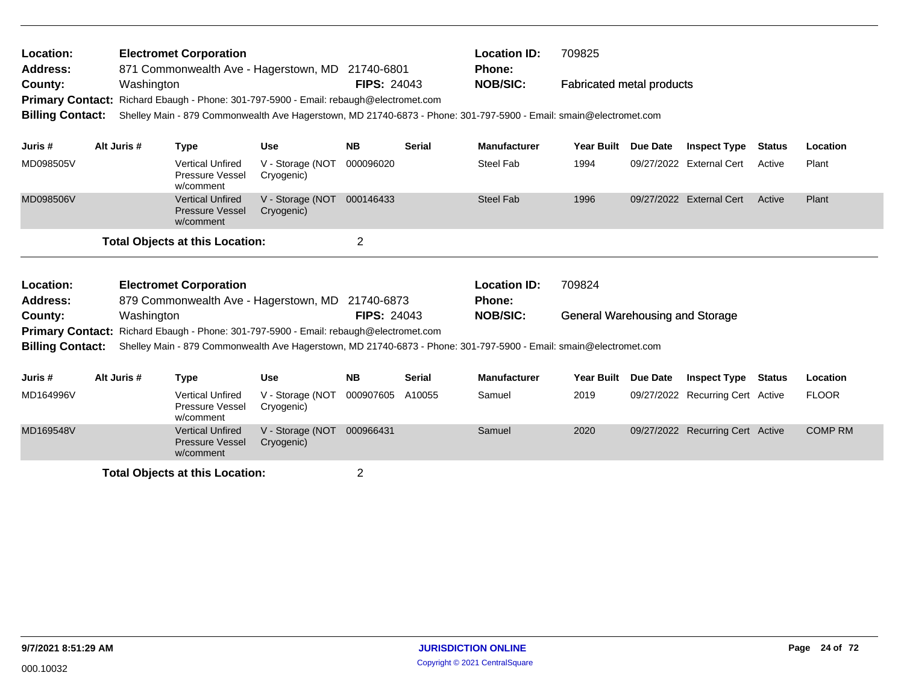**Location:** Electromet Corporation
**Address:** 871 Commonwealth Ave - Hagerstown, MD 21740-6801
**County:** Washington **FIPS:** 24043
**Location ID:** 709825
**Phone:**
**NOB/SIC:** Fabricated metal products
**Primary Contact:** Richard Ebaugh - Phone: 301-797-5900 - Email: rebaugh@electromet.com
**Billing Contact:** Shelley Main - 879 Commonwealth Ave Hagerstown, MD 21740-6873 - Phone: 301-797-5900 - Email: smain@electromet.com

| Juris # | Alt Juris # | Type | Use | NB | Serial | Manufacturer | Year Built | Due Date | Inspect Type | Status | Location |
|---|---|---|---|---|---|---|---|---|---|---|---|
| MD098505V | | Vertical Unfired Pressure Vessel w/comment | V - Storage (NOT Cryogenic) | 000096020 | | Steel Fab | 1994 | 09/27/2022 | External Cert | Active | Plant |
| MD098506V | | Vertical Unfired Pressure Vessel w/comment | V - Storage (NOT Cryogenic) | 000146433 | | Steel Fab | 1996 | 09/27/2022 | External Cert | Active | Plant |

**Total Objects at this Location:** 2

---

**Location:** Electromet Corporation
**Address:** 879 Commonwealth Ave - Hagerstown, MD 21740-6873
**County:** Washington **FIPS:** 24043
**Location ID:** 709824
**Phone:**
**NOB/SIC:** General Warehousing and Storage
**Primary Contact:** Richard Ebaugh - Phone: 301-797-5900 - Email: rebaugh@electromet.com
**Billing Contact:** Shelley Main - 879 Commonwealth Ave Hagerstown, MD 21740-6873 - Phone: 301-797-5900 - Email: smain@electromet.com

| Juris # | Alt Juris # | Type | Use | NB | Serial | Manufacturer | Year Built | Due Date | Inspect Type | Status | Location |
|---|---|---|---|---|---|---|---|---|---|---|---|
| MD164996V | | Vertical Unfired Pressure Vessel w/comment | V - Storage (NOT Cryogenic) | 000907605 | A10055 | Samuel | 2019 | 09/27/2022 | Recurring Cert | Active | FLOOR |
| MD169548V | | Vertical Unfired Pressure Vessel w/comment | V - Storage (NOT Cryogenic) | 000966431 | | Samuel | 2020 | 09/27/2022 | Recurring Cert | Active | COMP RM |

**Total Objects at this Location:** 2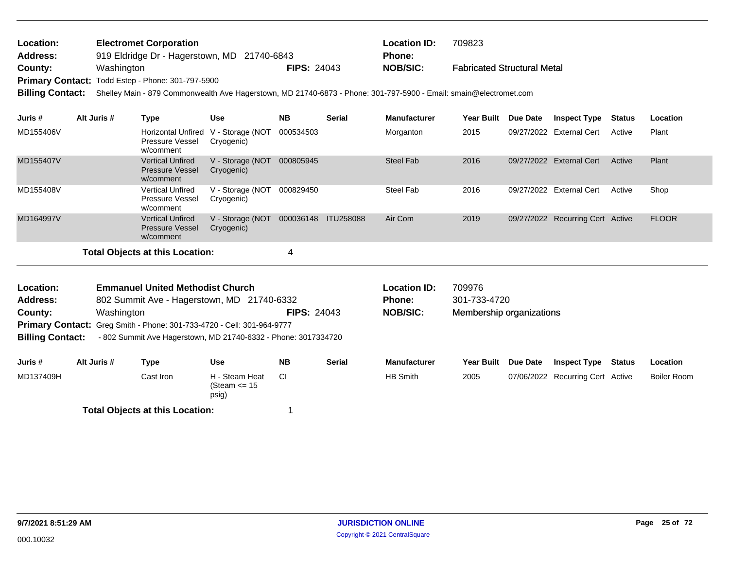| | | | | | |
|---|---|---|---|---|---|
| **Location:** | **Electromet Corporation** | | **Location ID:** | 709823 | |
| **Address:** | 919 Eldridge Dr - Hagerstown, MD 21740-6843 | | **Phone:** | | |
| **County:** | Washington | **FIPS:** 24043 | **NOB/SIC:** | Fabricated Structural Metal | |
| **Primary Contact:** | Todd Estep - Phone: 301-797-5900 | | | | |
| **Billing Contact:** | Shelley Main - 879 Commonwealth Ave Hagerstown, MD 21740-6873 - Phone: 301-797-5900 - Email: smain@electromet.com | | | | |

| Juris # | Alt Juris # | Type | Use | NB | Serial | Manufacturer | Year Built | Due Date | Inspect Type | Status | Location |
|---|---|---|---|---|---|---|---|---|---|---|---|
| MD155406V | | Horizontal Unfired Pressure Vessel w/comment | V - Storage (NOT Cryogenic) | 000534503 | | Morganton | 2015 | 09/27/2022 | External Cert | Active | Plant |
| MD155407V | | Vertical Unfired Pressure Vessel w/comment | V - Storage (NOT Cryogenic) | 000805945 | | Steel Fab | 2016 | 09/27/2022 | External Cert | Active | Plant |
| MD155408V | | Vertical Unfired Pressure Vessel w/comment | V - Storage (NOT Cryogenic) | 000829450 | | Steel Fab | 2016 | 09/27/2022 | External Cert | Active | Shop |
| MD164997V | | Vertical Unfired Pressure Vessel w/comment | V - Storage (NOT Cryogenic) | 000036148 | ITU258088 | Air Com | 2019 | 09/27/2022 | Recurring Cert | Active | FLOOR |

**Total Objects at this Location:** 4

| | | | | | |
|---|---|---|---|---|---|
| **Location:** | **Emmanuel United Methodist Church** | | **Location ID:** | 709976 | |
| **Address:** | 802 Summit Ave - Hagerstown, MD 21740-6332 | | **Phone:** | 301-733-4720 | |
| **County:** | Washington | **FIPS:** 24043 | **NOB/SIC:** | Membership organizations | |
| **Primary Contact:** | Greg Smith - Phone: 301-733-4720 - Cell: 301-964-9777 | | | | |
| **Billing Contact:** | - 802 Summit Ave Hagerstown, MD 21740-6332 - Phone: 3017334720 | | | | |

| Juris # | Alt Juris # | Type | Use | NB | Serial | Manufacturer | Year Built | Due Date | Inspect Type | Status | Location |
|---|---|---|---|---|---|---|---|---|---|---|---|
| MD137409H | | Cast Iron | H - Steam Heat (Steam <= 15 psig) | CI | | HB Smith | 2005 | 07/06/2022 | Recurring Cert | Active | Boiler Room |

**Total Objects at this Location:** 1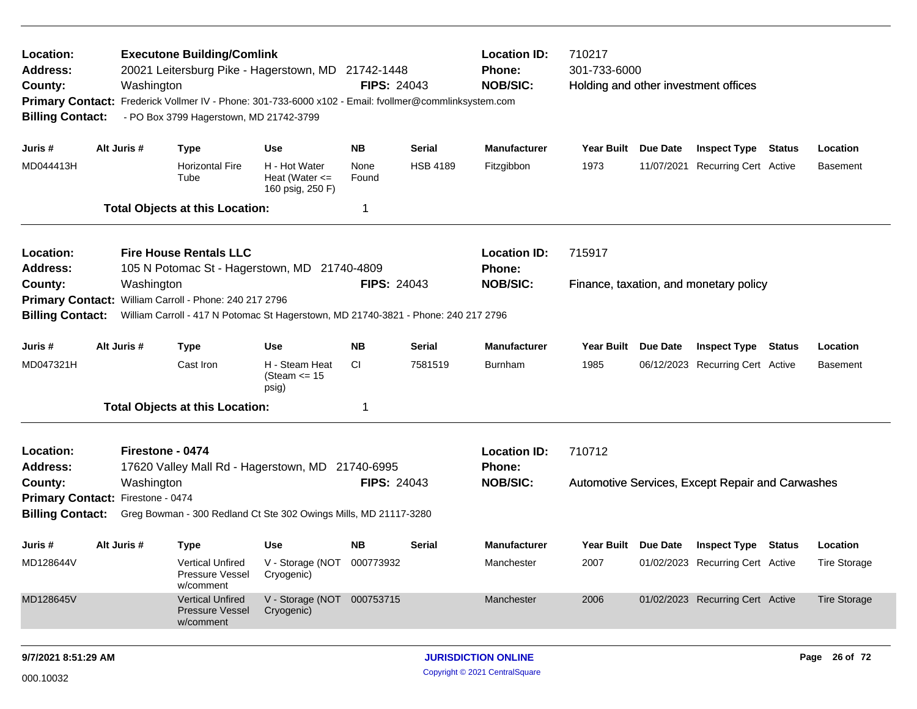**Location:** **Executone Building/Comlink** **Location ID:** 710217
**Address:** 20021 Leitersburg Pike - Hagerstown, MD 21742-1448 **Phone:** 301-733-6000
**County:** Washington **FIPS:** 24043 **NOB/SIC:** Holding and other investment offices
**Primary Contact:** Frederick Vollmer IV - Phone: 301-733-6000 x102 - Email: fvollmer@commlinksystem.com
**Billing Contact:** - PO Box 3799 Hagerstown, MD 21742-3799

| Juris # | Alt Juris # | Type | Use | NB | Serial | Manufacturer | Year Built | Due Date | Inspect Type | Status | Location |
|---|---|---|---|---|---|---|---|---|---|---|---|
| MD044413H | | Horizontal Fire Tube | H - Hot Water Heat (Water <= 160 psig, 250 F) | None Found | HSB 4189 | Fitzgibbon | 1973 | 11/07/2021 | Recurring Cert | Active | Basement |

**Total Objects at this Location:** 1

---

**Location:** **Fire House Rentals LLC** **Location ID:** 715917
**Address:** 105 N Potomac St - Hagerstown, MD 21740-4809 **Phone:**
**County:** Washington **FIPS:** 24043 **NOB/SIC:** Finance, taxation, and monetary policy
**Primary Contact:** William Carroll - Phone: 240 217 2796
**Billing Contact:** William Carroll - 417 N Potomac St Hagerstown, MD 21740-3821 - Phone: 240 217 2796

| Juris # | Alt Juris # | Type | Use | NB | Serial | Manufacturer | Year Built | Due Date | Inspect Type | Status | Location |
|---|---|---|---|---|---|---|---|---|---|---|---|
| MD047321H | | Cast Iron | H - Steam Heat (Steam <= 15 psig) | CI | 7581519 | Burnham | 1985 | 06/12/2023 | Recurring Cert | Active | Basement |

**Total Objects at this Location:** 1

---

**Location:** **Firestone - 0474** **Location ID:** 710712
**Address:** 17620 Valley Mall Rd - Hagerstown, MD 21740-6995 **Phone:**
**County:** Washington **FIPS:** 24043 **NOB/SIC:** Automotive Services, Except Repair and Carwashes
**Primary Contact:** Firestone - 0474
**Billing Contact:** Greg Bowman - 300 Redland Ct Ste 302 Owings Mills, MD 21117-3280

| Juris # | Alt Juris # | Type | Use | NB | Serial | Manufacturer | Year Built | Due Date | Inspect Type | Status | Location |
|---|---|---|---|---|---|---|---|---|---|---|---|
| MD128644V | | Vertical Unfired Pressure Vessel w/comment | V - Storage (NOT Cryogenic) | 000773932 | | Manchester | 2007 | 01/02/2023 | Recurring Cert | Active | Tire Storage |
| MD128645V | | Vertical Unfired Pressure Vessel w/comment | V - Storage (NOT Cryogenic) | 000753715 | | Manchester | 2006 | 01/02/2023 | Recurring Cert | Active | Tire Storage |

9/7/2021 8:51:29 AM — JURISDICTION ONLINE — Copyright © 2021 CentralSquare

000.10032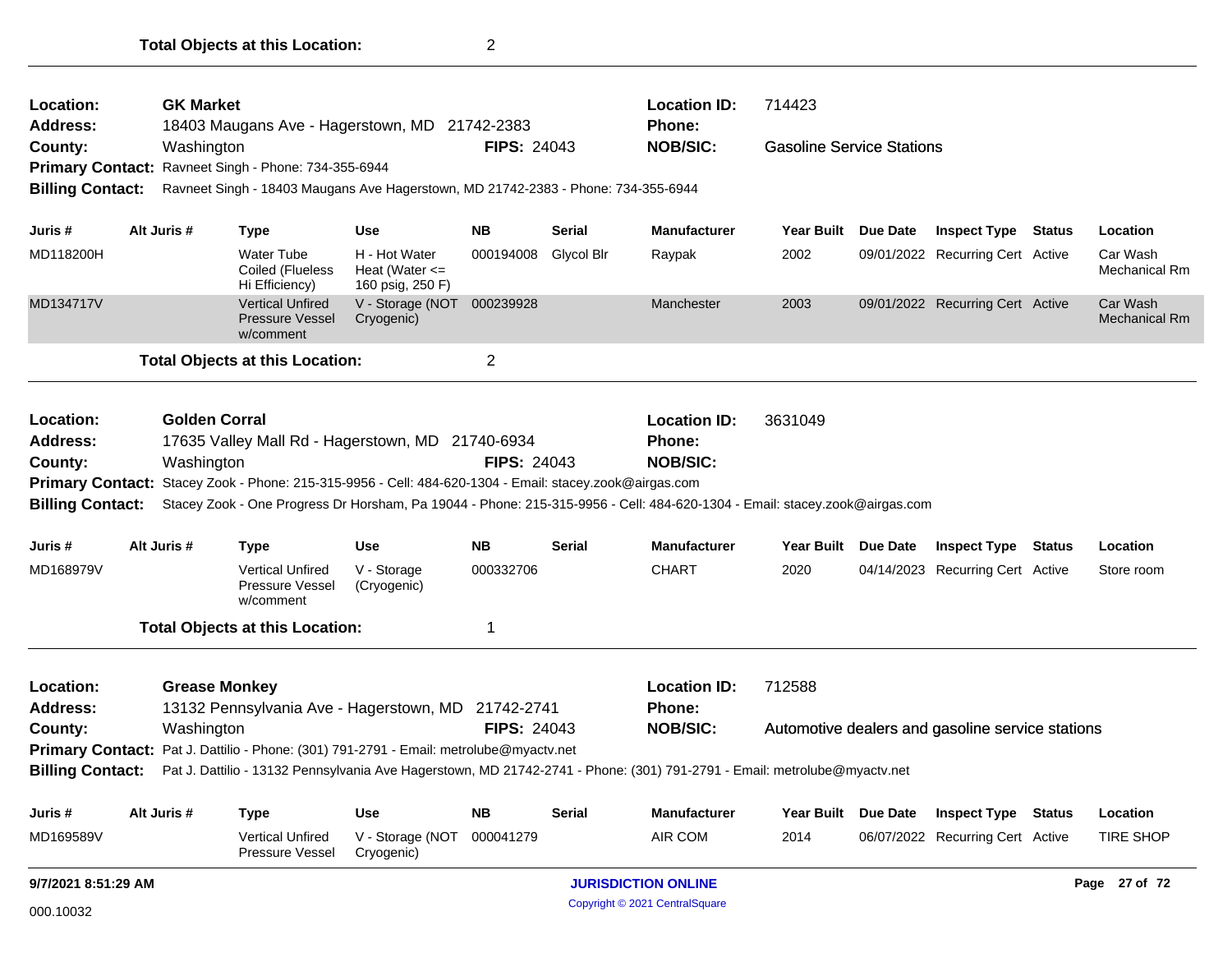**Total Objects at this Location:** 2

---

**Location:** GK Market
**Location ID:** 714423
**Address:** 18403 Maugans Ave - Hagerstown, MD 21742-2383
**Phone:**
**County:** Washington
**FIPS:** 24043
**NOB/SIC:** Gasoline Service Stations
**Primary Contact:** Ravneet Singh - Phone: 734-355-6944
**Billing Contact:** Ravneet Singh - 18403 Maugans Ave Hagerstown, MD 21742-2383 - Phone: 734-355-6944

| Juris # | Alt Juris # | Type | Use | NB | Serial | Manufacturer | Year Built | Due Date | Inspect Type | Status | Location |
|---|---|---|---|---|---|---|---|---|---|---|---|
| MD118200H | | Water Tube Coiled (Flueless Hi Efficiency) | H - Hot Water Heat (Water <= 160 psig, 250 F) | 000194008 | Glycol Blr | Raypak | 2002 | 09/01/2022 | Recurring Cert | Active | Car Wash Mechanical Rm |
| MD134717V | | Vertical Unfired Pressure Vessel w/comment | V - Storage (NOT Cryogenic) | 000239928 | | Manchester | 2003 | 09/01/2022 | Recurring Cert | Active | Car Wash Mechanical Rm |

**Total Objects at this Location:** 2

---

**Location:** Golden Corral
**Location ID:** 3631049
**Address:** 17635 Valley Mall Rd - Hagerstown, MD 21740-6934
**Phone:**
**County:** Washington
**FIPS:** 24043
**NOB/SIC:**
**Primary Contact:** Stacey Zook - Phone: 215-315-9956 - Cell: 484-620-1304 - Email: stacey.zook@airgas.com
**Billing Contact:** Stacey Zook - One Progress Dr Horsham, Pa 19044 - Phone: 215-315-9956 - Cell: 484-620-1304 - Email: stacey.zook@airgas.com

| Juris # | Alt Juris # | Type | Use | NB | Serial | Manufacturer | Year Built | Due Date | Inspect Type | Status | Location |
|---|---|---|---|---|---|---|---|---|---|---|---|
| MD168979V | | Vertical Unfired Pressure Vessel w/comment | V - Storage (Cryogenic) | 000332706 | | CHART | 2020 | 04/14/2023 | Recurring Cert | Active | Store room |

**Total Objects at this Location:** 1

---

**Location:** Grease Monkey
**Location ID:** 712588
**Address:** 13132 Pennsylvania Ave - Hagerstown, MD 21742-2741
**Phone:**
**County:** Washington
**FIPS:** 24043
**NOB/SIC:** Automotive dealers and gasoline service stations
**Primary Contact:** Pat J. Dattilio - Phone: (301) 791-2791 - Email: metrolube@myactv.net
**Billing Contact:** Pat J. Dattilio - 13132 Pennsylvania Ave Hagerstown, MD 21742-2741 - Phone: (301) 791-2791 - Email: metrolube@myactv.net

| Juris # | Alt Juris # | Type | Use | NB | Serial | Manufacturer | Year Built | Due Date | Inspect Type | Status | Location |
|---|---|---|---|---|---|---|---|---|---|---|---|
| MD169589V | | Vertical Unfired Pressure Vessel | V - Storage (NOT Cryogenic) | 000041279 | | AIR COM | 2014 | 06/07/2022 | Recurring Cert | Active | TIRE SHOP |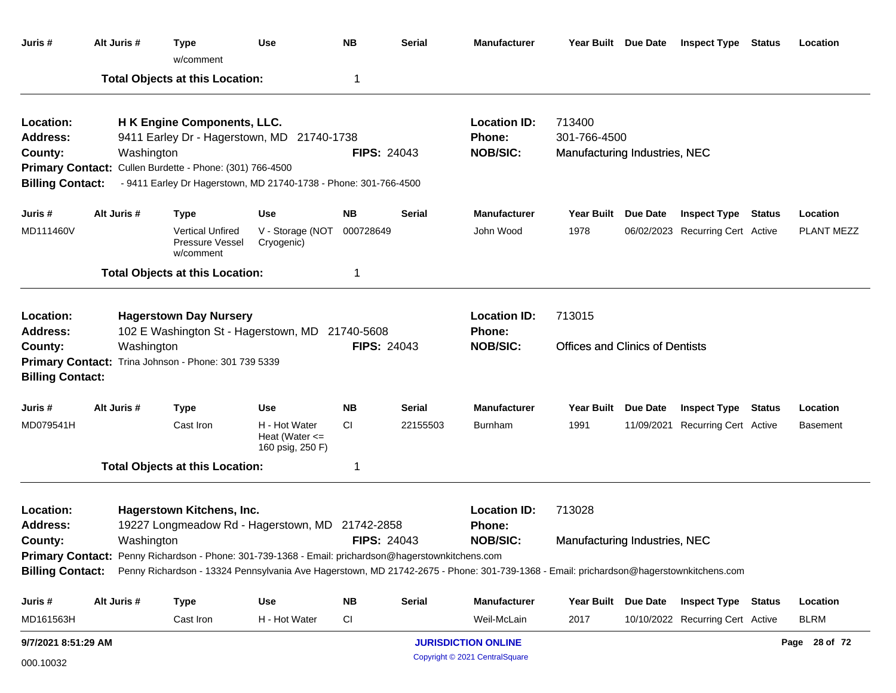| Juris # | Alt Juris # | Type | Use | NB | Serial | Manufacturer | Year Built | Due Date | Inspect Type | Status | Location |
|---|---|---|---|---|---|---|---|---|---|---|---|
| | | w/comment | | | | | | | | | |

**Total Objects at this Location:** 1

---

**Location:** H K Engine Components, LLC.
**Address:** 9411 Earley Dr - Hagerstown, MD 21740-1738
**County:** Washington
**FIPS:** 24043
**Location ID:** 713400
**Phone:** 301-766-4500
**NOB/SIC:** Manufacturing Industries, NEC
**Primary Contact:** Cullen Burdette - Phone: (301) 766-4500
**Billing Contact:** - 9411 Earley Dr Hagerstown, MD 21740-1738 - Phone: 301-766-4500

| Juris # | Alt Juris # | Type | Use | NB | Serial | Manufacturer | Year Built | Due Date | Inspect Type | Status | Location |
|---|---|---|---|---|---|---|---|---|---|---|---|
| MD111460V | | Vertical Unfired Pressure Vessel w/comment | V - Storage (NOT Cryogenic) | 000728649 | | John Wood | 1978 | 06/02/2023 | Recurring Cert | Active | PLANT MEZZ |

**Total Objects at this Location:** 1

---

**Location:** Hagerstown Day Nursery
**Address:** 102 E Washington St - Hagerstown, MD 21740-5608
**County:** Washington
**FIPS:** 24043
**Location ID:** 713015
**Phone:**
**NOB/SIC:** Offices and Clinics of Dentists
**Primary Contact:** Trina Johnson - Phone: 301 739 5339
**Billing Contact:**

| Juris # | Alt Juris # | Type | Use | NB | Serial | Manufacturer | Year Built | Due Date | Inspect Type | Status | Location |
|---|---|---|---|---|---|---|---|---|---|---|---|
| MD079541H | | Cast Iron | H - Hot Water Heat (Water <= 160 psig, 250 F) | CI | 22155503 | Burnham | 1991 | 11/09/2021 | Recurring Cert | Active | Basement |

**Total Objects at this Location:** 1

---

**Location:** Hagerstown Kitchens, Inc.
**Address:** 19227 Longmeadow Rd - Hagerstown, MD 21742-2858
**County:** Washington
**FIPS:** 24043
**Location ID:** 713028
**Phone:**
**NOB/SIC:** Manufacturing Industries, NEC
**Primary Contact:** Penny Richardson - Phone: 301-739-1368 - Email: prichardson@hagerstownkitchens.com
**Billing Contact:** Penny Richardson - 13324 Pennsylvania Ave Hagerstown, MD 21742-2675 - Phone: 301-739-1368 - Email: prichardson@hagerstownkitchens.com

| Juris # | Alt Juris # | Type | Use | NB | Serial | Manufacturer | Year Built | Due Date | Inspect Type | Status | Location |
|---|---|---|---|---|---|---|---|---|---|---|---|
| MD161563H | | Cast Iron | H - Hot Water | CI | | Weil-McLain | 2017 | 10/10/2022 | Recurring Cert | Active | BLRM |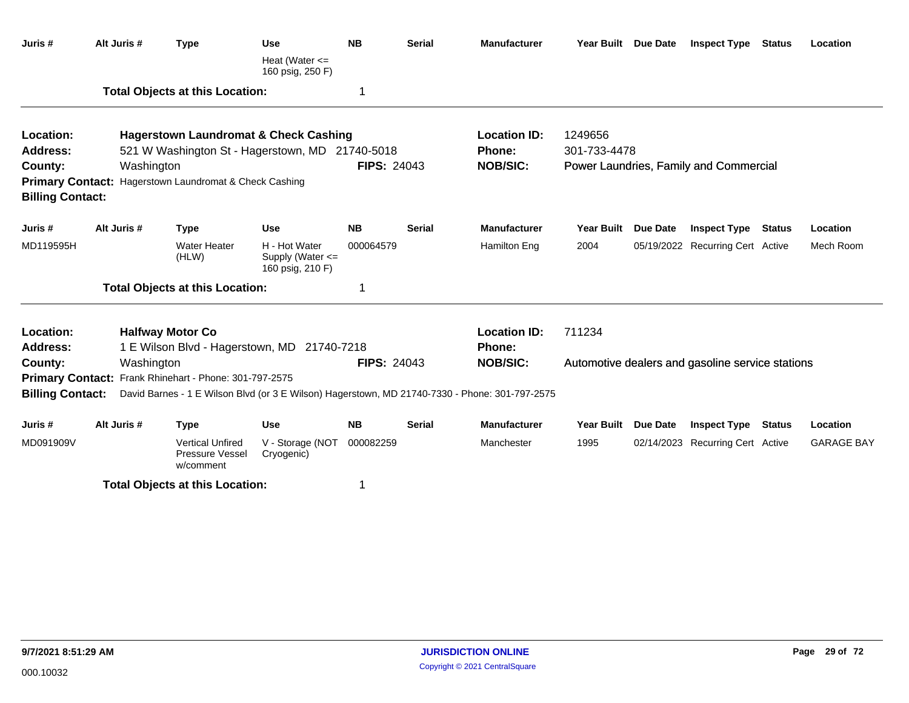| Juris # | Alt Juris # | Type | Use | NB | Serial | Manufacturer | Year Built | Due Date | Inspect Type | Status | Location |
|---|---|---|---|---|---|---|---|---|---|---|---|
| | | | Heat (Water <= 160 psig, 250 F) | | | | | | | | |

**Total Objects at this Location:** 1

---

**Location:** Hagerstown Laundromat & Check Cashing
**Location ID:** 1249656
**Address:** 521 W Washington St - Hagerstown, MD 21740-5018
**Phone:** 301-733-4478
**County:** Washington
**FIPS:** 24043
**NOB/SIC:** Power Laundries, Family and Commercial
**Primary Contact:** Hagerstown Laundromat & Check Cashing
**Billing Contact:**

| Juris # | Alt Juris # | Type | Use | NB | Serial | Manufacturer | Year Built | Due Date | Inspect Type | Status | Location |
|---|---|---|---|---|---|---|---|---|---|---|---|
| MD119595H | | Water Heater (HLW) | H - Hot Water Supply (Water <= 160 psig, 210 F) | 000064579 | | Hamilton Eng | 2004 | 05/19/2022 | Recurring Cert | Active | Mech Room |

**Total Objects at this Location:** 1

---

**Location:** Halfway Motor Co
**Location ID:** 711234
**Address:** 1 E Wilson Blvd - Hagerstown, MD 21740-7218
**Phone:**
**County:** Washington
**FIPS:** 24043
**NOB/SIC:** Automotive dealers and gasoline service stations
**Primary Contact:** Frank Rhinehart - Phone: 301-797-2575
**Billing Contact:** David Barnes - 1 E Wilson Blvd (or 3 E Wilson) Hagerstown, MD 21740-7330 - Phone: 301-797-2575

| Juris # | Alt Juris # | Type | Use | NB | Serial | Manufacturer | Year Built | Due Date | Inspect Type | Status | Location |
|---|---|---|---|---|---|---|---|---|---|---|---|
| MD091909V | | Vertical Unfired Pressure Vessel w/comment | V - Storage (NOT Cryogenic) | 000082259 | | Manchester | 1995 | 02/14/2023 | Recurring Cert | Active | GARAGE BAY |

**Total Objects at this Location:** 1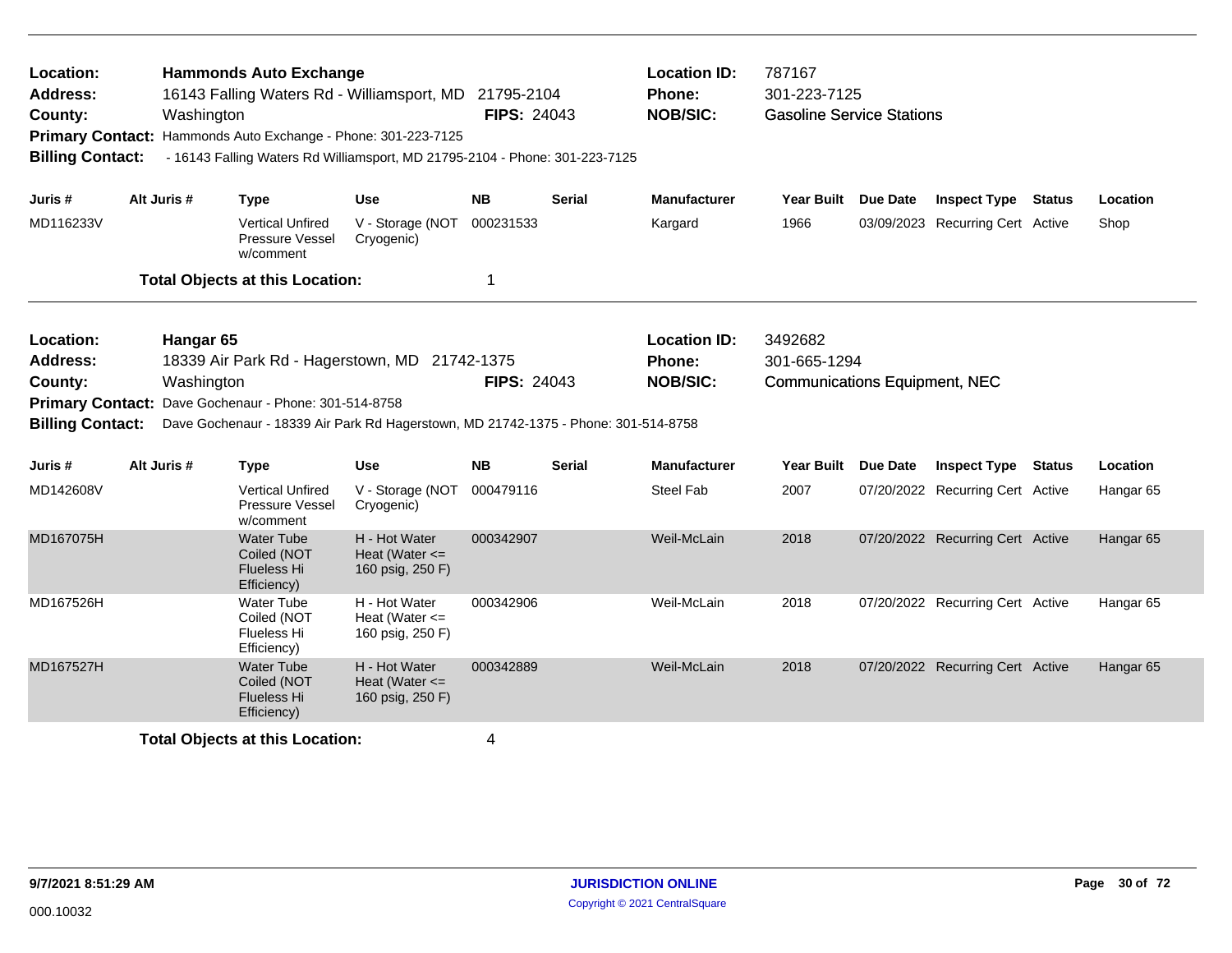| | | | |
|---|---|---|---|
| **Location:** | **Hammonds Auto Exchange** | **Location ID:** | 787167 |
| **Address:** | 16143 Falling Waters Rd - Williamsport, MD 21795-2104 | **Phone:** | 301-223-7125 |
| **County:** | Washington **FIPS:** 24043 | **NOB/SIC:** | Gasoline Service Stations |

**Primary Contact:** Hammonds Auto Exchange - Phone: 301-223-7125

**Billing Contact:** - 16143 Falling Waters Rd Williamsport, MD 21795-2104 - Phone: 301-223-7125

| Juris # | Alt Juris # | Type | Use | NB | Serial | Manufacturer | Year Built | Due Date | Inspect Type | Status | Location |
|---|---|---|---|---|---|---|---|---|---|---|---|
| MD116233V | | Vertical Unfired Pressure Vessel w/comment | V - Storage (NOT Cryogenic) | 000231533 | | Kargard | 1966 | 03/09/2023 | Recurring Cert | Active | Shop |

**Total Objects at this Location:** 1

| | | | |
|---|---|---|---|
| **Location:** | **Hangar 65** | **Location ID:** | 3492682 |
| **Address:** | 18339 Air Park Rd - Hagerstown, MD 21742-1375 | **Phone:** | 301-665-1294 |
| **County:** | Washington **FIPS:** 24043 | **NOB/SIC:** | Communications Equipment, NEC |

**Primary Contact:** Dave Gochenaur - Phone: 301-514-8758

**Billing Contact:** Dave Gochenaur - 18339 Air Park Rd Hagerstown, MD 21742-1375 - Phone: 301-514-8758

| Juris # | Alt Juris # | Type | Use | NB | Serial | Manufacturer | Year Built | Due Date | Inspect Type | Status | Location |
|---|---|---|---|---|---|---|---|---|---|---|---|
| MD142608V | | Vertical Unfired Pressure Vessel w/comment | V - Storage (NOT Cryogenic) | 000479116 | | Steel Fab | 2007 | 07/20/2022 | Recurring Cert | Active | Hangar 65 |
| MD167075H | | Water Tube Coiled (NOT Flueless Hi Efficiency) | H - Hot Water Heat (Water <= 160 psig, 250 F) | 000342907 | | Weil-McLain | 2018 | 07/20/2022 | Recurring Cert | Active | Hangar 65 |
| MD167526H | | Water Tube Coiled (NOT Flueless Hi Efficiency) | H - Hot Water Heat (Water <= 160 psig, 250 F) | 000342906 | | Weil-McLain | 2018 | 07/20/2022 | Recurring Cert | Active | Hangar 65 |
| MD167527H | | Water Tube Coiled (NOT Flueless Hi Efficiency) | H - Hot Water Heat (Water <= 160 psig, 250 F) | 000342889 | | Weil-McLain | 2018 | 07/20/2022 | Recurring Cert | Active | Hangar 65 |

**Total Objects at this Location:** 4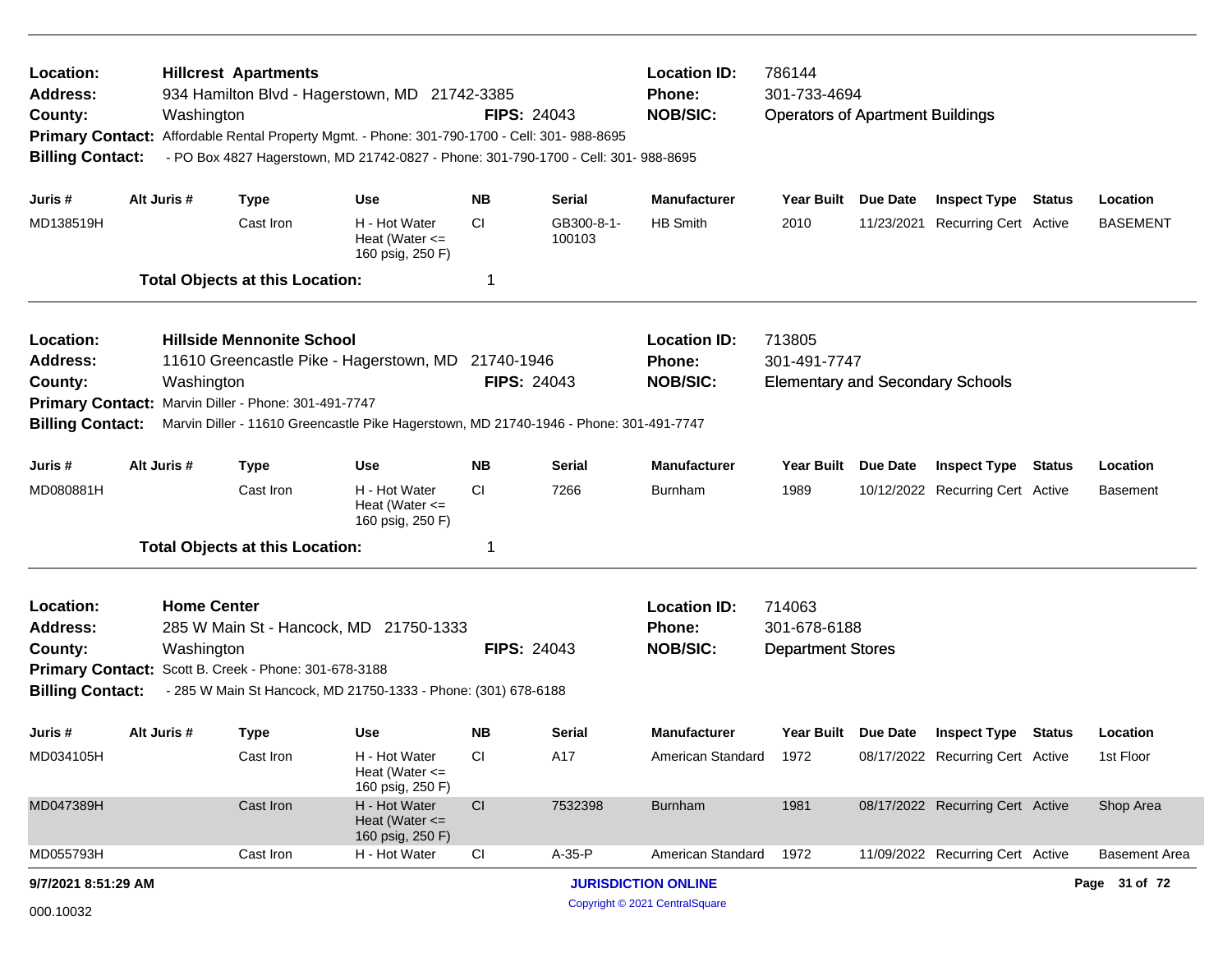**Location:** Hillcrest Apartments
**Location ID:** 786144
**Address:** 934 Hamilton Blvd - Hagerstown, MD 21742-3385
**Phone:** 301-733-4694
**County:** Washington
**FIPS:** 24043
**NOB/SIC:** Operators of Apartment Buildings
**Primary Contact:** Affordable Rental Property Mgmt. - Phone: 301-790-1700 - Cell: 301- 988-8695
**Billing Contact:** - PO Box 4827 Hagerstown, MD 21742-0827 - Phone: 301-790-1700 - Cell: 301- 988-8695

| Juris # | Alt Juris # | Type | Use | NB | Serial | Manufacturer | Year Built | Due Date | Inspect Type | Status | Location |
|---|---|---|---|---|---|---|---|---|---|---|---|
| MD138519H | | Cast Iron | H - Hot Water Heat (Water <= 160 psig, 250 F) | CI | GB300-8-1-100103 | HB Smith | 2010 | 11/23/2021 | Recurring Cert | Active | BASEMENT |

**Total Objects at this Location:** 1

---

**Location:** Hillside Mennonite School
**Location ID:** 713805
**Address:** 11610 Greencastle Pike - Hagerstown, MD 21740-1946
**Phone:** 301-491-7747
**County:** Washington
**FIPS:** 24043
**NOB/SIC:** Elementary and Secondary Schools
**Primary Contact:** Marvin Diller - Phone: 301-491-7747
**Billing Contact:** Marvin Diller - 11610 Greencastle Pike Hagerstown, MD 21740-1946 - Phone: 301-491-7747

| Juris # | Alt Juris # | Type | Use | NB | Serial | Manufacturer | Year Built | Due Date | Inspect Type | Status | Location |
|---|---|---|---|---|---|---|---|---|---|---|---|
| MD080881H | | Cast Iron | H - Hot Water Heat (Water <= 160 psig, 250 F) | CI | 7266 | Burnham | 1989 | 10/12/2022 | Recurring Cert | Active | Basement |

**Total Objects at this Location:** 1

---

**Location:** Home Center
**Location ID:** 714063
**Address:** 285 W Main St - Hancock, MD 21750-1333
**Phone:** 301-678-6188
**County:** Washington
**FIPS:** 24043
**NOB/SIC:** Department Stores
**Primary Contact:** Scott B. Creek - Phone: 301-678-3188
**Billing Contact:** - 285 W Main St Hancock, MD 21750-1333 - Phone: (301) 678-6188

| Juris # | Alt Juris # | Type | Use | NB | Serial | Manufacturer | Year Built | Due Date | Inspect Type | Status | Location |
|---|---|---|---|---|---|---|---|---|---|---|---|
| MD034105H | | Cast Iron | H - Hot Water Heat (Water <= 160 psig, 250 F) | CI | A17 | American Standard | 1972 | 08/17/2022 | Recurring Cert | Active | 1st Floor |
| MD047389H | | Cast Iron | H - Hot Water Heat (Water <= 160 psig, 250 F) | CI | 7532398 | Burnham | 1981 | 08/17/2022 | Recurring Cert | Active | Shop Area |
| MD055793H | | Cast Iron | H - Hot Water | CI | A-35-P | American Standard | 1972 | 11/09/2022 | Recurring Cert | Active | Basement Area |

9/7/2021 8:51:29 AM

000.10032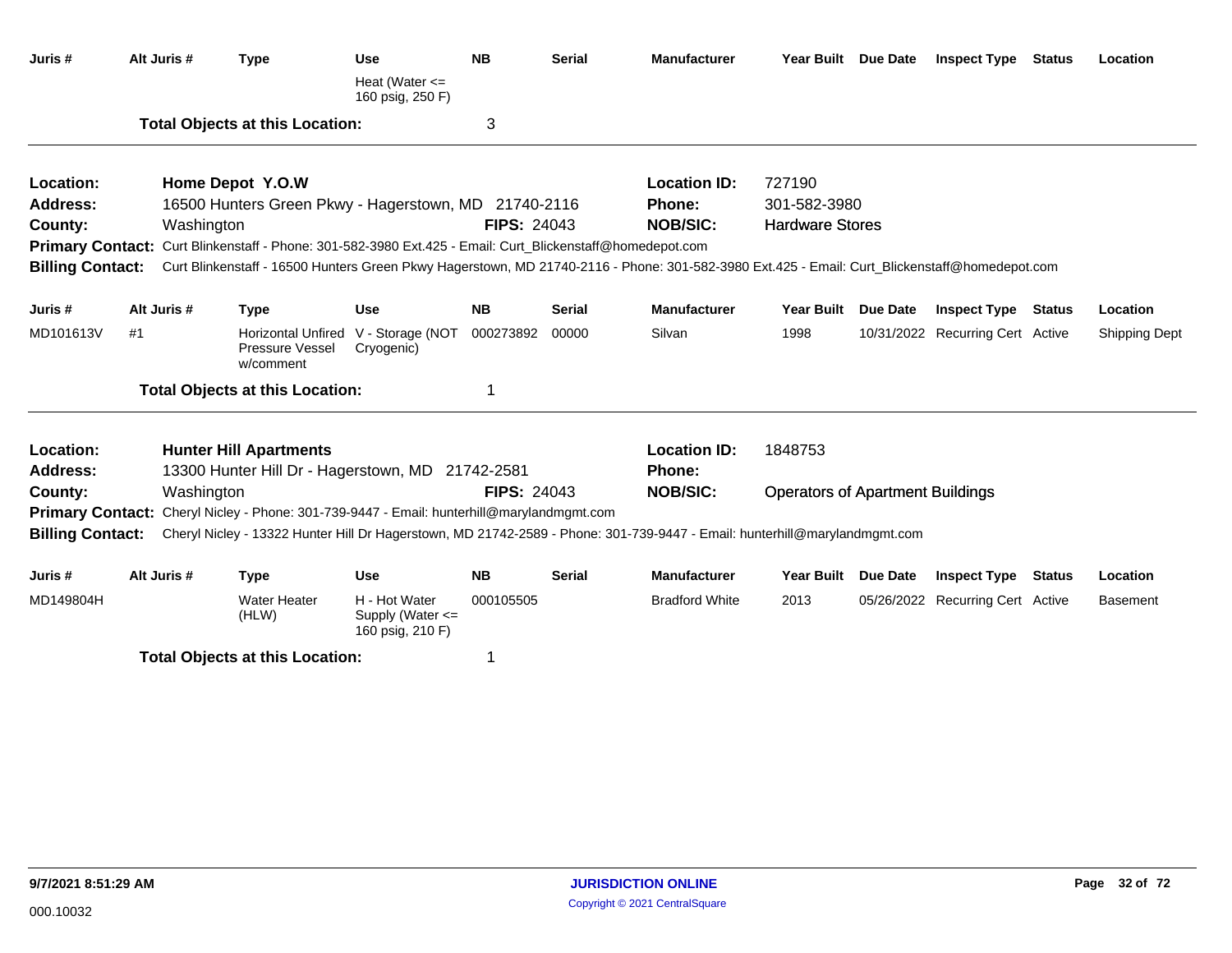| Juris # | Alt Juris # | Type | Use | NB | Serial | Manufacturer | Year Built | Due Date | Inspect Type | Status | Location |
|---|---|---|---|---|---|---|---|---|---|---|---|
| | | | Heat (Water <= 160 psig, 250 F) | | | | | | | | |

**Total Objects at this Location:** 3

---

| | | | |
|---|---|---|---|
| **Location:** | **Home Depot Y.O.W** | **Location ID:** | 727190 |
| **Address:** | 16500 Hunters Green Pkwy - Hagerstown, MD 21740-2116 | **Phone:** | 301-582-3980 |
| **County:** | Washington **FIPS:** 24043 | **NOB/SIC:** | Hardware Stores |

**Primary Contact:** Curt Blinkenstaff - Phone: 301-582-3980 Ext.425 - Email: Curt_Blickenstaff@homedepot.com

**Billing Contact:** Curt Blinkenstaff - 16500 Hunters Green Pkwy Hagerstown, MD 21740-2116 - Phone: 301-582-3980 Ext.425 - Email: Curt_Blickenstaff@homedepot.com

| Juris # | Alt Juris # | Type | Use | NB | Serial | Manufacturer | Year Built | Due Date | Inspect Type | Status | Location |
|---|---|---|---|---|---|---|---|---|---|---|---|
| MD101613V | #1 | Horizontal Unfired Pressure Vessel w/comment | V - Storage (NOT Cryogenic) | 000273892 | 00000 | Silvan | 1998 | 10/31/2022 | Recurring Cert | Active | Shipping Dept |

**Total Objects at this Location:** 1

---

| | | | |
|---|---|---|---|
| **Location:** | **Hunter Hill Apartments** | **Location ID:** | 1848753 |
| **Address:** | 13300 Hunter Hill Dr - Hagerstown, MD 21742-2581 | **Phone:** | |
| **County:** | Washington **FIPS:** 24043 | **NOB/SIC:** | Operators of Apartment Buildings |

**Primary Contact:** Cheryl Nicley - Phone: 301-739-9447 - Email: hunterhill@marylandmgmt.com

**Billing Contact:** Cheryl Nicley - 13322 Hunter Hill Dr Hagerstown, MD 21742-2589 - Phone: 301-739-9447 - Email: hunterhill@marylandmgmt.com

| Juris # | Alt Juris # | Type | Use | NB | Serial | Manufacturer | Year Built | Due Date | Inspect Type | Status | Location |
|---|---|---|---|---|---|---|---|---|---|---|---|
| MD149804H | | Water Heater (HLW) | H - Hot Water Supply (Water <= 160 psig, 210 F) | 000105505 | | Bradford White | 2013 | 05/26/2022 | Recurring Cert | Active | Basement |

**Total Objects at this Location:** 1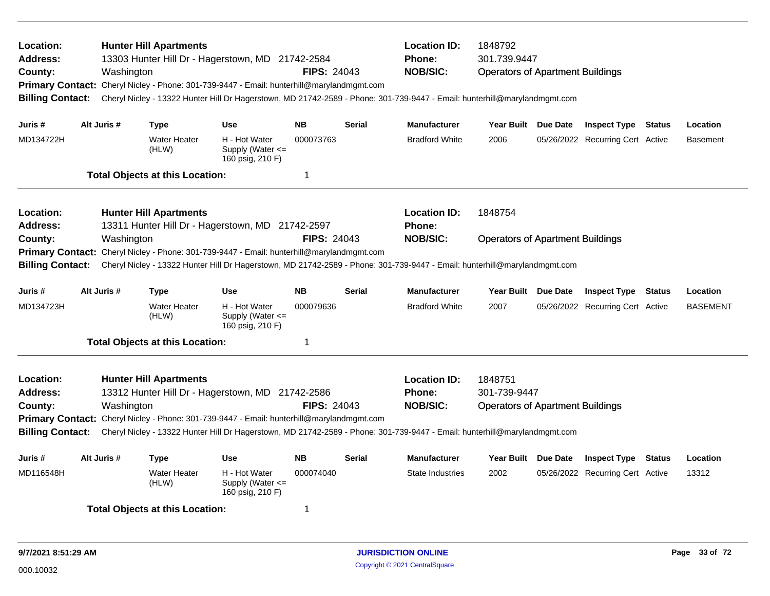**Location:** Hunter Hill Apartments
**Address:** 13303 Hunter Hill Dr - Hagerstown, MD 21742-2584
**County:** Washington
**FIPS:** 24043
**Location ID:** 1848792
**Phone:** 301.739.9447
**NOB/SIC:** Operators of Apartment Buildings
**Primary Contact:** Cheryl Nicley - Phone: 301-739-9447 - Email: hunterhill@marylandmgmt.com
**Billing Contact:** Cheryl Nicley - 13322 Hunter Hill Dr Hagerstown, MD 21742-2589 - Phone: 301-739-9447 - Email: hunterhill@marylandmgmt.com

| Juris # | Alt Juris # | Type | Use | NB | Serial | Manufacturer | Year Built | Due Date | Inspect Type | Status | Location |
|---|---|---|---|---|---|---|---|---|---|---|---|
| MD134722H | | Water Heater (HLW) | H - Hot Water Supply (Water <= 160 psig, 210 F) | 000073763 | | Bradford White | 2006 | 05/26/2022 | Recurring Cert | Active | Basement |

**Total Objects at this Location:** 1

---

**Location:** Hunter Hill Apartments
**Address:** 13311 Hunter Hill Dr - Hagerstown, MD 21742-2597
**County:** Washington
**FIPS:** 24043
**Location ID:** 1848754
**Phone:**
**NOB/SIC:** Operators of Apartment Buildings
**Primary Contact:** Cheryl Nicley - Phone: 301-739-9447 - Email: hunterhill@marylandmgmt.com
**Billing Contact:** Cheryl Nicley - 13322 Hunter Hill Dr Hagerstown, MD 21742-2589 - Phone: 301-739-9447 - Email: hunterhill@marylandmgmt.com

| Juris # | Alt Juris # | Type | Use | NB | Serial | Manufacturer | Year Built | Due Date | Inspect Type | Status | Location |
|---|---|---|---|---|---|---|---|---|---|---|---|
| MD134723H | | Water Heater (HLW) | H - Hot Water Supply (Water <= 160 psig, 210 F) | 000079636 | | Bradford White | 2007 | 05/26/2022 | Recurring Cert | Active | BASEMENT |

**Total Objects at this Location:** 1

---

**Location:** Hunter Hill Apartments
**Address:** 13312 Hunter Hill Dr - Hagerstown, MD 21742-2586
**County:** Washington
**FIPS:** 24043
**Location ID:** 1848751
**Phone:** 301-739-9447
**NOB/SIC:** Operators of Apartment Buildings
**Primary Contact:** Cheryl Nicley - Phone: 301-739-9447 - Email: hunterhill@marylandmgmt.com
**Billing Contact:** Cheryl Nicley - 13322 Hunter Hill Dr Hagerstown, MD 21742-2589 - Phone: 301-739-9447 - Email: hunterhill@marylandmgmt.com

| Juris # | Alt Juris # | Type | Use | NB | Serial | Manufacturer | Year Built | Due Date | Inspect Type | Status | Location |
|---|---|---|---|---|---|---|---|---|---|---|---|
| MD116548H | | Water Heater (HLW) | H - Hot Water Supply (Water <= 160 psig, 210 F) | 000074040 | | State Industries | 2002 | 05/26/2022 | Recurring Cert | Active | 13312 |

**Total Objects at this Location:** 1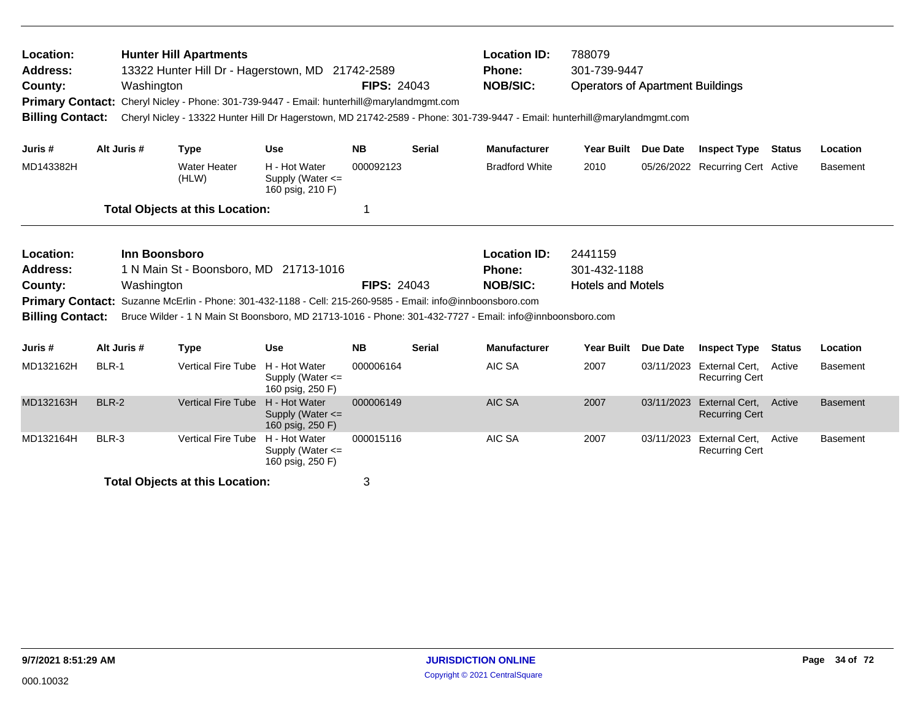**Location:** Hunter Hill Apartments
**Address:** 13322 Hunter Hill Dr - Hagerstown, MD 21742-2589
**County:** Washington **FIPS:** 24043
**Location ID:** 788079
**Phone:** 301-739-9447
**NOB/SIC:** Operators of Apartment Buildings
**Primary Contact:** Cheryl Nicley - Phone: 301-739-9447 - Email: hunterhill@marylandmgmt.com
**Billing Contact:** Cheryl Nicley - 13322 Hunter Hill Dr Hagerstown, MD 21742-2589 - Phone: 301-739-9447 - Email: hunterhill@marylandmgmt.com

| Juris # | Alt Juris # | Type | Use | NB | Serial | Manufacturer | Year Built | Due Date | Inspect Type | Status | Location |
|---|---|---|---|---|---|---|---|---|---|---|---|
| MD143382H | | Water Heater (HLW) | H - Hot Water Supply (Water <= 160 psig, 210 F) | 000092123 | | Bradford White | 2010 | 05/26/2022 | Recurring Cert | Active | Basement |

**Total Objects at this Location:** 1

---

**Location:** Inn Boonsboro
**Address:** 1 N Main St - Boonsboro, MD 21713-1016
**County:** Washington **FIPS:** 24043
**Location ID:** 2441159
**Phone:** 301-432-1188
**NOB/SIC:** Hotels and Motels
**Primary Contact:** Suzanne McErlin - Phone: 301-432-1188 - Cell: 215-260-9585 - Email: info@innboonsboro.com
**Billing Contact:** Bruce Wilder - 1 N Main St Boonsboro, MD 21713-1016 - Phone: 301-432-7727 - Email: info@innboonsboro.com

| Juris # | Alt Juris # | Type | Use | NB | Serial | Manufacturer | Year Built | Due Date | Inspect Type | Status | Location |
|---|---|---|---|---|---|---|---|---|---|---|---|
| MD132162H | BLR-1 | Vertical Fire Tube | H - Hot Water Supply (Water <= 160 psig, 250 F) | 000006164 | | AIC SA | 2007 | 03/11/2023 | External Cert, Recurring Cert | Active | Basement |
| MD132163H | BLR-2 | Vertical Fire Tube | H - Hot Water Supply (Water <= 160 psig, 250 F) | 000006149 | | AIC SA | 2007 | 03/11/2023 | External Cert, Recurring Cert | Active | Basement |
| MD132164H | BLR-3 | Vertical Fire Tube | H - Hot Water Supply (Water <= 160 psig, 250 F) | 000015116 | | AIC SA | 2007 | 03/11/2023 | External Cert, Recurring Cert | Active | Basement |

**Total Objects at this Location:** 3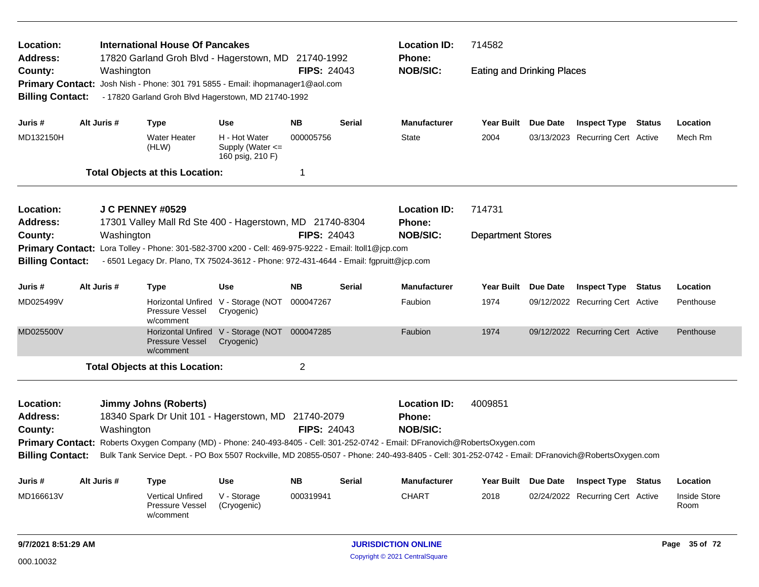**Location:** International House Of Pancakes
**Address:** 17820 Garland Groh Blvd - Hagerstown, MD 21740-1992
**County:** Washington **FIPS:** 24043
**Primary Contact:** Josh Nish - Phone: 301 791 5855 - Email: ihopmanager1@aol.com
**Billing Contact:** - 17820 Garland Groh Blvd Hagerstown, MD 21740-1992

**Location ID:** 714582
**Phone:**
**NOB/SIC:** Eating and Drinking Places

| Juris # | Alt Juris # | Type | Use | NB | Serial | Manufacturer | Year Built | Due Date | Inspect Type | Status | Location |
|---|---|---|---|---|---|---|---|---|---|---|---|
| MD132150H | | Water Heater (HLW) | H - Hot Water Supply (Water <= 160 psig, 210 F) | 000005756 | | State | 2004 | 03/13/2023 | Recurring Cert | Active | Mech Rm |

**Total Objects at this Location:** 1

---

**Location:** J C PENNEY #0529
**Address:** 17301 Valley Mall Rd Ste 400 - Hagerstown, MD 21740-8304
**County:** Washington **FIPS:** 24043
**Primary Contact:** Lora Tolley - Phone: 301-582-3700 x200 - Cell: 469-975-9222 - Email: ltoll1@jcp.com
**Billing Contact:** - 6501 Legacy Dr. Plano, TX 75024-3612 - Phone: 972-431-4644 - Email: fgpruitt@jcp.com

**Location ID:** 714731
**Phone:**
**NOB/SIC:** Department Stores

| Juris # | Alt Juris # | Type | Use | NB | Serial | Manufacturer | Year Built | Due Date | Inspect Type | Status | Location |
|---|---|---|---|---|---|---|---|---|---|---|---|
| MD025499V | | Horizontal Unfired Pressure Vessel w/comment | V - Storage (NOT Cryogenic) | 000047267 | | Faubion | 1974 | 09/12/2022 | Recurring Cert | Active | Penthouse |
| MD025500V | | Horizontal Unfired Pressure Vessel w/comment | V - Storage (NOT Cryogenic) | 000047285 | | Faubion | 1974 | 09/12/2022 | Recurring Cert | Active | Penthouse |

**Total Objects at this Location:** 2

---

**Location:** Jimmy Johns (Roberts)
**Address:** 18340 Spark Dr Unit 101 - Hagerstown, MD 21740-2079
**County:** Washington **FIPS:** 24043
**Primary Contact:** Roberts Oxygen Company (MD) - Phone: 240-493-8405 - Cell: 301-252-0742 - Email: DFranovich@RobertsOxygen.com
**Billing Contact:** Bulk Tank Service Dept. - PO Box 5507 Rockville, MD 20855-0507 - Phone: 240-493-8405 - Cell: 301-252-0742 - Email: DFranovich@RobertsOxygen.com

**Location ID:** 4009851
**Phone:**
**NOB/SIC:**

| Juris # | Alt Juris # | Type | Use | NB | Serial | Manufacturer | Year Built | Due Date | Inspect Type | Status | Location |
|---|---|---|---|---|---|---|---|---|---|---|---|
| MD166613V | | Vertical Unfired Pressure Vessel w/comment | V - Storage (Cryogenic) | 000319941 | | CHART | 2018 | 02/24/2022 | Recurring Cert | Active | Inside Store Room |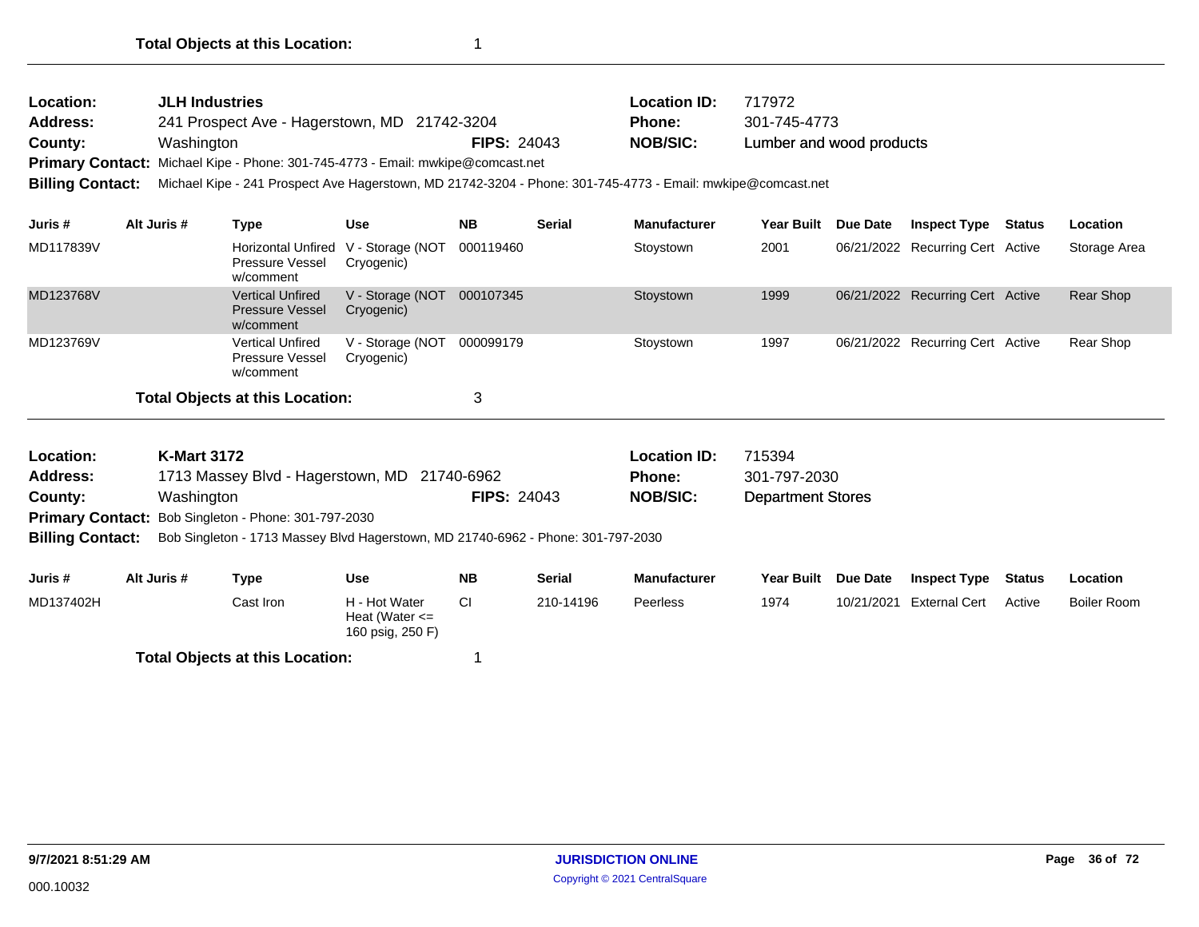**Total Objects at this Location:** 1

---

**Location:** JLH Industries
**Address:** 241 Prospect Ave - Hagerstown, MD 21742-3204
**County:** Washington **FIPS:** 24043
**Location ID:** 717972
**Phone:** 301-745-4773
**NOB/SIC:** Lumber and wood products
**Primary Contact:** Michael Kipe - Phone: 301-745-4773 - Email: mwkipe@comcast.net
**Billing Contact:** Michael Kipe - 241 Prospect Ave Hagerstown, MD 21742-3204 - Phone: 301-745-4773 - Email: mwkipe@comcast.net

| Juris # | Alt Juris # | Type | Use | NB | Serial | Manufacturer | Year Built | Due Date | Inspect Type | Status | Location |
|---|---|---|---|---|---|---|---|---|---|---|---|
| MD117839V | | Horizontal Unfired Pressure Vessel w/comment | V - Storage (NOT Cryogenic) | 000119460 | | Stoystown | 2001 | 06/21/2022 | Recurring Cert | Active | Storage Area |
| MD123768V | | Vertical Unfired Pressure Vessel w/comment | V - Storage (NOT Cryogenic) | 000107345 | | Stoystown | 1999 | 06/21/2022 | Recurring Cert | Active | Rear Shop |
| MD123769V | | Vertical Unfired Pressure Vessel w/comment | V - Storage (NOT Cryogenic) | 000099179 | | Stoystown | 1997 | 06/21/2022 | Recurring Cert | Active | Rear Shop |

**Total Objects at this Location:** 3

---

**Location:** K-Mart 3172
**Address:** 1713 Massey Blvd - Hagerstown, MD 21740-6962
**County:** Washington **FIPS:** 24043
**Location ID:** 715394
**Phone:** 301-797-2030
**NOB/SIC:** Department Stores
**Primary Contact:** Bob Singleton - Phone: 301-797-2030
**Billing Contact:** Bob Singleton - 1713 Massey Blvd Hagerstown, MD 21740-6962 - Phone: 301-797-2030

| Juris # | Alt Juris # | Type | Use | NB | Serial | Manufacturer | Year Built | Due Date | Inspect Type | Status | Location |
|---|---|---|---|---|---|---|---|---|---|---|---|
| MD137402H | | Cast Iron | H - Hot Water Heat (Water <= 160 psig, 250 F) | CI | 210-14196 | Peerless | 1974 | 10/21/2021 | External Cert | Active | Boiler Room |

**Total Objects at this Location:** 1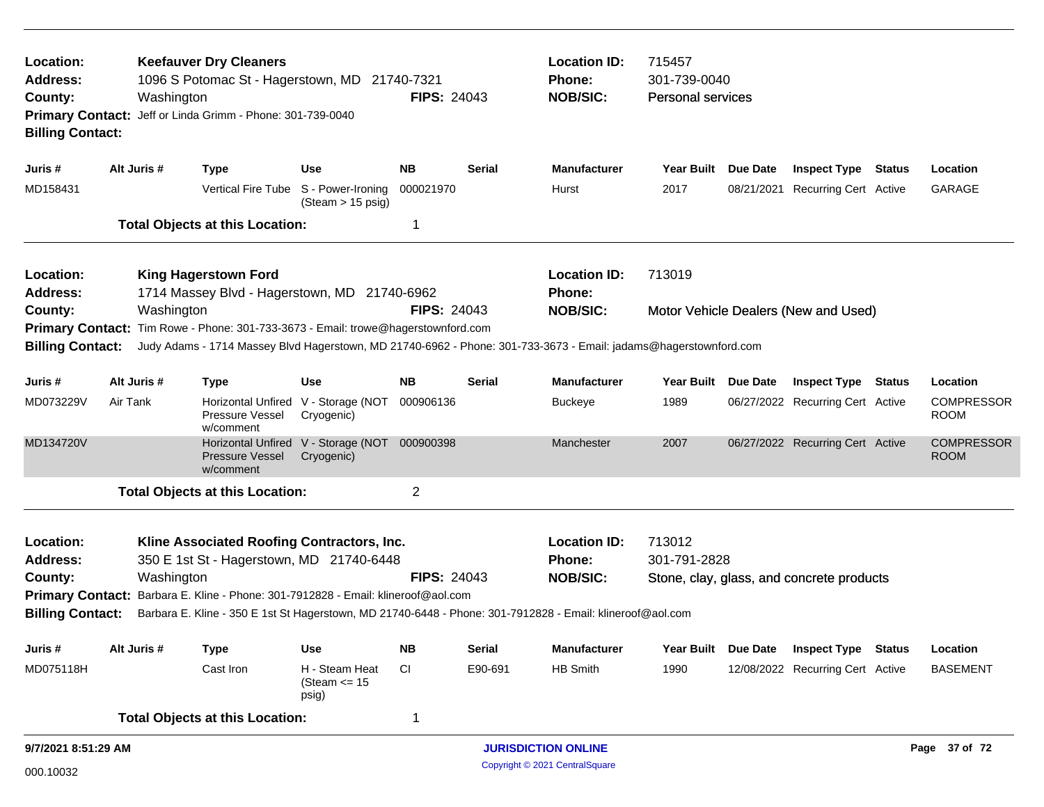**Location:** Keefauver Dry Cleaners
**Address:** 1096 S Potomac St - Hagerstown, MD 21740-7321
**County:** Washington
**FIPS:** 24043
**Location ID:** 715457
**Phone:** 301-739-0040
**NOB/SIC:** Personal services
**Primary Contact:** Jeff or Linda Grimm - Phone: 301-739-0040
**Billing Contact:**

| Juris # | Alt Juris # | Type | Use | NB | Serial | Manufacturer | Year Built | Due Date | Inspect Type | Status | Location |
|---|---|---|---|---|---|---|---|---|---|---|---|
| MD158431 | | Vertical Fire Tube | S - Power-Ironing (Steam > 15 psig) | 000021970 | | Hurst | 2017 | 08/21/2021 | Recurring Cert | Active | GARAGE |

**Total Objects at this Location:** 1

---

**Location:** King Hagerstown Ford
**Address:** 1714 Massey Blvd - Hagerstown, MD 21740-6962
**County:** Washington
**FIPS:** 24043
**Location ID:** 713019
**Phone:**
**NOB/SIC:** Motor Vehicle Dealers (New and Used)
**Primary Contact:** Tim Rowe - Phone: 301-733-3673 - Email: trowe@hagerstownford.com
**Billing Contact:** Judy Adams - 1714 Massey Blvd Hagerstown, MD 21740-6962 - Phone: 301-733-3673 - Email: jadams@hagerstownford.com

| Juris # | Alt Juris # | Type | Use | NB | Serial | Manufacturer | Year Built | Due Date | Inspect Type | Status | Location |
|---|---|---|---|---|---|---|---|---|---|---|---|
| MD073229V | Air Tank | Horizontal Unfired Pressure Vessel w/comment | V - Storage (NOT Cryogenic) | 000906136 | | Buckeye | 1989 | 06/27/2022 | Recurring Cert | Active | COMPRESSOR ROOM |
| MD134720V | | Horizontal Unfired Pressure Vessel w/comment | V - Storage (NOT Cryogenic) | 000900398 | | Manchester | 2007 | 06/27/2022 | Recurring Cert | Active | COMPRESSOR ROOM |

**Total Objects at this Location:** 2

---

**Location:** Kline Associated Roofing Contractors, Inc.
**Address:** 350 E 1st St - Hagerstown, MD 21740-6448
**County:** Washington
**FIPS:** 24043
**Location ID:** 713012
**Phone:** 301-791-2828
**NOB/SIC:** Stone, clay, glass, and concrete products
**Primary Contact:** Barbara E. Kline - Phone: 301-7912828 - Email: klineroof@aol.com
**Billing Contact:** Barbara E. Kline - 350 E 1st St Hagerstown, MD 21740-6448 - Phone: 301-7912828 - Email: klineroof@aol.com

| Juris # | Alt Juris # | Type | Use | NB | Serial | Manufacturer | Year Built | Due Date | Inspect Type | Status | Location |
|---|---|---|---|---|---|---|---|---|---|---|---|
| MD075118H | | Cast Iron | H - Steam Heat (Steam <= 15 psig) | CI | E90-691 | HB Smith | 1990 | 12/08/2022 | Recurring Cert | Active | BASEMENT |

**Total Objects at this Location:** 1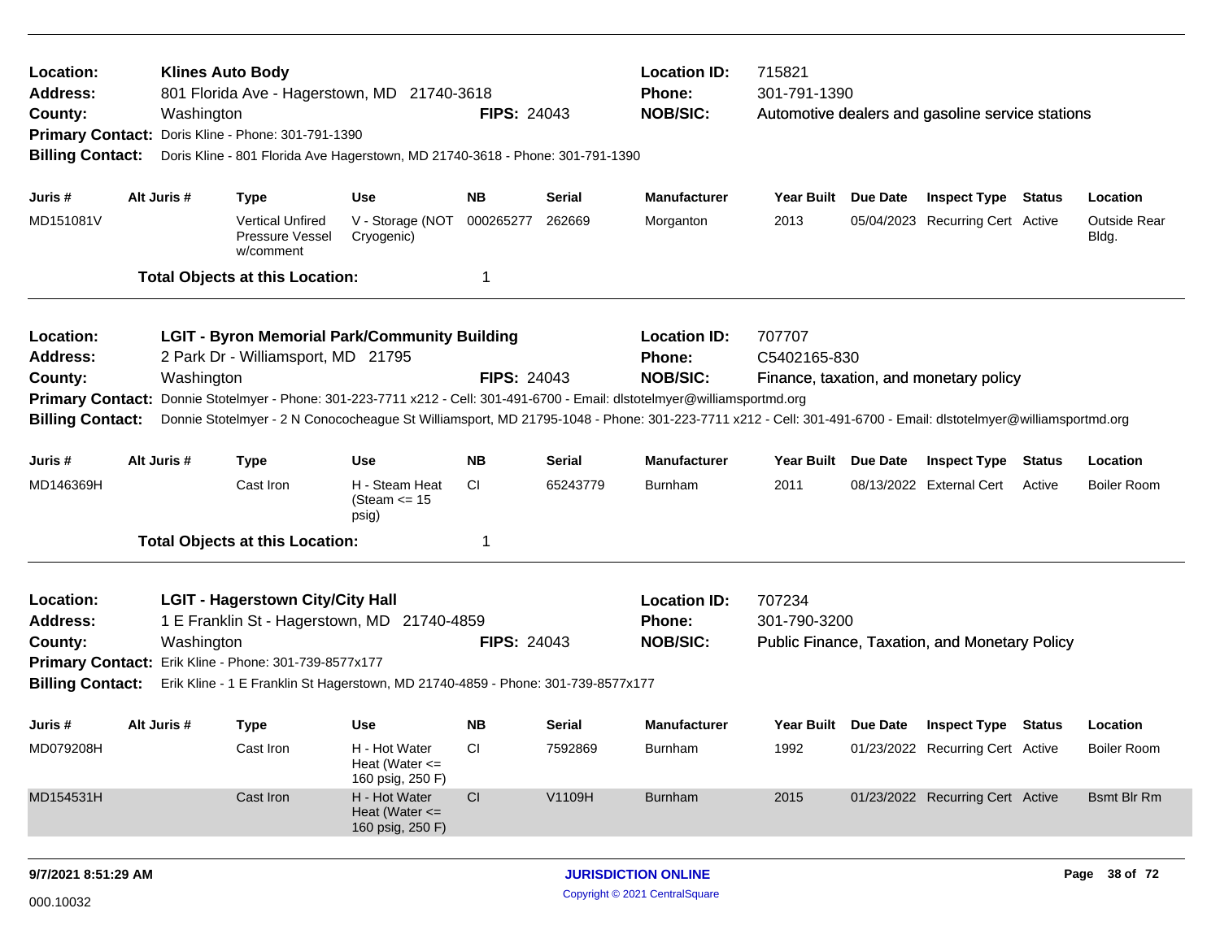**Location:** **Klines Auto Body**
**Address:** 801 Florida Ave - Hagerstown, MD 21740-3618
**County:** Washington
**FIPS:** 24043
**Location ID:** 715821
**Phone:** 301-791-1390
**NOB/SIC:** Automotive dealers and gasoline service stations
**Primary Contact:** Doris Kline - Phone: 301-791-1390
**Billing Contact:** Doris Kline - 801 Florida Ave Hagerstown, MD 21740-3618 - Phone: 301-791-1390

| Juris # | Alt Juris # | Type | Use | NB | Serial | Manufacturer | Year Built | Due Date | Inspect Type | Status | Location |
|---|---|---|---|---|---|---|---|---|---|---|---|
| MD151081V | | Vertical Unfired Pressure Vessel w/comment | V - Storage (NOT Cryogenic) | 000265277 | 262669 | Morganton | 2013 | 05/04/2023 | Recurring Cert | Active | Outside Rear Bldg. |

**Total Objects at this Location:** 1

---

**Location:** **LGIT - Byron Memorial Park/Community Building**
**Address:** 2 Park Dr - Williamsport, MD 21795
**County:** Washington
**FIPS:** 24043
**Location ID:** 707707
**Phone:** C5402165-830
**NOB/SIC:** Finance, taxation, and monetary policy
**Primary Contact:** Donnie Stotelmyer - Phone: 301-223-7711 x212 - Cell: 301-491-6700 - Email: dlstotelmyer@williamsportmd.org
**Billing Contact:** Donnie Stotelmyer - 2 N Conococheague St Williamsport, MD 21795-1048 - Phone: 301-223-7711 x212 - Cell: 301-491-6700 - Email: dlstotelmyer@williamsportmd.org

| Juris # | Alt Juris # | Type | Use | NB | Serial | Manufacturer | Year Built | Due Date | Inspect Type | Status | Location |
|---|---|---|---|---|---|---|---|---|---|---|---|
| MD146369H | | Cast Iron | H - Steam Heat (Steam <= 15 psig) | CI | 65243779 | Burnham | 2011 | 08/13/2022 | External Cert | Active | Boiler Room |

**Total Objects at this Location:** 1

---

**Location:** **LGIT - Hagerstown City/City Hall**
**Address:** 1 E Franklin St - Hagerstown, MD 21740-4859
**County:** Washington
**FIPS:** 24043
**Location ID:** 707234
**Phone:** 301-790-3200
**NOB/SIC:** Public Finance, Taxation, and Monetary Policy
**Primary Contact:** Erik Kline - Phone: 301-739-8577x177
**Billing Contact:** Erik Kline - 1 E Franklin St Hagerstown, MD 21740-4859 - Phone: 301-739-8577x177

| Juris # | Alt Juris # | Type | Use | NB | Serial | Manufacturer | Year Built | Due Date | Inspect Type | Status | Location |
|---|---|---|---|---|---|---|---|---|---|---|---|
| MD079208H | | Cast Iron | H - Hot Water Heat (Water <= 160 psig, 250 F) | CI | 7592869 | Burnham | 1992 | 01/23/2022 | Recurring Cert | Active | Boiler Room |
| MD154531H | | Cast Iron | H - Hot Water Heat (Water <= 160 psig, 250 F) | CI | V1109H | Burnham | 2015 | 01/23/2022 | Recurring Cert | Active | Bsmt Blr Rm |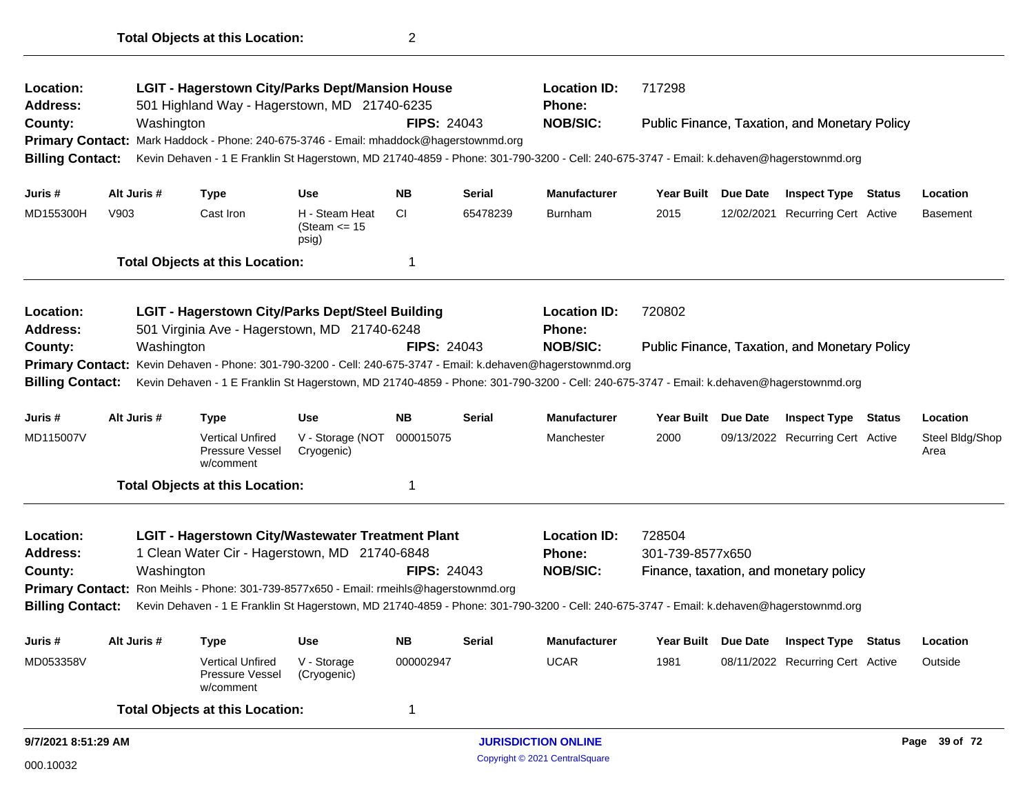**Total Objects at this Location:** 2

---

| | | | | |
|---|---|---|---|---|
| **Location:** | **LGIT - Hagerstown City/Parks Dept/Mansion House** | | **Location ID:** | 717298 |
| **Address:** | 501 Highland Way - Hagerstown, MD 21740-6235 | | **Phone:** | |
| **County:** | Washington | **FIPS:** 24043 | **NOB/SIC:** | Public Finance, Taxation, and Monetary Policy |

**Primary Contact:** Mark Haddock - Phone: 240-675-3746 - Email: mhaddock@hagerstownmd.org

**Billing Contact:** Kevin Dehaven - 1 E Franklin St Hagerstown, MD 21740-4859 - Phone: 301-790-3200 - Cell: 240-675-3747 - Email: k.dehaven@hagerstownmd.org

| Juris # | Alt Juris # | Type | Use | NB | Serial | Manufacturer | Year Built | Due Date | Inspect Type | Status | Location |
|---|---|---|---|---|---|---|---|---|---|---|---|
| MD155300H | V903 | Cast Iron | H - Steam Heat (Steam <= 15 psig) | CI | 65478239 | Burnham | 2015 | 12/02/2021 | Recurring Cert | Active | Basement |

**Total Objects at this Location:** 1

---

| | | | | |
|---|---|---|---|---|
| **Location:** | **LGIT - Hagerstown City/Parks Dept/Steel Building** | | **Location ID:** | 720802 |
| **Address:** | 501 Virginia Ave - Hagerstown, MD 21740-6248 | | **Phone:** | |
| **County:** | Washington | **FIPS:** 24043 | **NOB/SIC:** | Public Finance, Taxation, and Monetary Policy |

**Primary Contact:** Kevin Dehaven - Phone: 301-790-3200 - Cell: 240-675-3747 - Email: k.dehaven@hagerstownmd.org

**Billing Contact:** Kevin Dehaven - 1 E Franklin St Hagerstown, MD 21740-4859 - Phone: 301-790-3200 - Cell: 240-675-3747 - Email: k.dehaven@hagerstownmd.org

| Juris # | Alt Juris # | Type | Use | NB | Serial | Manufacturer | Year Built | Due Date | Inspect Type | Status | Location |
|---|---|---|---|---|---|---|---|---|---|---|---|
| MD115007V | | Vertical Unfired Pressure Vessel w/comment | V - Storage (NOT Cryogenic) | 000015075 | | Manchester | 2000 | 09/13/2022 | Recurring Cert | Active | Steel Bldg/Shop Area |

**Total Objects at this Location:** 1

---

| | | | | |
|---|---|---|---|---|
| **Location:** | **LGIT - Hagerstown City/Wastewater Treatment Plant** | | **Location ID:** | 728504 |
| **Address:** | 1 Clean Water Cir - Hagerstown, MD 21740-6848 | | **Phone:** | 301-739-8577x650 |
| **County:** | Washington | **FIPS:** 24043 | **NOB/SIC:** | Finance, taxation, and monetary policy |

**Primary Contact:** Ron Meihls - Phone: 301-739-8577x650 - Email: rmeihls@hagerstownmd.org

**Billing Contact:** Kevin Dehaven - 1 E Franklin St Hagerstown, MD 21740-4859 - Phone: 301-790-3200 - Cell: 240-675-3747 - Email: k.dehaven@hagerstownmd.org

| Juris # | Alt Juris # | Type | Use | NB | Serial | Manufacturer | Year Built | Due Date | Inspect Type | Status | Location |
|---|---|---|---|---|---|---|---|---|---|---|---|
| MD053358V | | Vertical Unfired Pressure Vessel w/comment | V - Storage (Cryogenic) | 000002947 | | UCAR | 1981 | 08/11/2022 | Recurring Cert | Active | Outside |

**Total Objects at this Location:** 1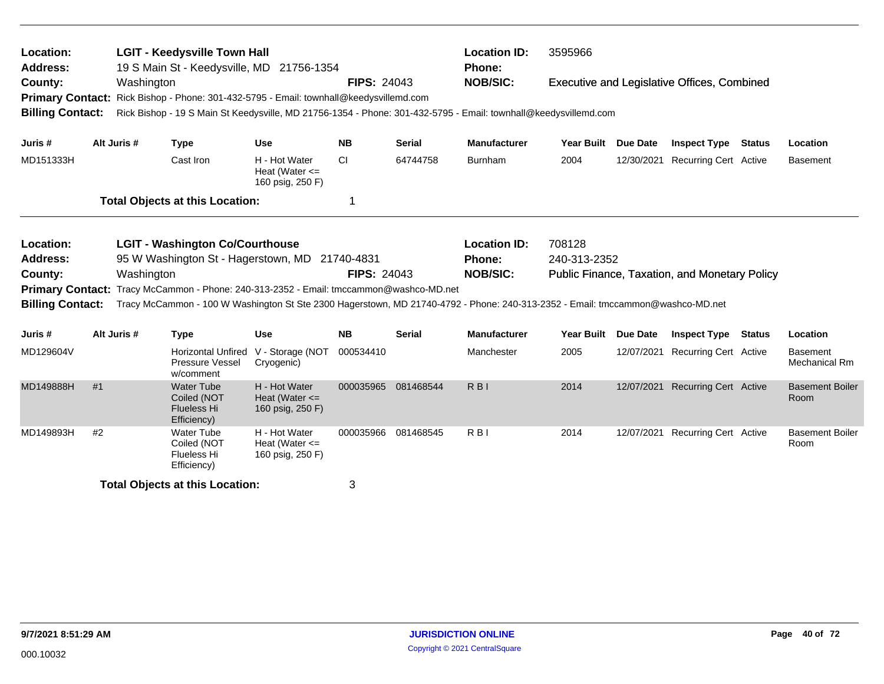**Location:** LGIT - Keedysville Town Hall
**Location ID:** 3595966
**Address:** 19 S Main St - Keedysville, MD 21756-1354
**Phone:**
**County:** Washington
**FIPS:** 24043
**NOB/SIC:** Executive and Legislative Offices, Combined
**Primary Contact:** Rick Bishop - Phone: 301-432-5795 - Email: townhall@keedysvillemd.com
**Billing Contact:** Rick Bishop - 19 S Main St Keedysville, MD 21756-1354 - Phone: 301-432-5795 - Email: townhall@keedysvillemd.com

| Juris # | Alt Juris # | Type | Use | NB | Serial | Manufacturer | Year Built | Due Date | Inspect Type | Status | Location |
|---|---|---|---|---|---|---|---|---|---|---|---|
| MD151333H | | Cast Iron | H - Hot Water Heat (Water <= 160 psig, 250 F) | CI | 64744758 | Burnham | 2004 | 12/30/2021 | Recurring Cert | Active | Basement |

**Total Objects at this Location:** 1

**Location:** LGIT - Washington Co/Courthouse
**Location ID:** 708128
**Address:** 95 W Washington St - Hagerstown, MD 21740-4831
**Phone:** 240-313-2352
**County:** Washington
**FIPS:** 24043
**NOB/SIC:** Public Finance, Taxation, and Monetary Policy
**Primary Contact:** Tracy McCammon - Phone: 240-313-2352 - Email: tmccammon@washco-MD.net
**Billing Contact:** Tracy McCammon - 100 W Washington St Ste 2300 Hagerstown, MD 21740-4792 - Phone: 240-313-2352 - Email: tmccammon@washco-MD.net

| Juris # | Alt Juris # | Type | Use | NB | Serial | Manufacturer | Year Built | Due Date | Inspect Type | Status | Location |
|---|---|---|---|---|---|---|---|---|---|---|---|
| MD129604V | | Horizontal Unfired Pressure Vessel w/comment | V - Storage (NOT Cryogenic) | 000534410 | | Manchester | 2005 | 12/07/2021 | Recurring Cert | Active | Basement Mechanical Rm |
| MD149888H | #1 | Water Tube Coiled (NOT Flueless Hi Efficiency) | H - Hot Water Heat (Water <= 160 psig, 250 F) | 000035965 | 081468544 | R B I | 2014 | 12/07/2021 | Recurring Cert | Active | Basement Boiler Room |
| MD149893H | #2 | Water Tube Coiled (NOT Flueless Hi Efficiency) | H - Hot Water Heat (Water <= 160 psig, 250 F) | 000035966 | 081468545 | R B I | 2014 | 12/07/2021 | Recurring Cert | Active | Basement Boiler Room |

**Total Objects at this Location:** 3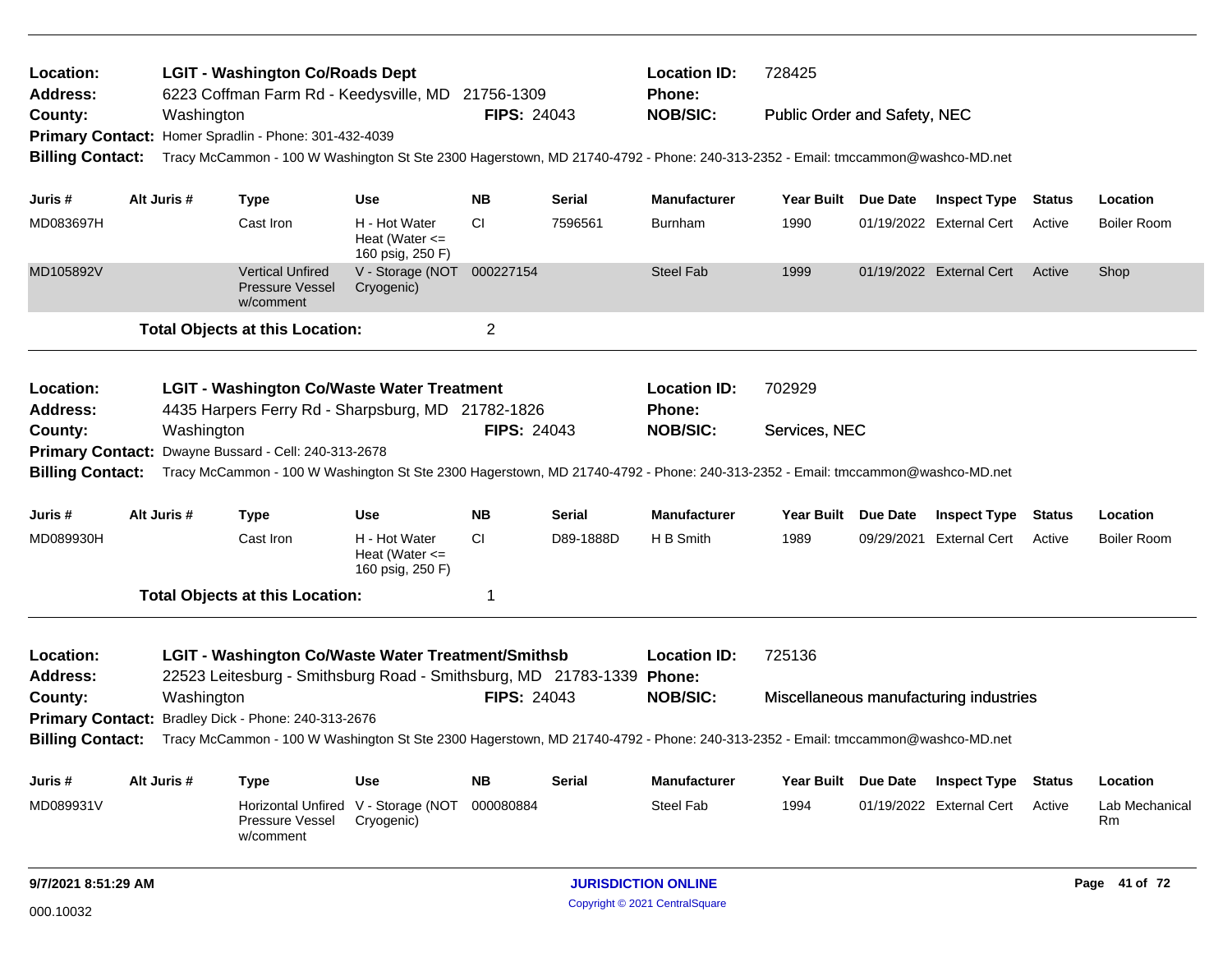**Location:** LGIT - Washington Co/Roads Dept
**Location ID:** 728425
**Address:** 6223 Coffman Farm Rd - Keedysville, MD 21756-1309
**Phone:**
**County:** Washington
**FIPS:** 24043
**NOB/SIC:** Public Order and Safety, NEC
**Primary Contact:** Homer Spradlin - Phone: 301-432-4039
**Billing Contact:** Tracy McCammon - 100 W Washington St Ste 2300 Hagerstown, MD 21740-4792 - Phone: 240-313-2352 - Email: tmccammon@washco-MD.net

| Juris # | Alt Juris # | Type | Use | NB | Serial | Manufacturer | Year Built | Due Date | Inspect Type | Status | Location |
|---|---|---|---|---|---|---|---|---|---|---|---|
| MD083697H | | Cast Iron | H - Hot Water Heat (Water <= 160 psig, 250 F) | CI | 7596561 | Burnham | 1990 | 01/19/2022 | External Cert | Active | Boiler Room |
| MD105892V | | Vertical Unfired Pressure Vessel w/comment | V - Storage (NOT Cryogenic) | 000227154 | | Steel Fab | 1999 | 01/19/2022 | External Cert | Active | Shop |

**Total Objects at this Location:** 2

---

**Location:** LGIT - Washington Co/Waste Water Treatment
**Location ID:** 702929
**Address:** 4435 Harpers Ferry Rd - Sharpsburg, MD 21782-1826
**Phone:**
**County:** Washington
**FIPS:** 24043
**NOB/SIC:** Services, NEC
**Primary Contact:** Dwayne Bussard - Cell: 240-313-2678
**Billing Contact:** Tracy McCammon - 100 W Washington St Ste 2300 Hagerstown, MD 21740-4792 - Phone: 240-313-2352 - Email: tmccammon@washco-MD.net

| Juris # | Alt Juris # | Type | Use | NB | Serial | Manufacturer | Year Built | Due Date | Inspect Type | Status | Location |
|---|---|---|---|---|---|---|---|---|---|---|---|
| MD089930H | | Cast Iron | H - Hot Water Heat (Water <= 160 psig, 250 F) | CI | D89-1888D | H B Smith | 1989 | 09/29/2021 | External Cert | Active | Boiler Room |

**Total Objects at this Location:** 1

---

**Location:** LGIT - Washington Co/Waste Water Treatment/Smithsb
**Location ID:** 725136
**Address:** 22523 Leitesburg - Smithsburg Road - Smithsburg, MD 21783-1339
**Phone:**
**County:** Washington
**FIPS:** 24043
**NOB/SIC:** Miscellaneous manufacturing industries
**Primary Contact:** Bradley Dick - Phone: 240-313-2676
**Billing Contact:** Tracy McCammon - 100 W Washington St Ste 2300 Hagerstown, MD 21740-4792 - Phone: 240-313-2352 - Email: tmccammon@washco-MD.net

| Juris # | Alt Juris # | Type | Use | NB | Serial | Manufacturer | Year Built | Due Date | Inspect Type | Status | Location |
|---|---|---|---|---|---|---|---|---|---|---|---|
| MD089931V | | Horizontal Unfired Pressure Vessel w/comment | V - Storage (NOT Cryogenic) | 000080884 | | Steel Fab | 1994 | 01/19/2022 | External Cert | Active | Lab Mechanical Rm |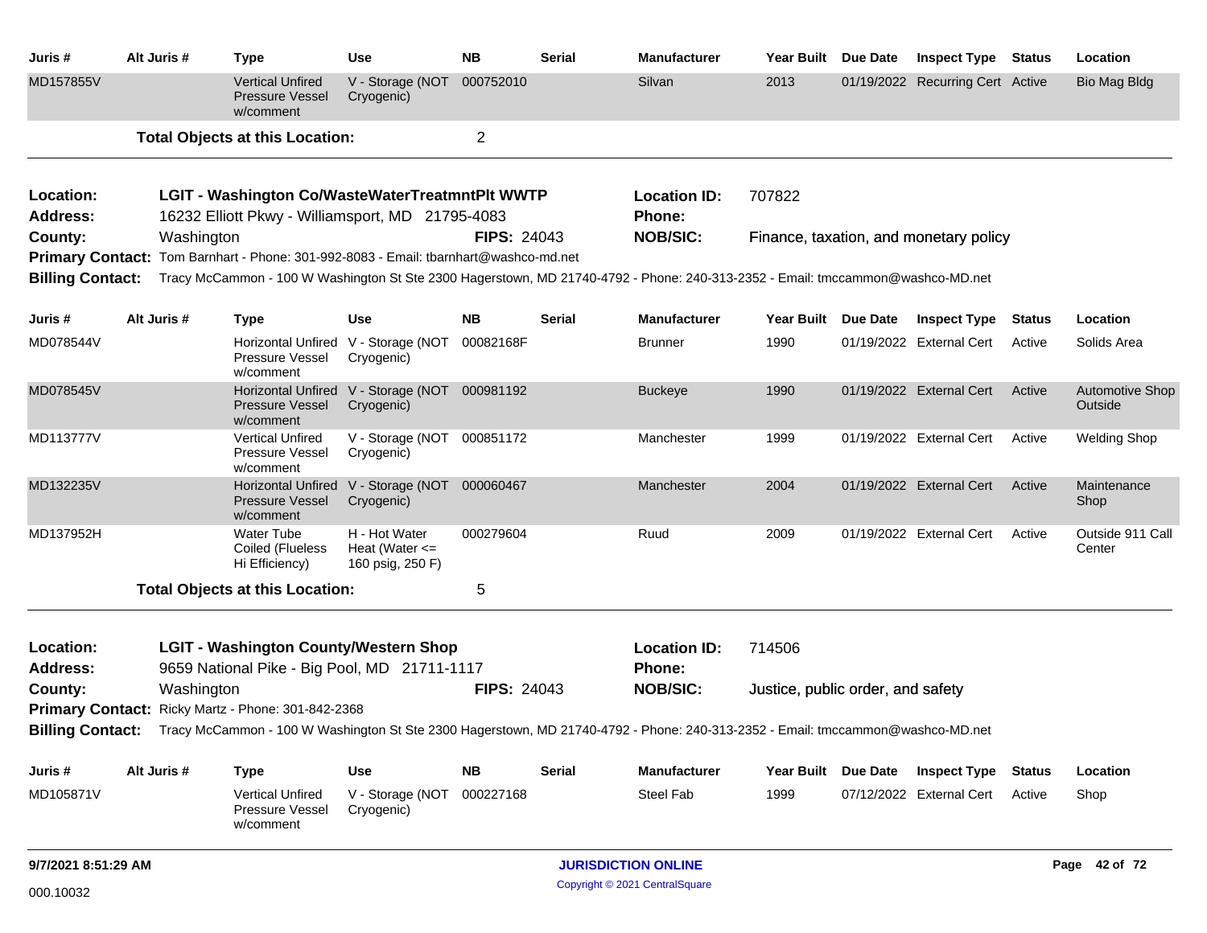| Juris # | Alt Juris # | Type | Use | NB | Serial | Manufacturer | Year Built | Due Date | Inspect Type | Status | Location |
|---|---|---|---|---|---|---|---|---|---|---|---|
| MD157855V | | Vertical Unfired Pressure Vessel w/comment | V - Storage (NOT Cryogenic) | 000752010 | | Silvan | 2013 | 01/19/2022 | Recurring Cert | Active | Bio Mag Bldg |

**Total Objects at this Location:** 2

---

**Location:** LGIT - Washington Co/WasteWaterTreatmntPlt WWTP **Location ID:** 707822
**Address:** 16232 Elliott Pkwy - Williamsport, MD 21795-4083 **Phone:**
**County:** Washington **FIPS:** 24043 **NOB/SIC:** Finance, taxation, and monetary policy
**Primary Contact:** Tom Barnhart - Phone: 301-992-8083 - Email: tbarnhart@washco-md.net
**Billing Contact:** Tracy McCammon - 100 W Washington St Ste 2300 Hagerstown, MD 21740-4792 - Phone: 240-313-2352 - Email: tmccammon@washco-MD.net

| Juris # | Alt Juris # | Type | Use | NB | Serial | Manufacturer | Year Built | Due Date | Inspect Type | Status | Location |
|---|---|---|---|---|---|---|---|---|---|---|---|
| MD078544V | | Horizontal Unfired Pressure Vessel w/comment | V - Storage (NOT Cryogenic) | 00082168F | | Brunner | 1990 | 01/19/2022 | External Cert | Active | Solids Area |
| MD078545V | | Horizontal Unfired Pressure Vessel w/comment | V - Storage (NOT Cryogenic) | 000981192 | | Buckeye | 1990 | 01/19/2022 | External Cert | Active | Automotive Shop Outside |
| MD113777V | | Vertical Unfired Pressure Vessel w/comment | V - Storage (NOT Cryogenic) | 000851172 | | Manchester | 1999 | 01/19/2022 | External Cert | Active | Welding Shop |
| MD132235V | | Horizontal Unfired Pressure Vessel w/comment | V - Storage (NOT Cryogenic) | 000060467 | | Manchester | 2004 | 01/19/2022 | External Cert | Active | Maintenance Shop |
| MD137952H | | Water Tube Coiled (Flueless Hi Efficiency) | H - Hot Water Heat (Water <= 160 psig, 250 F) | 000279604 | | Ruud | 2009 | 01/19/2022 | External Cert | Active | Outside 911 Call Center |

**Total Objects at this Location:** 5

---

**Location:** LGIT - Washington County/Western Shop **Location ID:** 714506
**Address:** 9659 National Pike - Big Pool, MD 21711-1117 **Phone:**
**County:** Washington **FIPS:** 24043 **NOB/SIC:** Justice, public order, and safety
**Primary Contact:** Ricky Martz - Phone: 301-842-2368
**Billing Contact:** Tracy McCammon - 100 W Washington St Ste 2300 Hagerstown, MD 21740-4792 - Phone: 240-313-2352 - Email: tmccammon@washco-MD.net

| Juris # | Alt Juris # | Type | Use | NB | Serial | Manufacturer | Year Built | Due Date | Inspect Type | Status | Location |
|---|---|---|---|---|---|---|---|---|---|---|---|
| MD105871V | | Vertical Unfired Pressure Vessel w/comment | V - Storage (NOT Cryogenic) | 000227168 | | Steel Fab | 1999 | 07/12/2022 | External Cert | Active | Shop |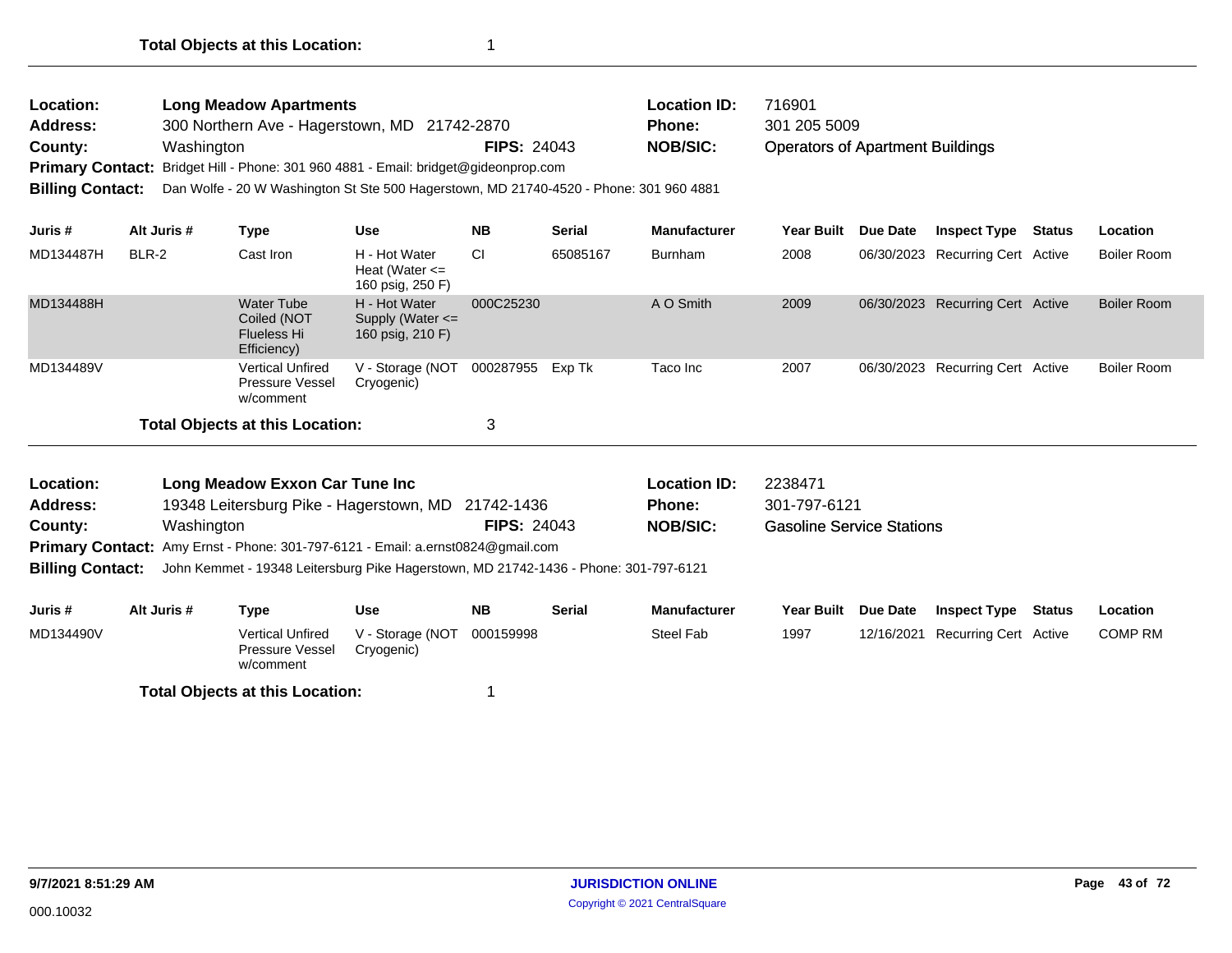**Total Objects at this Location:** 1

---

| | | | | | |
|---|---|---|---|---|---|
| **Location:** | **Long Meadow Apartments** | | | **Location ID:** | 716901 |
| **Address:** | 300 Northern Ave - Hagerstown, MD 21742-2870 | | | **Phone:** | 301 205 5009 |
| **County:** | Washington | **FIPS:** | 24043 | **NOB/SIC:** | Operators of Apartment Buildings |

**Primary Contact:** Bridget Hill - Phone: 301 960 4881 - Email: bridget@gideonprop.com

**Billing Contact:** Dan Wolfe - 20 W Washington St Ste 500 Hagerstown, MD 21740-4520 - Phone: 301 960 4881

| Juris # | Alt Juris # | Type | Use | NB | Serial | Manufacturer | Year Built | Due Date | Inspect Type | Status | Location |
|---|---|---|---|---|---|---|---|---|---|---|---|
| MD134487H | BLR-2 | Cast Iron | H - Hot Water Heat (Water <= 160 psig, 250 F) | CI | 65085167 | Burnham | 2008 | 06/30/2023 | Recurring Cert | Active | Boiler Room |
| MD134488H | | Water Tube Coiled (NOT Flueless Hi Efficiency) | H - Hot Water Supply (Water <= 160 psig, 210 F) | 000C25230 | | A O Smith | 2009 | 06/30/2023 | Recurring Cert | Active | Boiler Room |
| MD134489V | | Vertical Unfired Pressure Vessel w/comment | V - Storage (NOT Cryogenic) | 000287955 | Exp Tk | Taco Inc | 2007 | 06/30/2023 | Recurring Cert | Active | Boiler Room |

**Total Objects at this Location:** 3

---

| | | | | | |
|---|---|---|---|---|---|
| **Location:** | **Long Meadow Exxon Car Tune Inc** | | | **Location ID:** | 2238471 |
| **Address:** | 19348 Leitersburg Pike - Hagerstown, MD 21742-1436 | | | **Phone:** | 301-797-6121 |
| **County:** | Washington | **FIPS:** | 24043 | **NOB/SIC:** | Gasoline Service Stations |

**Primary Contact:** Amy Ernst - Phone: 301-797-6121 - Email: a.ernst0824@gmail.com

**Billing Contact:** John Kemmet - 19348 Leitersburg Pike Hagerstown, MD 21742-1436 - Phone: 301-797-6121

| Juris # | Alt Juris # | Type | Use | NB | Serial | Manufacturer | Year Built | Due Date | Inspect Type | Status | Location |
|---|---|---|---|---|---|---|---|---|---|---|---|
| MD134490V | | Vertical Unfired Pressure Vessel w/comment | V - Storage (NOT Cryogenic) | 000159998 | | Steel Fab | 1997 | 12/16/2021 | Recurring Cert | Active | COMP RM |

**Total Objects at this Location:** 1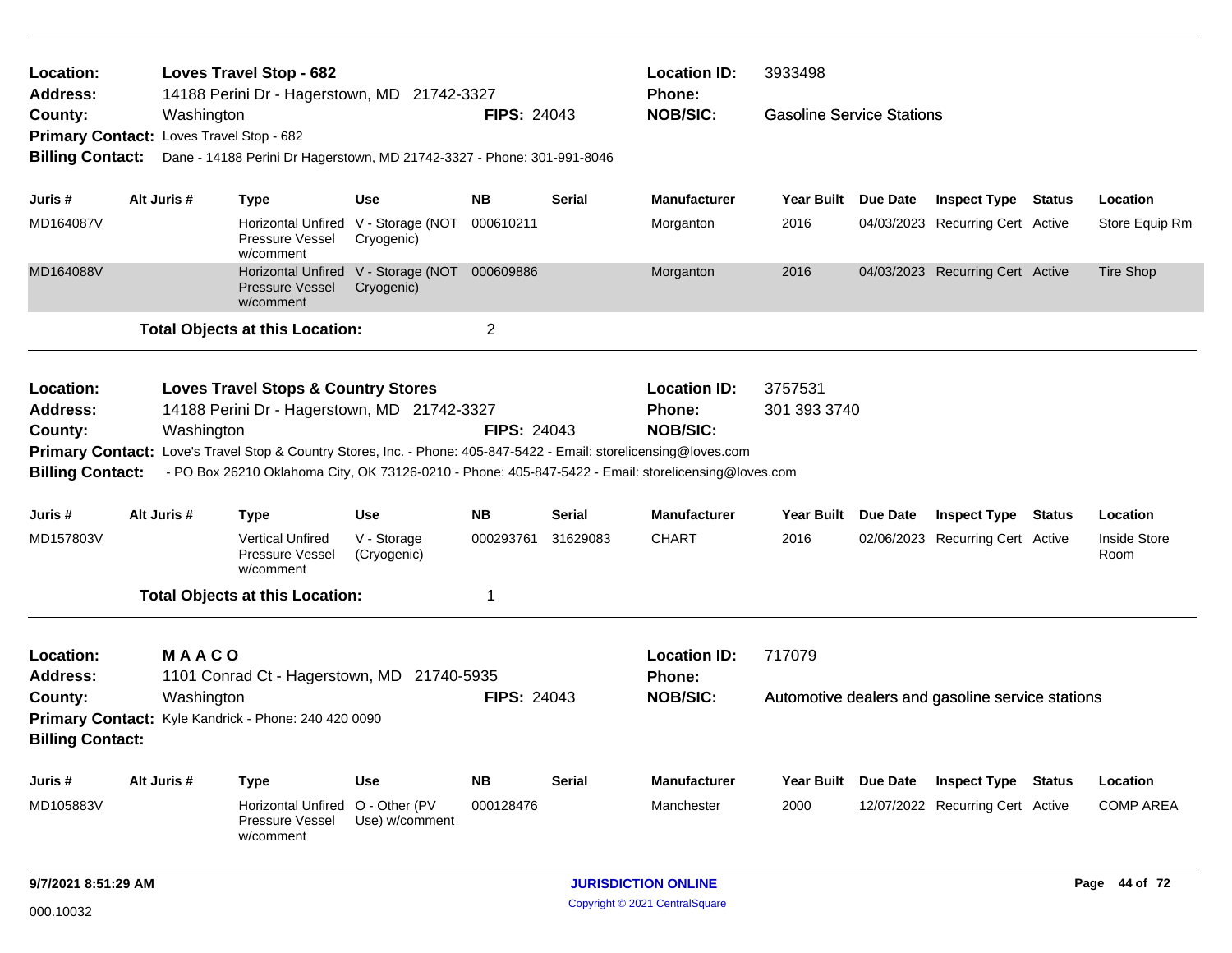**Location:** Loves Travel Stop - 682
**Address:** 14188 Perini Dr - Hagerstown, MD 21742-3327
**County:** Washington
**FIPS:** 24043
**Location ID:** 3933498
**Phone:**
**NOB/SIC:** Gasoline Service Stations
**Primary Contact:** Loves Travel Stop - 682
**Billing Contact:** Dane - 14188 Perini Dr Hagerstown, MD 21742-3327 - Phone: 301-991-8046

| Juris # | Alt Juris # | Type | Use | NB | Serial | Manufacturer | Year Built | Due Date | Inspect Type | Status | Location |
|---|---|---|---|---|---|---|---|---|---|---|---|
| MD164087V | | Horizontal Unfired Pressure Vessel w/comment | V - Storage (NOT Cryogenic) | 000610211 | | Morganton | 2016 | 04/03/2023 | Recurring Cert | Active | Store Equip Rm |
| MD164088V | | Horizontal Unfired Pressure Vessel w/comment | V - Storage (NOT Cryogenic) | 000609886 | | Morganton | 2016 | 04/03/2023 | Recurring Cert | Active | Tire Shop |

**Total Objects at this Location:** 2

---

**Location:** Loves Travel Stops & Country Stores
**Address:** 14188 Perini Dr - Hagerstown, MD 21742-3327
**County:** Washington
**FIPS:** 24043
**Location ID:** 3757531
**Phone:** 301 393 3740
**NOB/SIC:**
**Primary Contact:** Love's Travel Stop & Country Stores, Inc. - Phone: 405-847-5422 - Email: storelicensing@loves.com
**Billing Contact:** - PO Box 26210 Oklahoma City, OK 73126-0210 - Phone: 405-847-5422 - Email: storelicensing@loves.com

| Juris # | Alt Juris # | Type | Use | NB | Serial | Manufacturer | Year Built | Due Date | Inspect Type | Status | Location |
|---|---|---|---|---|---|---|---|---|---|---|---|
| MD157803V | | Vertical Unfired Pressure Vessel w/comment | V - Storage (Cryogenic) | 000293761 | 31629083 | CHART | 2016 | 02/06/2023 | Recurring Cert | Active | Inside Store Room |

**Total Objects at this Location:** 1

---

**Location:** M A A C O
**Address:** 1101 Conrad Ct - Hagerstown, MD 21740-5935
**County:** Washington
**FIPS:** 24043
**Location ID:** 717079
**Phone:**
**NOB/SIC:** Automotive dealers and gasoline service stations
**Primary Contact:** Kyle Kandrick - Phone: 240 420 0090
**Billing Contact:**

| Juris # | Alt Juris # | Type | Use | NB | Serial | Manufacturer | Year Built | Due Date | Inspect Type | Status | Location |
|---|---|---|---|---|---|---|---|---|---|---|---|
| MD105883V | | Horizontal Unfired Pressure Vessel w/comment | O - Other (PV Use) w/comment | 000128476 | | Manchester | 2000 | 12/07/2022 | Recurring Cert | Active | COMP AREA |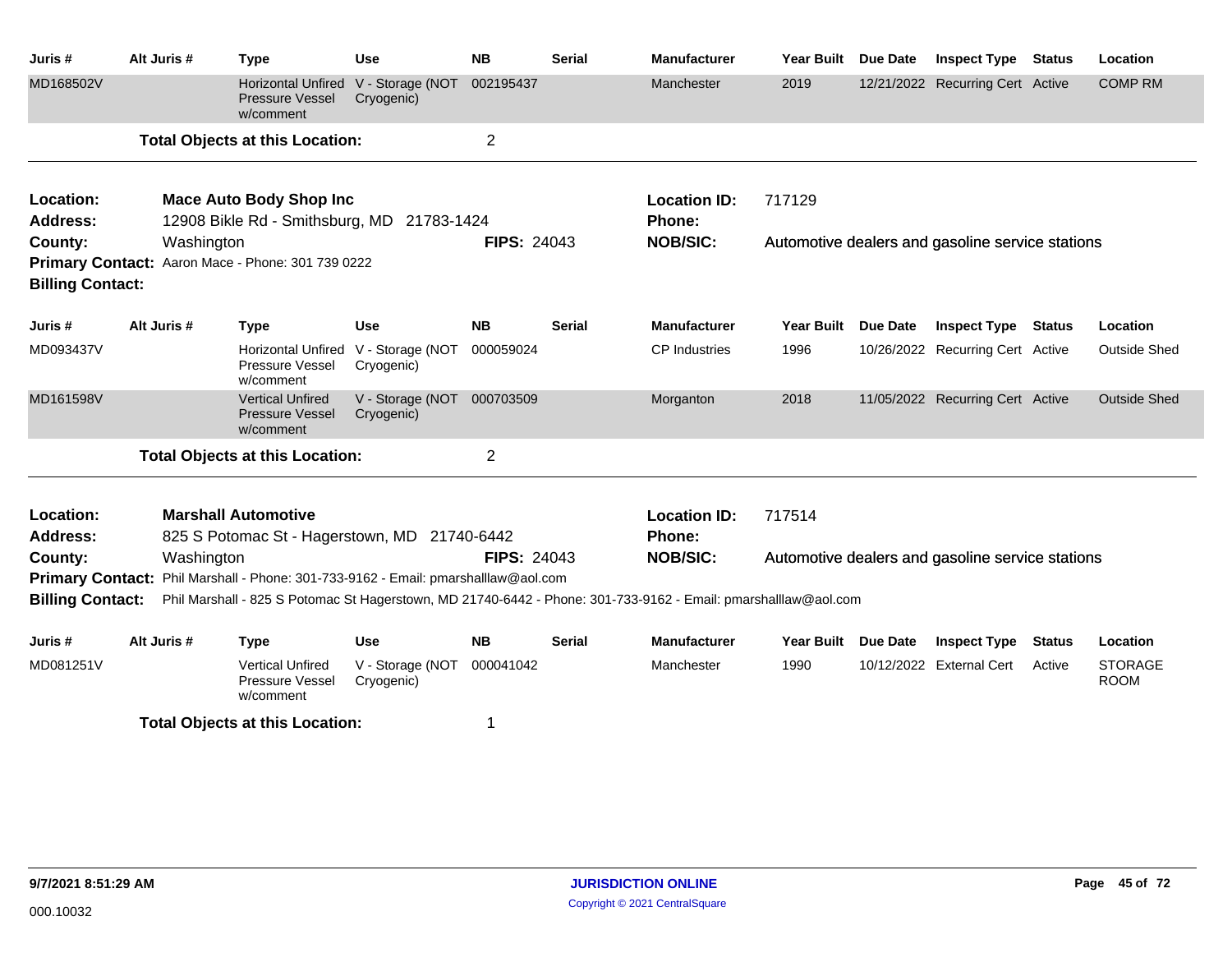| Juris # | Alt Juris # | Type | Use | NB | Serial | Manufacturer | Year Built | Due Date | Inspect Type | Status | Location |
|---|---|---|---|---|---|---|---|---|---|---|---|
| MD168502V | | Horizontal Unfired Pressure Vessel w/comment | V - Storage (NOT Cryogenic) | 002195437 | | Manchester | 2019 | 12/21/2022 | Recurring Cert | Active | COMP RM |

**Total Objects at this Location:** 2

---

**Location:** **Mace Auto Body Shop Inc**
**Address:** 12908 Bikle Rd - Smithsburg, MD 21783-1424
**County:** Washington
**FIPS:** 24043
**Location ID:** 717129
**Phone:**
**NOB/SIC:** Automotive dealers and gasoline service stations
**Primary Contact:** Aaron Mace - Phone: 301 739 0222
**Billing Contact:**

| Juris # | Alt Juris # | Type | Use | NB | Serial | Manufacturer | Year Built | Due Date | Inspect Type | Status | Location |
|---|---|---|---|---|---|---|---|---|---|---|---|
| MD093437V | | Horizontal Unfired Pressure Vessel w/comment | V - Storage (NOT Cryogenic) | 000059024 | | CP Industries | 1996 | 10/26/2022 | Recurring Cert | Active | Outside Shed |
| MD161598V | | Vertical Unfired Pressure Vessel w/comment | V - Storage (NOT Cryogenic) | 000703509 | | Morganton | 2018 | 11/05/2022 | Recurring Cert | Active | Outside Shed |

**Total Objects at this Location:** 2

---

**Location:** **Marshall Automotive**
**Address:** 825 S Potomac St - Hagerstown, MD 21740-6442
**County:** Washington
**FIPS:** 24043
**Location ID:** 717514
**Phone:**
**NOB/SIC:** Automotive dealers and gasoline service stations
**Primary Contact:** Phil Marshall - Phone: 301-733-9162 - Email: pmarshalllaw@aol.com
**Billing Contact:** Phil Marshall - 825 S Potomac St Hagerstown, MD 21740-6442 - Phone: 301-733-9162 - Email: pmarshalllaw@aol.com

| Juris # | Alt Juris # | Type | Use | NB | Serial | Manufacturer | Year Built | Due Date | Inspect Type | Status | Location |
|---|---|---|---|---|---|---|---|---|---|---|---|
| MD081251V | | Vertical Unfired Pressure Vessel w/comment | V - Storage (NOT Cryogenic) | 000041042 | | Manchester | 1990 | 10/12/2022 | External Cert | Active | STORAGE ROOM |

**Total Objects at this Location:** 1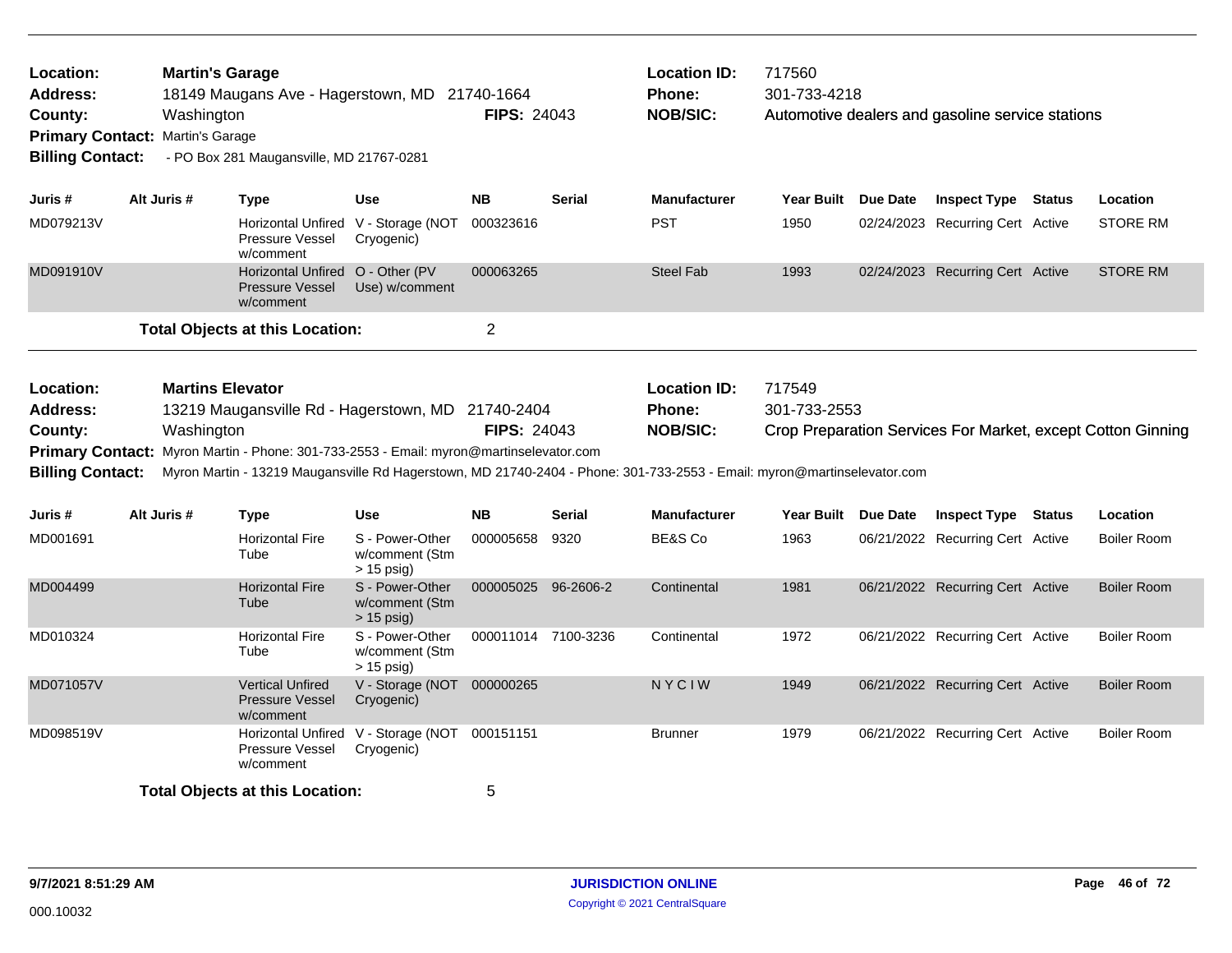**Location:** Martin's Garage
**Address:** 18149 Maugans Ave - Hagerstown, MD 21740-1664
**County:** Washington
**FIPS:** 24043
**Location ID:** 717560
**Phone:** 301-733-4218
**NOB/SIC:** Automotive dealers and gasoline service stations
**Primary Contact:** Martin's Garage
**Billing Contact:** - PO Box 281 Maugansville, MD 21767-0281

| Juris # | Alt Juris # | Type | Use | NB | Serial | Manufacturer | Year Built | Due Date | Inspect Type | Status | Location |
|---|---|---|---|---|---|---|---|---|---|---|---|
| MD079213V | | Horizontal Unfired Pressure Vessel w/comment | V - Storage (NOT Cryogenic) | 000323616 | | PST | 1950 | 02/24/2023 | Recurring Cert | Active | STORE RM |
| MD091910V | | Horizontal Unfired Pressure Vessel w/comment | O - Other (PV Use) w/comment | 000063265 | | Steel Fab | 1993 | 02/24/2023 | Recurring Cert | Active | STORE RM |

**Total Objects at this Location:** 2

**Location:** Martins Elevator
**Address:** 13219 Maugansville Rd - Hagerstown, MD 21740-2404
**County:** Washington
**FIPS:** 24043
**Location ID:** 717549
**Phone:** 301-733-2553
**NOB/SIC:** Crop Preparation Services For Market, except Cotton Ginning
**Primary Contact:** Myron Martin - Phone: 301-733-2553 - Email: myron@martinselevator.com
**Billing Contact:** Myron Martin - 13219 Maugansville Rd Hagerstown, MD 21740-2404 - Phone: 301-733-2553 - Email: myron@martinselevator.com

| Juris # | Alt Juris # | Type | Use | NB | Serial | Manufacturer | Year Built | Due Date | Inspect Type | Status | Location |
|---|---|---|---|---|---|---|---|---|---|---|---|
| MD001691 | | Horizontal Fire Tube | S - Power-Other w/comment (Stm > 15 psig) | 000005658 | 9320 | BE&S Co | 1963 | 06/21/2022 | Recurring Cert | Active | Boiler Room |
| MD004499 | | Horizontal Fire Tube | S - Power-Other w/comment (Stm > 15 psig) | 000005025 | 96-2606-2 | Continental | 1981 | 06/21/2022 | Recurring Cert | Active | Boiler Room |
| MD010324 | | Horizontal Fire Tube | S - Power-Other w/comment (Stm > 15 psig) | 000011014 | 7100-3236 | Continental | 1972 | 06/21/2022 | Recurring Cert | Active | Boiler Room |
| MD071057V | | Vertical Unfired Pressure Vessel w/comment | V - Storage (NOT Cryogenic) | 000000265 | | N Y C I W | 1949 | 06/21/2022 | Recurring Cert | Active | Boiler Room |
| MD098519V | | Horizontal Unfired Pressure Vessel w/comment | V - Storage (NOT Cryogenic) | 000151151 | | Brunner | 1979 | 06/21/2022 | Recurring Cert | Active | Boiler Room |

**Total Objects at this Location:** 5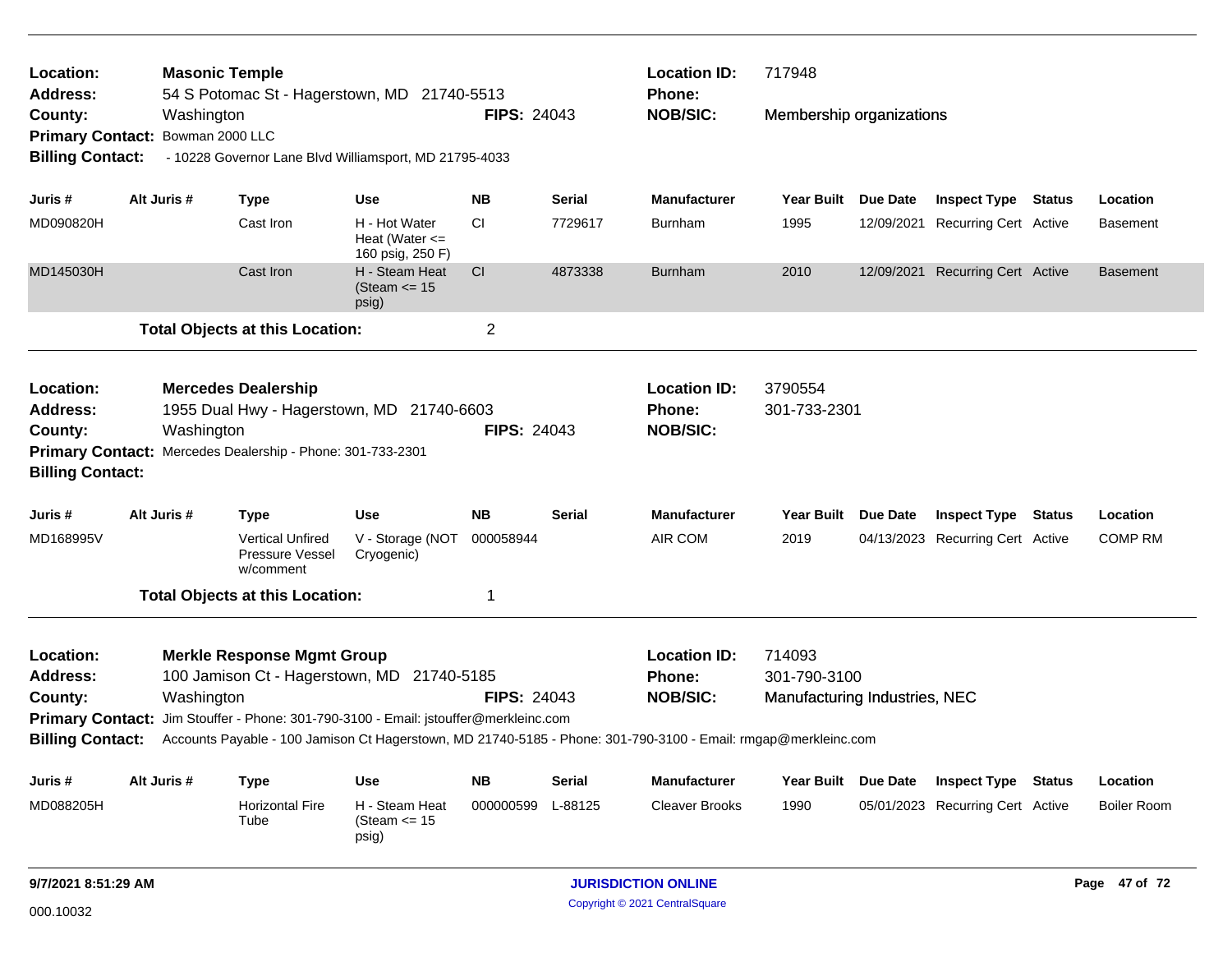**Location:** Masonic Temple
**Address:** 54 S Potomac St - Hagerstown, MD 21740-5513
**County:** Washington
**FIPS:** 24043
**Location ID:** 717948
**Phone:**
**NOB/SIC:** Membership organizations
**Primary Contact:** Bowman 2000 LLC
**Billing Contact:** - 10228 Governor Lane Blvd Williamsport, MD 21795-4033

| Juris # | Alt Juris # | Type | Use | NB | Serial | Manufacturer | Year Built | Due Date | Inspect Type | Status | Location |
|---|---|---|---|---|---|---|---|---|---|---|---|
| MD090820H | | Cast Iron | H - Hot Water Heat (Water <= 160 psig, 250 F) | CI | 7729617 | Burnham | 1995 | 12/09/2021 | Recurring Cert | Active | Basement |
| MD145030H | | Cast Iron | H - Steam Heat (Steam <= 15 psig) | CI | 4873338 | Burnham | 2010 | 12/09/2021 | Recurring Cert | Active | Basement |

**Total Objects at this Location:** 2

---

**Location:** Mercedes Dealership
**Address:** 1955 Dual Hwy - Hagerstown, MD 21740-6603
**County:** Washington
**FIPS:** 24043
**Location ID:** 3790554
**Phone:** 301-733-2301
**NOB/SIC:**
**Primary Contact:** Mercedes Dealership - Phone: 301-733-2301
**Billing Contact:**

| Juris # | Alt Juris # | Type | Use | NB | Serial | Manufacturer | Year Built | Due Date | Inspect Type | Status | Location |
|---|---|---|---|---|---|---|---|---|---|---|---|
| MD168995V | | Vertical Unfired Pressure Vessel w/comment | V - Storage (NOT Cryogenic) | 000058944 | | AIR COM | 2019 | 04/13/2023 | Recurring Cert | Active | COMP RM |

**Total Objects at this Location:** 1

---

**Location:** Merkle Response Mgmt Group
**Address:** 100 Jamison Ct - Hagerstown, MD 21740-5185
**County:** Washington
**FIPS:** 24043
**Location ID:** 714093
**Phone:** 301-790-3100
**NOB/SIC:** Manufacturing Industries, NEC
**Primary Contact:** Jim Stouffer - Phone: 301-790-3100 - Email: jstouffer@merkleinc.com
**Billing Contact:** Accounts Payable - 100 Jamison Ct Hagerstown, MD 21740-5185 - Phone: 301-790-3100 - Email: rmgap@merkleinc.com

| Juris # | Alt Juris # | Type | Use | NB | Serial | Manufacturer | Year Built | Due Date | Inspect Type | Status | Location |
|---|---|---|---|---|---|---|---|---|---|---|---|
| MD088205H | | Horizontal Fire Tube | H - Steam Heat (Steam <= 15 psig) | 000000599 | L-88125 | Cleaver Brooks | 1990 | 05/01/2023 | Recurring Cert | Active | Boiler Room |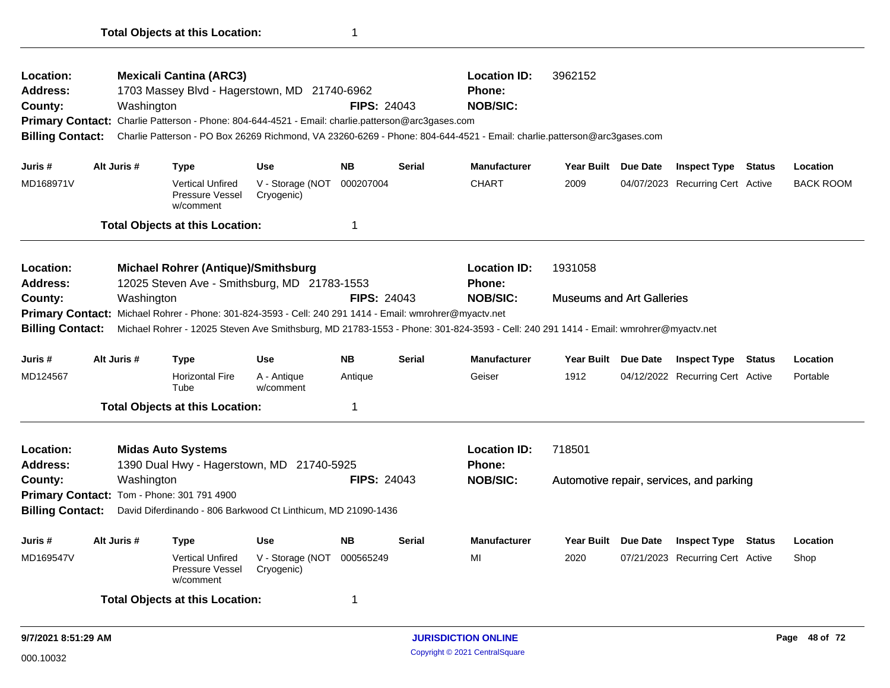**Total Objects at this Location:** 1

---

**Location:** Mexicali Cantina (ARC3)
**Location ID:** 3962152
**Address:** 1703 Massey Blvd - Hagerstown, MD 21740-6962
**Phone:**
**County:** Washington
**FIPS:** 24043
**NOB/SIC:**
**Primary Contact:** Charlie Patterson - Phone: 804-644-4521 - Email: charlie.patterson@arc3gases.com
**Billing Contact:** Charlie Patterson - PO Box 26269 Richmond, VA 23260-6269 - Phone: 804-644-4521 - Email: charlie.patterson@arc3gases.com

| Juris # | Alt Juris # | Type | Use | NB | Serial | Manufacturer | Year Built | Due Date | Inspect Type | Status | Location |
|---|---|---|---|---|---|---|---|---|---|---|---|
| MD168971V | | Vertical Unfired Pressure Vessel w/comment | V - Storage (NOT Cryogenic) | 000207004 | | CHART | 2009 | 04/07/2023 | Recurring Cert | Active | BACK ROOM |

**Total Objects at this Location:** 1

---

**Location:** Michael Rohrer (Antique)/Smithsburg
**Location ID:** 1931058
**Address:** 12025 Steven Ave - Smithsburg, MD 21783-1553
**Phone:**
**County:** Washington
**FIPS:** 24043
**NOB/SIC:** Museums and Art Galleries
**Primary Contact:** Michael Rohrer - Phone: 301-824-3593 - Cell: 240 291 1414 - Email: wmrohrer@myactv.net
**Billing Contact:** Michael Rohrer - 12025 Steven Ave Smithsburg, MD 21783-1553 - Phone: 301-824-3593 - Cell: 240 291 1414 - Email: wmrohrer@myactv.net

| Juris # | Alt Juris # | Type | Use | NB | Serial | Manufacturer | Year Built | Due Date | Inspect Type | Status | Location |
|---|---|---|---|---|---|---|---|---|---|---|---|
| MD124567 | | Horizontal Fire Tube | A - Antique w/comment | Antique | | Geiser | 1912 | 04/12/2022 | Recurring Cert | Active | Portable |

**Total Objects at this Location:** 1

---

**Location:** Midas Auto Systems
**Location ID:** 718501
**Address:** 1390 Dual Hwy - Hagerstown, MD 21740-5925
**Phone:**
**County:** Washington
**FIPS:** 24043
**NOB/SIC:** Automotive repair, services, and parking
**Primary Contact:** Tom - Phone: 301 791 4900
**Billing Contact:** David Diferdinando - 806 Barkwood Ct Linthicum, MD 21090-1436

| Juris # | Alt Juris # | Type | Use | NB | Serial | Manufacturer | Year Built | Due Date | Inspect Type | Status | Location |
|---|---|---|---|---|---|---|---|---|---|---|---|
| MD169547V | | Vertical Unfired Pressure Vessel w/comment | V - Storage (NOT Cryogenic) | 000565249 | | MI | 2020 | 07/21/2023 | Recurring Cert | Active | Shop |

**Total Objects at this Location:** 1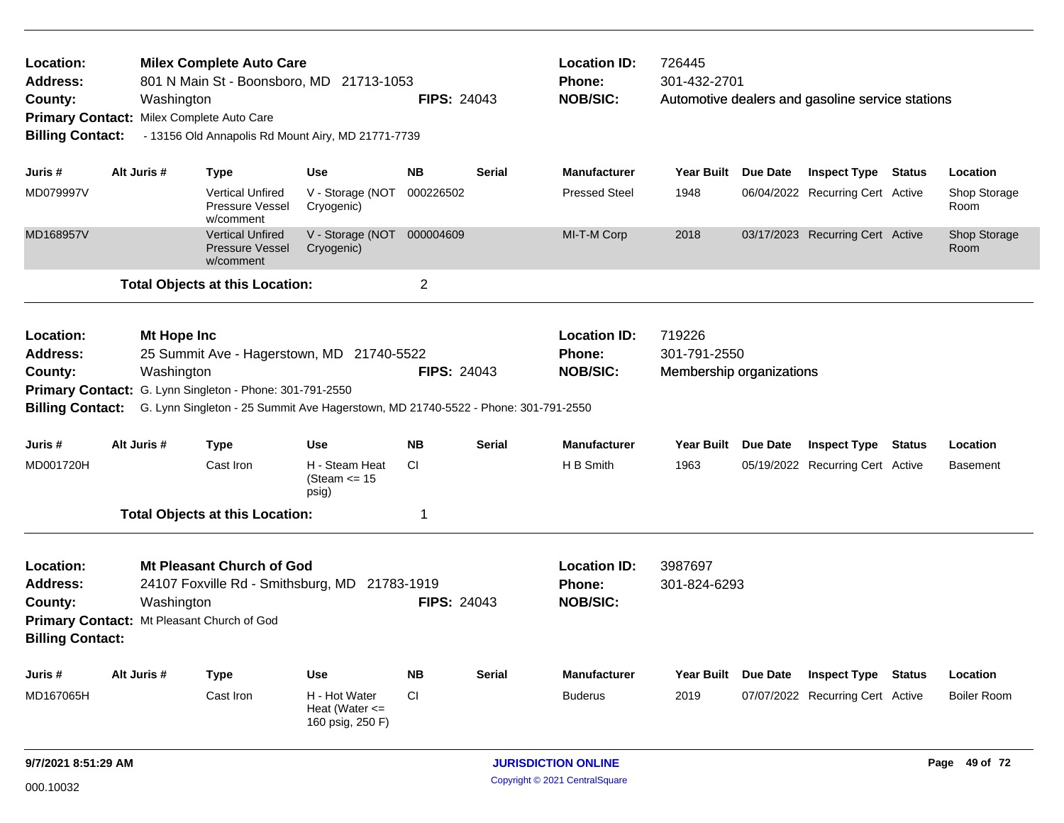**Location:** Milex Complete Auto Care
**Address:** 801 N Main St - Boonsboro, MD 21713-1053
**County:** Washington **FIPS:** 24043
**Primary Contact:** Milex Complete Auto Care
**Billing Contact:** - 13156 Old Annapolis Rd Mount Airy, MD 21771-7739

**Location ID:** 726445
**Phone:** 301-432-2701
**NOB/SIC:** Automotive dealers and gasoline service stations

| Juris # | Alt Juris # | Type | Use | NB | Serial | Manufacturer | Year Built | Due Date | Inspect Type | Status | Location |
|---|---|---|---|---|---|---|---|---|---|---|---|
| MD079997V | | Vertical Unfired Pressure Vessel w/comment | V - Storage (NOT Cryogenic) | 000226502 | | Pressed Steel | 1948 | 06/04/2022 | Recurring Cert | Active | Shop Storage Room |
| MD168957V | | Vertical Unfired Pressure Vessel w/comment | V - Storage (NOT Cryogenic) | 000004609 | | MI-T-M Corp | 2018 | 03/17/2023 | Recurring Cert | Active | Shop Storage Room |

**Total Objects at this Location:** 2

---

**Location:** Mt Hope Inc
**Address:** 25 Summit Ave - Hagerstown, MD 21740-5522
**County:** Washington **FIPS:** 24043
**Primary Contact:** G. Lynn Singleton - Phone: 301-791-2550
**Billing Contact:** G. Lynn Singleton - 25 Summit Ave Hagerstown, MD 21740-5522 - Phone: 301-791-2550

**Location ID:** 719226
**Phone:** 301-791-2550
**NOB/SIC:** Membership organizations

| Juris # | Alt Juris # | Type | Use | NB | Serial | Manufacturer | Year Built | Due Date | Inspect Type | Status | Location |
|---|---|---|---|---|---|---|---|---|---|---|---|
| MD001720H | | Cast Iron | H - Steam Heat (Steam <= 15 psig) | CI | | H B Smith | 1963 | 05/19/2022 | Recurring Cert | Active | Basement |

**Total Objects at this Location:** 1

---

**Location:** Mt Pleasant Church of God
**Address:** 24107 Foxville Rd - Smithsburg, MD 21783-1919
**County:** Washington **FIPS:** 24043
**Primary Contact:** Mt Pleasant Church of God
**Billing Contact:**

**Location ID:** 3987697
**Phone:** 301-824-6293
**NOB/SIC:**

| Juris # | Alt Juris # | Type | Use | NB | Serial | Manufacturer | Year Built | Due Date | Inspect Type | Status | Location |
|---|---|---|---|---|---|---|---|---|---|---|---|
| MD167065H | | Cast Iron | H - Hot Water Heat (Water <= 160 psig, 250 F) | CI | | Buderus | 2019 | 07/07/2022 | Recurring Cert | Active | Boiler Room |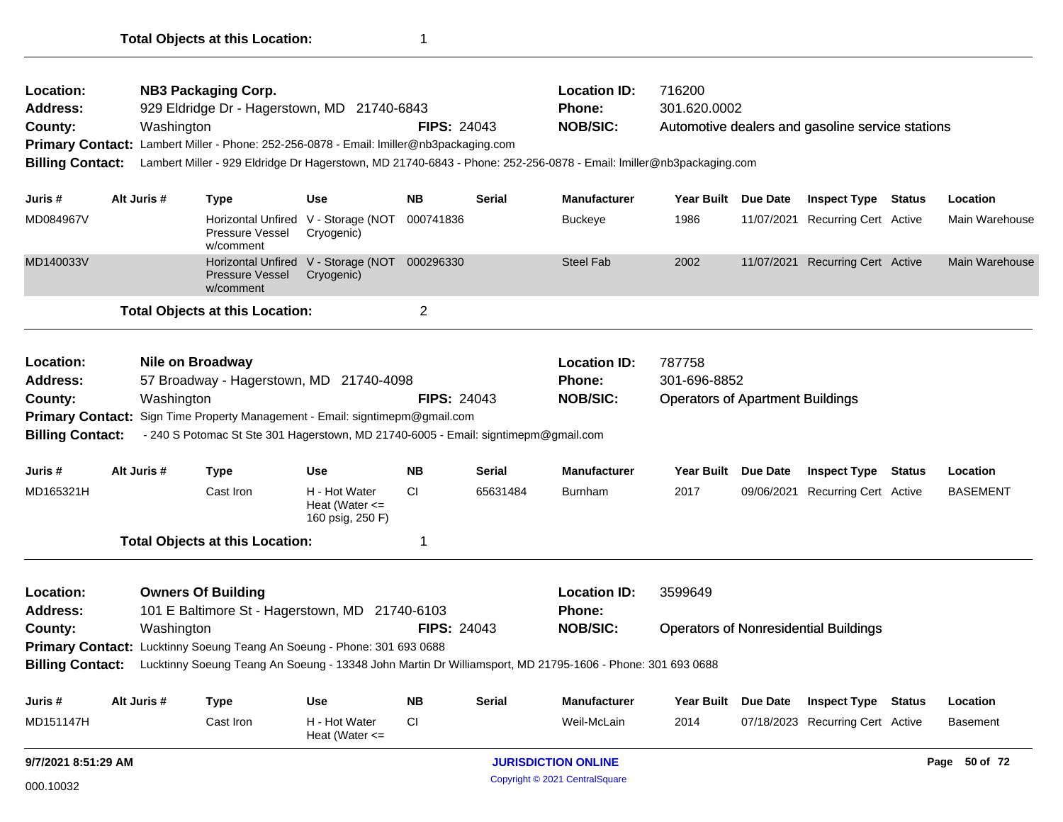**Total Objects at this Location:** 1

---

**Location:** NB3 Packaging Corp. **Location ID:** 716200
**Address:** 929 Eldridge Dr - Hagerstown, MD 21740-6843 **Phone:** 301.620.0002
**County:** Washington **FIPS:** 24043 **NOB/SIC:** Automotive dealers and gasoline service stations
**Primary Contact:** Lambert Miller - Phone: 252-256-0878 - Email: lmiller@nb3packaging.com
**Billing Contact:** Lambert Miller - 929 Eldridge Dr Hagerstown, MD 21740-6843 - Phone: 252-256-0878 - Email: lmiller@nb3packaging.com

| Juris # | Alt Juris # | Type | Use | NB | Serial | Manufacturer | Year Built | Due Date | Inspect Type | Status | Location |
|---|---|---|---|---|---|---|---|---|---|---|---|
| MD084967V | | Horizontal Unfired Pressure Vessel w/comment | V - Storage (NOT Cryogenic) | 000741836 | | Buckeye | 1986 | 11/07/2021 | Recurring Cert | Active | Main Warehouse |
| MD140033V | | Horizontal Unfired Pressure Vessel w/comment | V - Storage (NOT Cryogenic) | 000296330 | | Steel Fab | 2002 | 11/07/2021 | Recurring Cert | Active | Main Warehouse |

**Total Objects at this Location:** 2

---

**Location:** Nile on Broadway **Location ID:** 787758
**Address:** 57 Broadway - Hagerstown, MD 21740-4098 **Phone:** 301-696-8852
**County:** Washington **FIPS:** 24043 **NOB/SIC:** Operators of Apartment Buildings
**Primary Contact:** Sign Time Property Management - Email: signtimepm@gmail.com
**Billing Contact:** - 240 S Potomac St Ste 301 Hagerstown, MD 21740-6005 - Email: signtimepm@gmail.com

| Juris # | Alt Juris # | Type | Use | NB | Serial | Manufacturer | Year Built | Due Date | Inspect Type | Status | Location |
|---|---|---|---|---|---|---|---|---|---|---|---|
| MD165321H | | Cast Iron | H - Hot Water Heat (Water <= 160 psig, 250 F) | CI | 65631484 | Burnham | 2017 | 09/06/2021 | Recurring Cert | Active | BASEMENT |

**Total Objects at this Location:** 1

---

**Location:** Owners Of Building **Location ID:** 3599649
**Address:** 101 E Baltimore St - Hagerstown, MD 21740-6103 **Phone:**
**County:** Washington **FIPS:** 24043 **NOB/SIC:** Operators of Nonresidential Buildings
**Primary Contact:** Lucktinny Soeung Teang An Soeung - Phone: 301 693 0688
**Billing Contact:** Lucktinny Soeung Teang An Soeung - 13348 John Martin Dr Williamsport, MD 21795-1606 - Phone: 301 693 0688

| Juris # | Alt Juris # | Type | Use | NB | Serial | Manufacturer | Year Built | Due Date | Inspect Type | Status | Location |
|---|---|---|---|---|---|---|---|---|---|---|---|
| MD151147H | | Cast Iron | H - Hot Water Heat (Water <= | CI | | Weil-McLain | 2014 | 07/18/2023 | Recurring Cert | Active | Basement |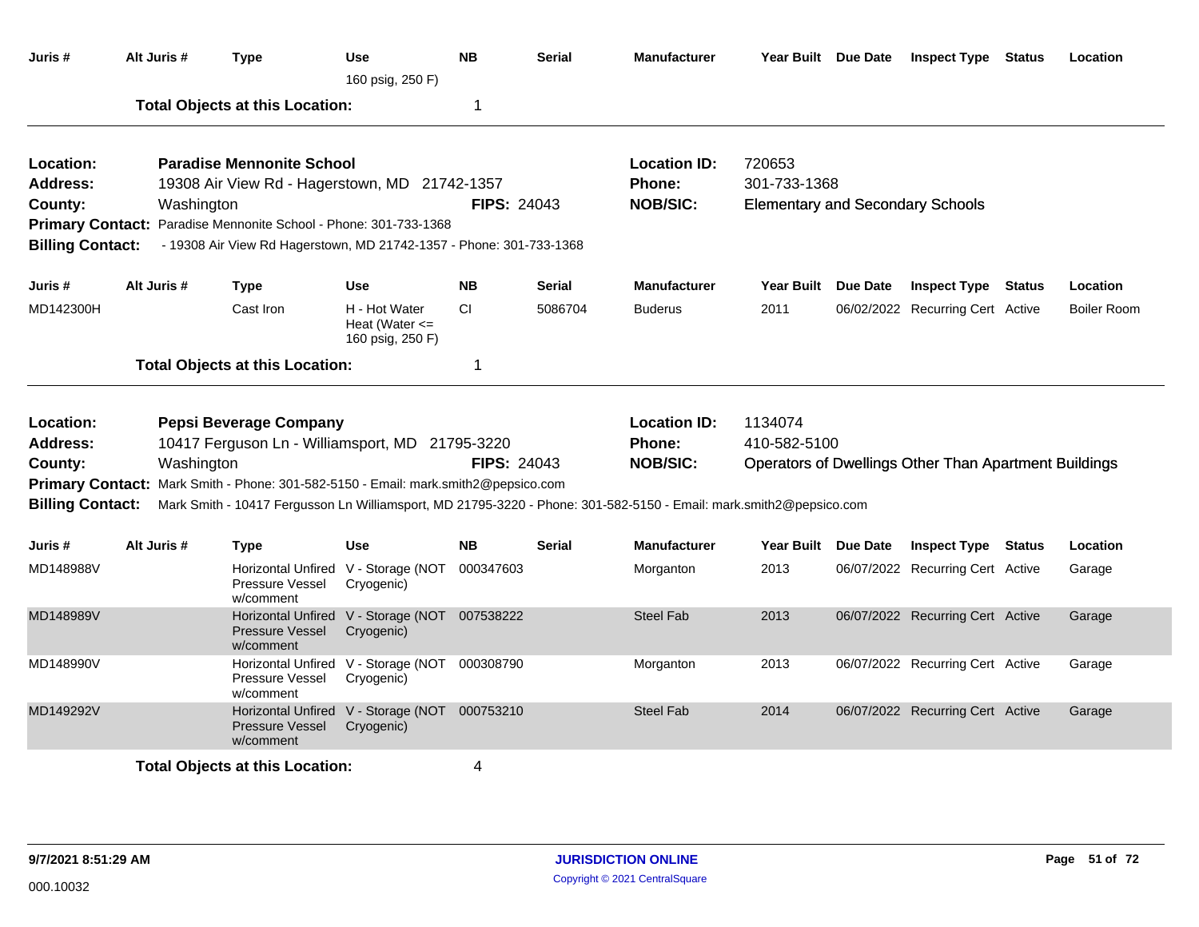| Juris # | Alt Juris # | Type | Use | NB | Serial | Manufacturer | Year Built | Due Date | Inspect Type | Status | Location |
|---|---|---|---|---|---|---|---|---|---|---|---|
| | | | 160 psig, 250 F) | | | | | | | | |

**Total Objects at this Location:** 1

---

**Location:** Paradise Mennonite School
**Address:** 19308 Air View Rd - Hagerstown, MD 21742-1357
**County:** Washington
**FIPS:** 24043
**Location ID:** 720653
**Phone:** 301-733-1368
**NOB/SIC:** Elementary and Secondary Schools
**Primary Contact:** Paradise Mennonite School - Phone: 301-733-1368
**Billing Contact:** - 19308 Air View Rd Hagerstown, MD 21742-1357 - Phone: 301-733-1368

| Juris # | Alt Juris # | Type | Use | NB | Serial | Manufacturer | Year Built | Due Date | Inspect Type | Status | Location |
|---|---|---|---|---|---|---|---|---|---|---|---|
| MD142300H | | Cast Iron | H - Hot Water Heat (Water <= 160 psig, 250 F) | CI | 5086704 | Buderus | 2011 | 06/02/2022 | Recurring Cert | Active | Boiler Room |

**Total Objects at this Location:** 1

---

**Location:** Pepsi Beverage Company
**Address:** 10417 Ferguson Ln - Williamsport, MD 21795-3220
**County:** Washington
**FIPS:** 24043
**Location ID:** 1134074
**Phone:** 410-582-5100
**NOB/SIC:** Operators of Dwellings Other Than Apartment Buildings
**Primary Contact:** Mark Smith - Phone: 301-582-5150 - Email: mark.smith2@pepsico.com
**Billing Contact:** Mark Smith - 10417 Fergusson Ln Williamsport, MD 21795-3220 - Phone: 301-582-5150 - Email: mark.smith2@pepsico.com

| Juris # | Alt Juris # | Type | Use | NB | Serial | Manufacturer | Year Built | Due Date | Inspect Type | Status | Location |
|---|---|---|---|---|---|---|---|---|---|---|---|
| MD148988V | | Horizontal Unfired Pressure Vessel w/comment | V - Storage (NOT Cryogenic) | 000347603 | | Morganton | 2013 | 06/07/2022 | Recurring Cert | Active | Garage |
| MD148989V | | Horizontal Unfired Pressure Vessel w/comment | V - Storage (NOT Cryogenic) | 007538222 | | Steel Fab | 2013 | 06/07/2022 | Recurring Cert | Active | Garage |
| MD148990V | | Horizontal Unfired Pressure Vessel w/comment | V - Storage (NOT Cryogenic) | 000308790 | | Morganton | 2013 | 06/07/2022 | Recurring Cert | Active | Garage |
| MD149292V | | Horizontal Unfired Pressure Vessel w/comment | V - Storage (NOT Cryogenic) | 000753210 | | Steel Fab | 2014 | 06/07/2022 | Recurring Cert | Active | Garage |

**Total Objects at this Location:** 4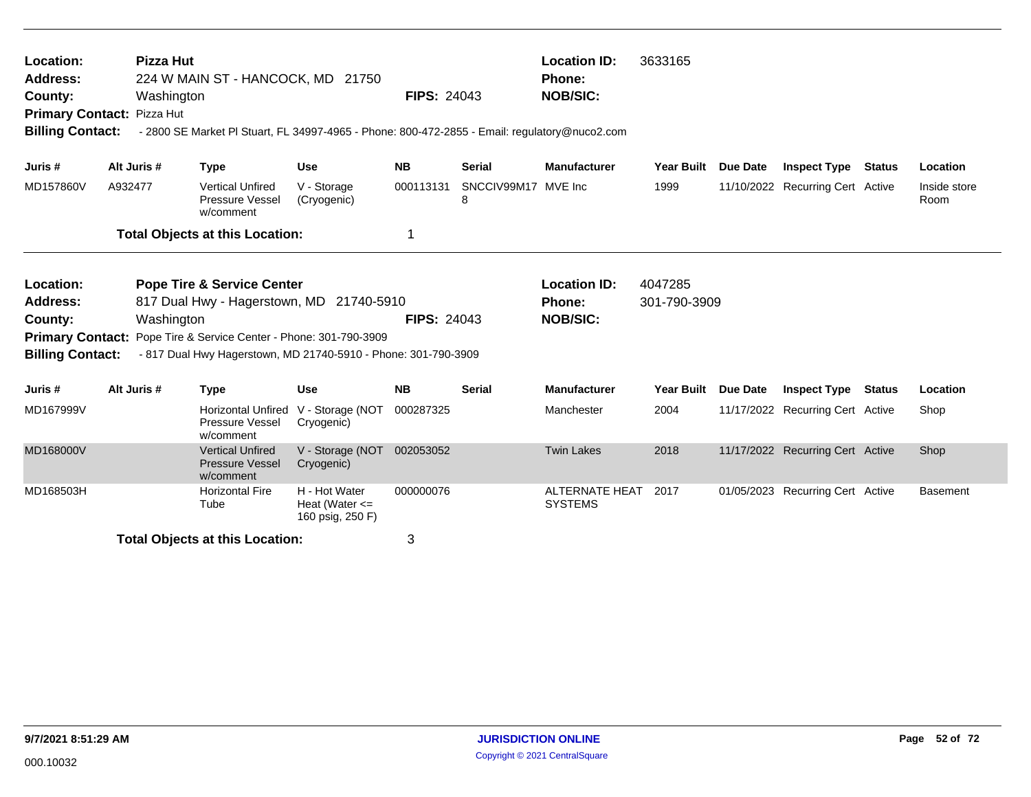**Location:** Pizza Hut
**Address:** 224 W MAIN ST - HANCOCK, MD 21750
**County:** Washington **FIPS:** 24043
**Location ID:** 3633165
**Phone:**
**NOB/SIC:**
**Primary Contact:** Pizza Hut
**Billing Contact:** - 2800 SE Market Pl Stuart, FL 34997-4965 - Phone: 800-472-2855 - Email: regulatory@nuco2.com

| Juris # | Alt Juris # | Type | Use | NB | Serial | Manufacturer | Year Built | Due Date | Inspect Type | Status | Location |
|---|---|---|---|---|---|---|---|---|---|---|---|
| MD157860V | A932477 | Vertical Unfired Pressure Vessel w/comment | V - Storage (Cryogenic) | 000113131 | SNCCIV99M17 8 | MVE Inc | 1999 | 11/10/2022 | Recurring Cert | Active | Inside store Room |

**Total Objects at this Location:** 1

**Location:** Pope Tire & Service Center
**Address:** 817 Dual Hwy - Hagerstown, MD 21740-5910
**County:** Washington **FIPS:** 24043
**Location ID:** 4047285
**Phone:** 301-790-3909
**NOB/SIC:**
**Primary Contact:** Pope Tire & Service Center - Phone: 301-790-3909
**Billing Contact:** - 817 Dual Hwy Hagerstown, MD 21740-5910 - Phone: 301-790-3909

| Juris # | Alt Juris # | Type | Use | NB | Serial | Manufacturer | Year Built | Due Date | Inspect Type | Status | Location |
|---|---|---|---|---|---|---|---|---|---|---|---|
| MD167999V | | Horizontal Unfired Pressure Vessel w/comment | V - Storage (NOT Cryogenic) | 000287325 | | Manchester | 2004 | 11/17/2022 | Recurring Cert | Active | Shop |
| MD168000V | | Vertical Unfired Pressure Vessel w/comment | V - Storage (NOT Cryogenic) | 002053052 | | Twin Lakes | 2018 | 11/17/2022 | Recurring Cert | Active | Shop |
| MD168503H | | Horizontal Fire Tube | H - Hot Water Heat (Water <= 160 psig, 250 F) | 000000076 | | ALTERNATE HEAT SYSTEMS | 2017 | 01/05/2023 | Recurring Cert | Active | Basement |

**Total Objects at this Location:** 3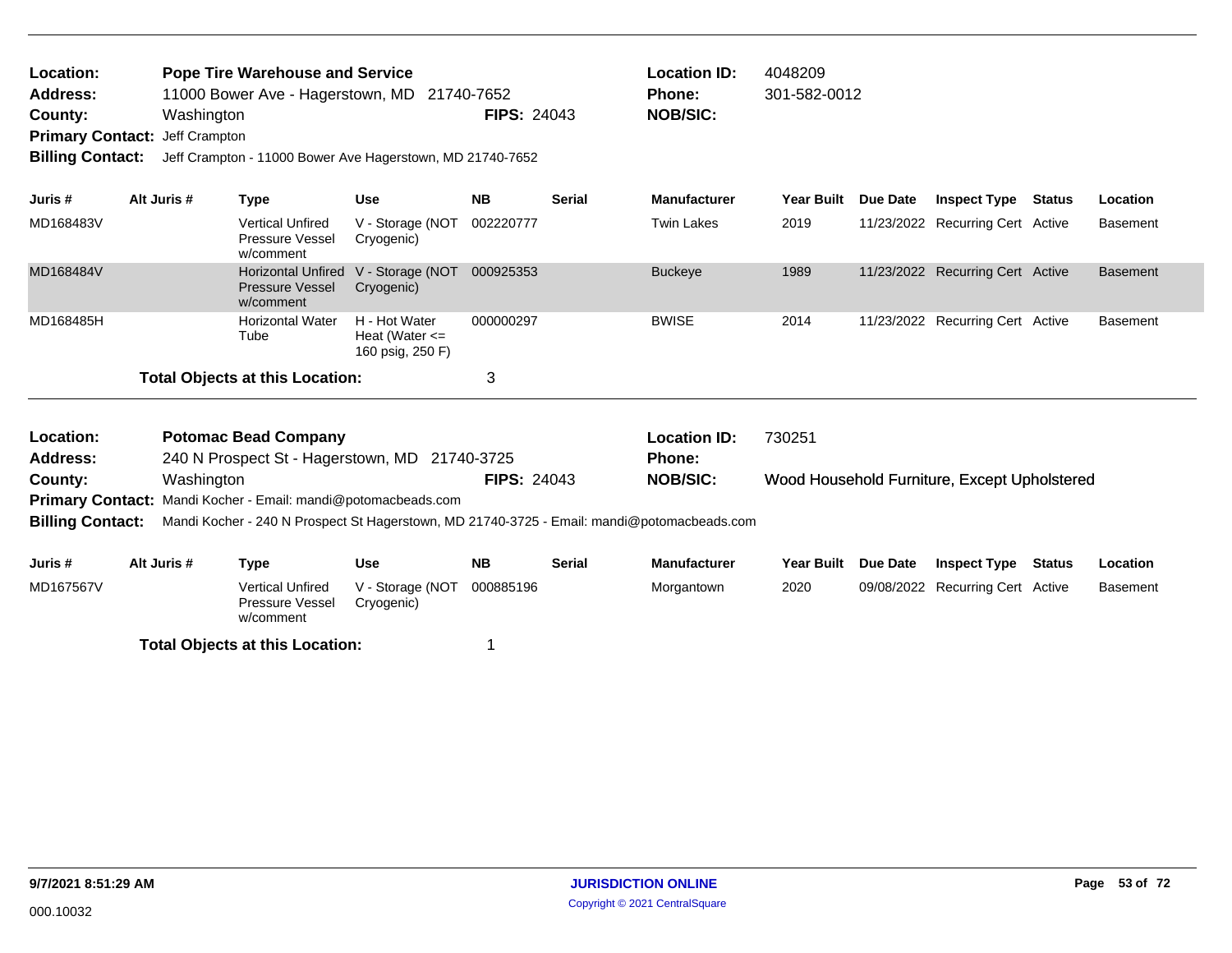| | | | | | | |
|---|---|---|---|---|---|---|
| **Location:** | **Pope Tire Warehouse and Service** | | | **Location ID:** | 4048209 | |
| **Address:** | 11000 Bower Ave - Hagerstown, MD 21740-7652 | | | **Phone:** | 301-582-0012 | |
| **County:** | Washington | **FIPS:** 24043 | | **NOB/SIC:** | | |
| **Primary Contact:** | Jeff Crampton | | | | | |
| **Billing Contact:** | Jeff Crampton - 11000 Bower Ave Hagerstown, MD 21740-7652 | | | | | |

| Juris # | Alt Juris # | Type | Use | NB | Serial | Manufacturer | Year Built | Due Date | Inspect Type | Status | Location |
|---|---|---|---|---|---|---|---|---|---|---|---|
| MD168483V | | Vertical Unfired Pressure Vessel w/comment | V - Storage (NOT Cryogenic) | 002220777 | | Twin Lakes | 2019 | 11/23/2022 | Recurring Cert | Active | Basement |
| MD168484V | | Horizontal Unfired Pressure Vessel w/comment | V - Storage (NOT Cryogenic) | 000925353 | | Buckeye | 1989 | 11/23/2022 | Recurring Cert | Active | Basement |
| MD168485H | | Horizontal Water Tube | H - Hot Water Heat (Water <= 160 psig, 250 F) | 000000297 | | BWISE | 2014 | 11/23/2022 | Recurring Cert | Active | Basement |

**Total Objects at this Location:** 3

| | | | | | | |
|---|---|---|---|---|---|---|
| **Location:** | **Potomac Bead Company** | | | **Location ID:** | 730251 | |
| **Address:** | 240 N Prospect St - Hagerstown, MD 21740-3725 | | | **Phone:** | | |
| **County:** | Washington | **FIPS:** 24043 | | **NOB/SIC:** | Wood Household Furniture, Except Upholstered | |
| **Primary Contact:** | Mandi Kocher - Email: mandi@potomacbeads.com | | | | | |
| **Billing Contact:** | Mandi Kocher - 240 N Prospect St Hagerstown, MD 21740-3725 - Email: mandi@potomacbeads.com | | | | | |

| Juris # | Alt Juris # | Type | Use | NB | Serial | Manufacturer | Year Built | Due Date | Inspect Type | Status | Location |
|---|---|---|---|---|---|---|---|---|---|---|---|
| MD167567V | | Vertical Unfired Pressure Vessel w/comment | V - Storage (NOT Cryogenic) | 000885196 | | Morgantown | 2020 | 09/08/2022 | Recurring Cert | Active | Basement |

**Total Objects at this Location:** 1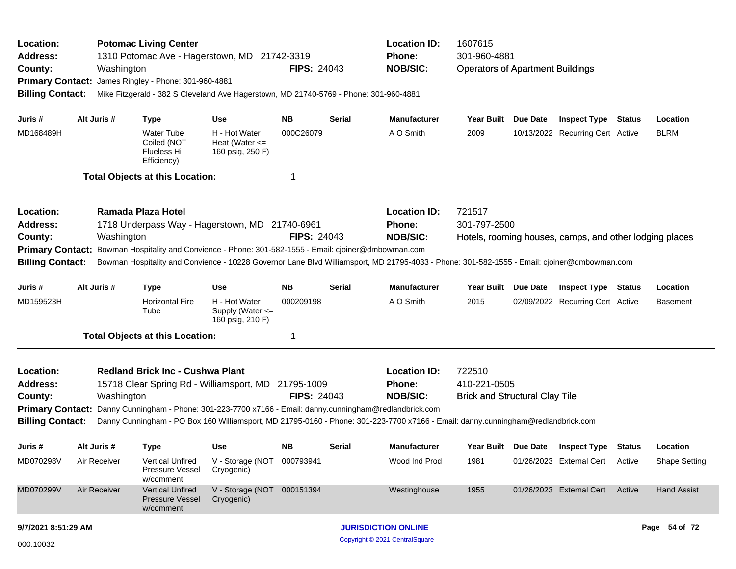**Location:** Potomac Living Center **Location ID:** 1607615
**Address:** 1310 Potomac Ave - Hagerstown, MD 21742-3319 **Phone:** 301-960-4881
**County:** Washington **FIPS:** 24043 **NOB/SIC:** Operators of Apartment Buildings
**Primary Contact:** James Ringley - Phone: 301-960-4881
**Billing Contact:** Mike Fitzgerald - 382 S Cleveland Ave Hagerstown, MD 21740-5769 - Phone: 301-960-4881

| Juris # | Alt Juris # | Type | Use | NB | Serial | Manufacturer | Year Built | Due Date | Inspect Type | Status | Location |
|---|---|---|---|---|---|---|---|---|---|---|---|
| MD168489H | | Water Tube Coiled (NOT Flueless Hi Efficiency) | H - Hot Water Heat (Water <= 160 psig, 250 F) | 000C26079 | | A O Smith | 2009 | 10/13/2022 | Recurring Cert | Active | BLRM |

**Total Objects at this Location:** 1

---

**Location:** Ramada Plaza Hotel **Location ID:** 721517
**Address:** 1718 Underpass Way - Hagerstown, MD 21740-6961 **Phone:** 301-797-2500
**County:** Washington **FIPS:** 24043 **NOB/SIC:** Hotels, rooming houses, camps, and other lodging places
**Primary Contact:** Bowman Hospitality and Convience - Phone: 301-582-1555 - Email: cjoiner@dmbowman.com
**Billing Contact:** Bowman Hospitality and Convience - 10228 Governor Lane Blvd Williamsport, MD 21795-4033 - Phone: 301-582-1555 - Email: cjoiner@dmbowman.com

| Juris # | Alt Juris # | Type | Use | NB | Serial | Manufacturer | Year Built | Due Date | Inspect Type | Status | Location |
|---|---|---|---|---|---|---|---|---|---|---|---|
| MD159523H | | Horizontal Fire Tube | H - Hot Water Supply (Water <= 160 psig, 210 F) | 000209198 | | A O Smith | 2015 | 02/09/2022 | Recurring Cert | Active | Basement |

**Total Objects at this Location:** 1

---

**Location:** Redland Brick Inc - Cushwa Plant **Location ID:** 722510
**Address:** 15718 Clear Spring Rd - Williamsport, MD 21795-1009 **Phone:** 410-221-0505
**County:** Washington **FIPS:** 24043 **NOB/SIC:** Brick and Structural Clay Tile
**Primary Contact:** Danny Cunningham - Phone: 301-223-7700 x7166 - Email: danny.cunningham@redlandbrick.com
**Billing Contact:** Danny Cunningham - PO Box 160 Williamsport, MD 21795-0160 - Phone: 301-223-7700 x7166 - Email: danny.cunningham@redlandbrick.com

| Juris # | Alt Juris # | Type | Use | NB | Serial | Manufacturer | Year Built | Due Date | Inspect Type | Status | Location |
|---|---|---|---|---|---|---|---|---|---|---|---|
| MD070298V | Air Receiver | Vertical Unfired Pressure Vessel w/comment | V - Storage (NOT Cryogenic) | 000793941 | | Wood Ind Prod | 1981 | 01/26/2023 | External Cert | Active | Shape Setting |
| MD070299V | Air Receiver | Vertical Unfired Pressure Vessel w/comment | V - Storage (NOT Cryogenic) | 000151394 | | Westinghouse | 1955 | 01/26/2023 | External Cert | Active | Hand Assist |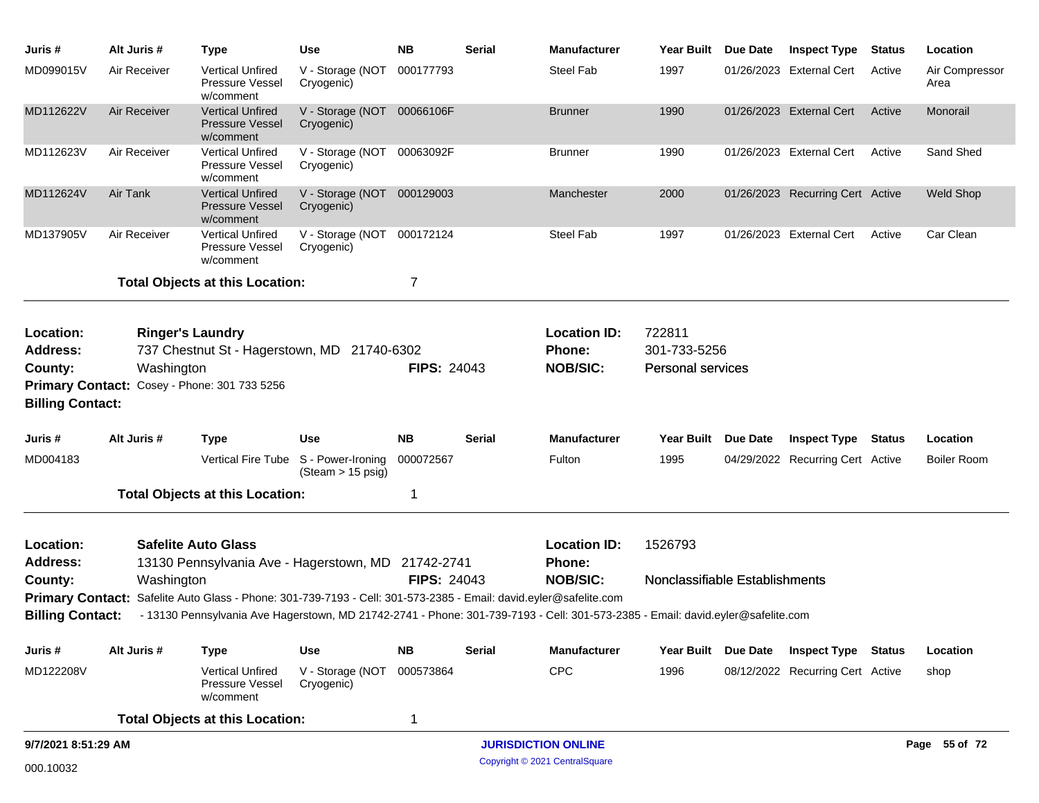| Juris # | Alt Juris # | Type | Use | NB | Serial | Manufacturer | Year Built | Due Date | Inspect Type | Status | Location |
|---|---|---|---|---|---|---|---|---|---|---|---|
| MD099015V | Air Receiver | Vertical Unfired Pressure Vessel w/comment | V - Storage (NOT Cryogenic) | 000177793 | | Steel Fab | 1997 | 01/26/2023 | External Cert | Active | Air Compressor Area |
| MD112622V | Air Receiver | Vertical Unfired Pressure Vessel w/comment | V - Storage (NOT Cryogenic) | 00066106F | | Brunner | 1990 | 01/26/2023 | External Cert | Active | Monorail |
| MD112623V | Air Receiver | Vertical Unfired Pressure Vessel w/comment | V - Storage (NOT Cryogenic) | 00063092F | | Brunner | 1990 | 01/26/2023 | External Cert | Active | Sand Shed |
| MD112624V | Air Tank | Vertical Unfired Pressure Vessel w/comment | V - Storage (NOT Cryogenic) | 000129003 | | Manchester | 2000 | 01/26/2023 | Recurring Cert | Active | Weld Shop |
| MD137905V | Air Receiver | Vertical Unfired Pressure Vessel w/comment | V - Storage (NOT Cryogenic) | 000172124 | | Steel Fab | 1997 | 01/26/2023 | External Cert | Active | Car Clean |

**Total Objects at this Location:** 7

---

**Location:** Ringer's Laundry
**Address:** 737 Chestnut St - Hagerstown, MD 21740-6302
**County:** Washington
**FIPS:** 24043
**Location ID:** 722811
**Phone:** 301-733-5256
**NOB/SIC:** Personal services
**Primary Contact:** Cosey - Phone: 301 733 5256
**Billing Contact:**

| Juris # | Alt Juris # | Type | Use | NB | Serial | Manufacturer | Year Built | Due Date | Inspect Type | Status | Location |
|---|---|---|---|---|---|---|---|---|---|---|---|
| MD004183 | | Vertical Fire Tube | S - Power-Ironing (Steam > 15 psig) | 000072567 | | Fulton | 1995 | 04/29/2022 | Recurring Cert | Active | Boiler Room |

**Total Objects at this Location:** 1

---

**Location:** Safelite Auto Glass
**Address:** 13130 Pennsylvania Ave - Hagerstown, MD 21742-2741
**County:** Washington
**FIPS:** 24043
**Location ID:** 1526793
**Phone:**
**NOB/SIC:** Nonclassifiable Establishments
**Primary Contact:** Safelite Auto Glass - Phone: 301-739-7193 - Cell: 301-573-2385 - Email: david.eyler@safelite.com
**Billing Contact:** - 13130 Pennsylvania Ave Hagerstown, MD 21742-2741 - Phone: 301-739-7193 - Cell: 301-573-2385 - Email: david.eyler@safelite.com

| Juris # | Alt Juris # | Type | Use | NB | Serial | Manufacturer | Year Built | Due Date | Inspect Type | Status | Location |
|---|---|---|---|---|---|---|---|---|---|---|---|
| MD122208V | | Vertical Unfired Pressure Vessel w/comment | V - Storage (NOT Cryogenic) | 000573864 | | CPC | 1996 | 08/12/2022 | Recurring Cert | Active | shop |

**Total Objects at this Location:** 1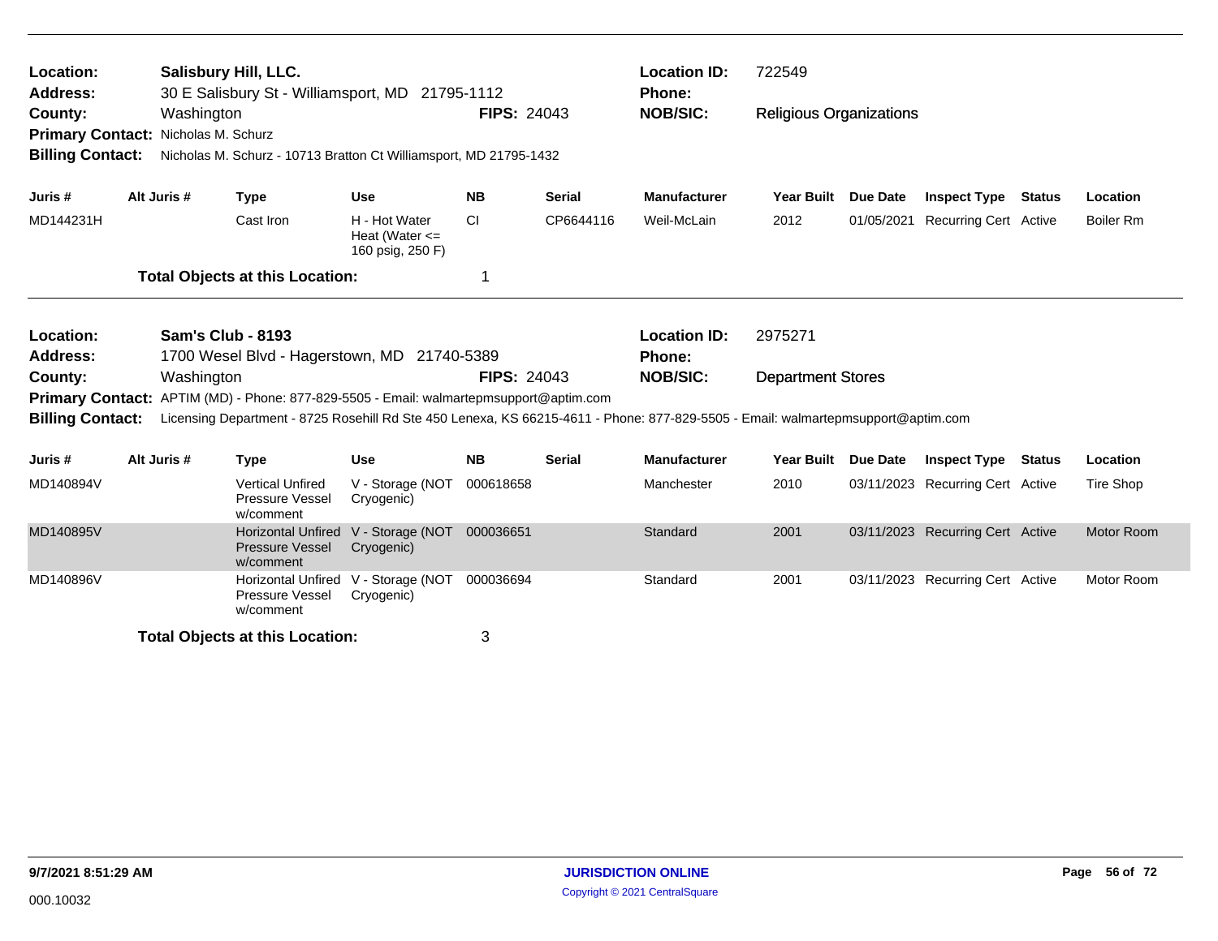**Location:** Salisbury Hill, LLC.
**Address:** 30 E Salisbury St - Williamsport, MD 21795-1112
**County:** Washington **FIPS:** 24043
**Primary Contact:** Nicholas M. Schurz
**Billing Contact:** Nicholas M. Schurz - 10713 Bratton Ct Williamsport, MD 21795-1432
**Location ID:** 722549
**Phone:**
**NOB/SIC:** Religious Organizations

| Juris # | Alt Juris # | Type | Use | NB | Serial | Manufacturer | Year Built | Due Date | Inspect Type | Status | Location |
|---|---|---|---|---|---|---|---|---|---|---|---|
| MD144231H | | Cast Iron | H - Hot Water Heat (Water <= 160 psig, 250 F) | CI | CP6644116 | Weil-McLain | 2012 | 01/05/2021 | Recurring Cert | Active | Boiler Rm |

**Total Objects at this Location:** 1

**Location:** Sam's Club - 8193
**Address:** 1700 Wesel Blvd - Hagerstown, MD 21740-5389
**County:** Washington **FIPS:** 24043
**Primary Contact:** APTIM (MD) - Phone: 877-829-5505 - Email: walmartepmsupport@aptim.com
**Billing Contact:** Licensing Department - 8725 Rosehill Rd Ste 450 Lenexa, KS 66215-4611 - Phone: 877-829-5505 - Email: walmartepmsupport@aptim.com
**Location ID:** 2975271
**Phone:**
**NOB/SIC:** Department Stores

| Juris # | Alt Juris # | Type | Use | NB | Serial | Manufacturer | Year Built | Due Date | Inspect Type | Status | Location |
|---|---|---|---|---|---|---|---|---|---|---|---|
| MD140894V | | Vertical Unfired Pressure Vessel w/comment | V - Storage (NOT Cryogenic) | 000618658 | | Manchester | 2010 | 03/11/2023 | Recurring Cert | Active | Tire Shop |
| MD140895V | | Horizontal Unfired Pressure Vessel w/comment | V - Storage (NOT Cryogenic) | 000036651 | | Standard | 2001 | 03/11/2023 | Recurring Cert | Active | Motor Room |
| MD140896V | | Horizontal Unfired Pressure Vessel w/comment | V - Storage (NOT Cryogenic) | 000036694 | | Standard | 2001 | 03/11/2023 | Recurring Cert | Active | Motor Room |

**Total Objects at this Location:** 3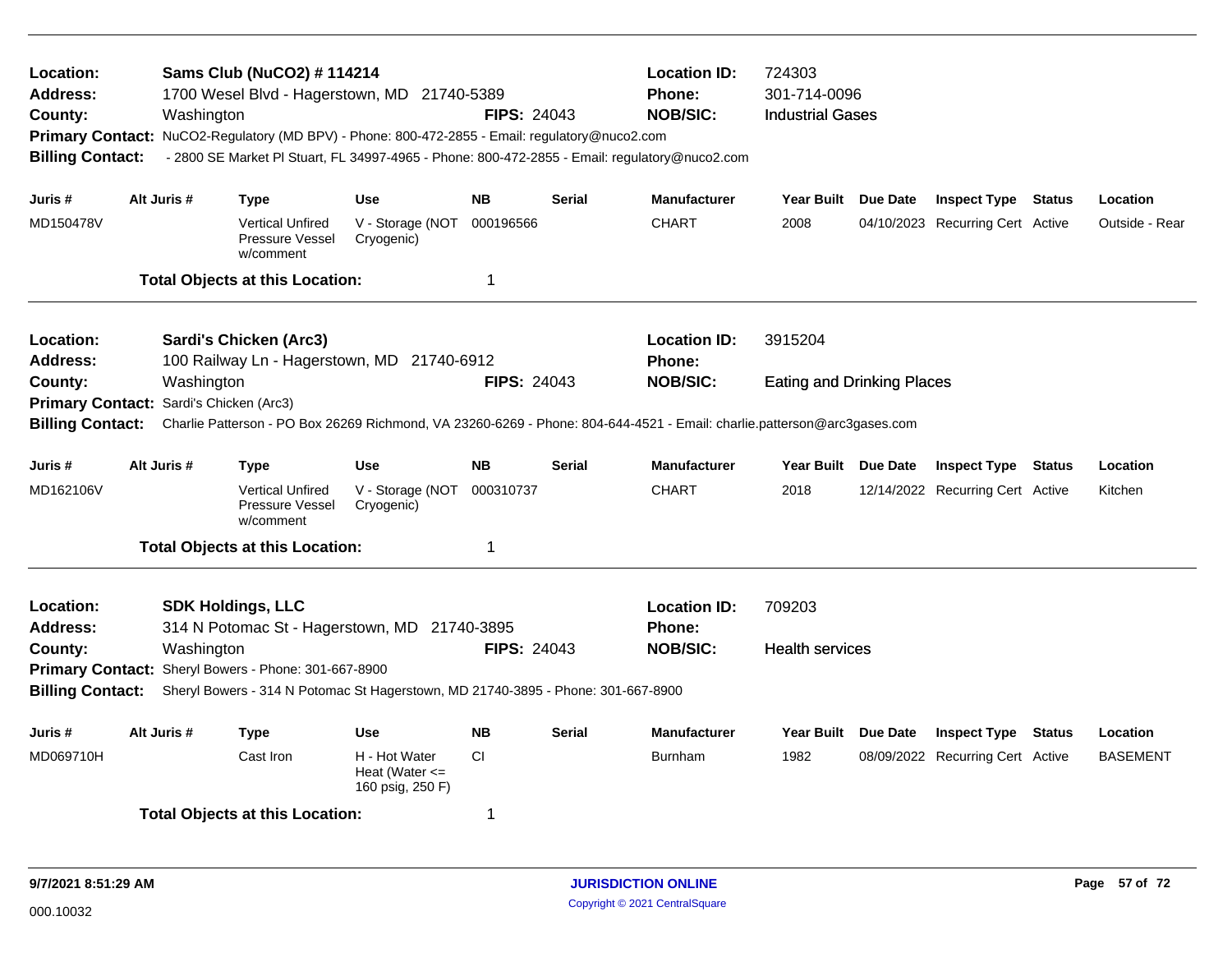**Location:** **Sams Club (NuCO2) # 114214** **Location ID:** 724303
**Address:** 1700 Wesel Blvd - Hagerstown, MD 21740-5389 **Phone:** 301-714-0096
**County:** Washington **FIPS:** 24043 **NOB/SIC:** Industrial Gases
**Primary Contact:** NuCO2-Regulatory (MD BPV) - Phone: 800-472-2855 - Email: regulatory@nuco2.com
**Billing Contact:** - 2800 SE Market Pl Stuart, FL 34997-4965 - Phone: 800-472-2855 - Email: regulatory@nuco2.com

| Juris # | Alt Juris # | Type | Use | NB | Serial | Manufacturer | Year Built | Due Date | Inspect Type | Status | Location |
|---|---|---|---|---|---|---|---|---|---|---|---|
| MD150478V | | Vertical Unfired Pressure Vessel w/comment | V - Storage (NOT Cryogenic) | 000196566 | | CHART | 2008 | 04/10/2023 | Recurring Cert | Active | Outside - Rear |

**Total Objects at this Location:** 1

---

**Location:** **Sardi's Chicken (Arc3)** **Location ID:** 3915204
**Address:** 100 Railway Ln - Hagerstown, MD 21740-6912 **Phone:**
**County:** Washington **FIPS:** 24043 **NOB/SIC:** Eating and Drinking Places
**Primary Contact:** Sardi's Chicken (Arc3)
**Billing Contact:** Charlie Patterson - PO Box 26269 Richmond, VA 23260-6269 - Phone: 804-644-4521 - Email: charlie.patterson@arc3gases.com

| Juris # | Alt Juris # | Type | Use | NB | Serial | Manufacturer | Year Built | Due Date | Inspect Type | Status | Location |
|---|---|---|---|---|---|---|---|---|---|---|---|
| MD162106V | | Vertical Unfired Pressure Vessel w/comment | V - Storage (NOT Cryogenic) | 000310737 | | CHART | 2018 | 12/14/2022 | Recurring Cert | Active | Kitchen |

**Total Objects at this Location:** 1

---

**Location:** **SDK Holdings, LLC** **Location ID:** 709203
**Address:** 314 N Potomac St - Hagerstown, MD 21740-3895 **Phone:**
**County:** Washington **FIPS:** 24043 **NOB/SIC:** Health services
**Primary Contact:** Sheryl Bowers - Phone: 301-667-8900
**Billing Contact:** Sheryl Bowers - 314 N Potomac St Hagerstown, MD 21740-3895 - Phone: 301-667-8900

| Juris # | Alt Juris # | Type | Use | NB | Serial | Manufacturer | Year Built | Due Date | Inspect Type | Status | Location |
|---|---|---|---|---|---|---|---|---|---|---|---|
| MD069710H | | Cast Iron | H - Hot Water Heat (Water <= 160 psig, 250 F) | CI | | Burnham | 1982 | 08/09/2022 | Recurring Cert | Active | BASEMENT |

**Total Objects at this Location:** 1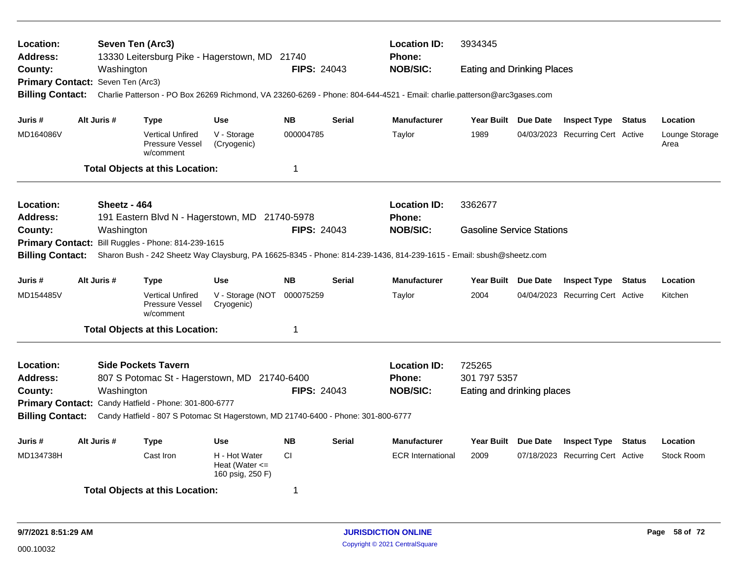**Location:** Seven Ten (Arc3) | **Location ID:** 3934345
**Address:** 13330 Leitersburg Pike - Hagerstown, MD 21740 | **Phone:**
**County:** Washington | **FIPS:** 24043 | **NOB/SIC:** Eating and Drinking Places
**Primary Contact:** Seven Ten (Arc3)
**Billing Contact:** Charlie Patterson - PO Box 26269 Richmond, VA 23260-6269 - Phone: 804-644-4521 - Email: charlie.patterson@arc3gases.com

| Juris # | Alt Juris # | Type | Use | NB | Serial | Manufacturer | Year Built | Due Date | Inspect Type | Status | Location |
|---|---|---|---|---|---|---|---|---|---|---|---|
| MD164086V | | Vertical Unfired Pressure Vessel w/comment | V - Storage (Cryogenic) | 000004785 | | Taylor | 1989 | 04/03/2023 | Recurring Cert | Active | Lounge Storage Area |

**Total Objects at this Location:** 1

---

**Location:** Sheetz - 464 | **Location ID:** 3362677
**Address:** 191 Eastern Blvd N - Hagerstown, MD 21740-5978 | **Phone:**
**County:** Washington | **FIPS:** 24043 | **NOB/SIC:** Gasoline Service Stations
**Primary Contact:** Bill Ruggles - Phone: 814-239-1615
**Billing Contact:** Sharon Bush - 242 Sheetz Way Claysburg, PA 16625-8345 - Phone: 814-239-1436, 814-239-1615 - Email: sbush@sheetz.com

| Juris # | Alt Juris # | Type | Use | NB | Serial | Manufacturer | Year Built | Due Date | Inspect Type | Status | Location |
|---|---|---|---|---|---|---|---|---|---|---|---|
| MD154485V | | Vertical Unfired Pressure Vessel w/comment | V - Storage (NOT Cryogenic) | 000075259 | | Taylor | 2004 | 04/04/2023 | Recurring Cert | Active | Kitchen |

**Total Objects at this Location:** 1

---

**Location:** Side Pockets Tavern | **Location ID:** 725265
**Address:** 807 S Potomac St - Hagerstown, MD 21740-6400 | **Phone:** 301 797 5357
**County:** Washington | **FIPS:** 24043 | **NOB/SIC:** Eating and drinking places
**Primary Contact:** Candy Hatfield - Phone: 301-800-6777
**Billing Contact:** Candy Hatfield - 807 S Potomac St Hagerstown, MD 21740-6400 - Phone: 301-800-6777

| Juris # | Alt Juris # | Type | Use | NB | Serial | Manufacturer | Year Built | Due Date | Inspect Type | Status | Location |
|---|---|---|---|---|---|---|---|---|---|---|---|
| MD134738H | | Cast Iron | H - Hot Water Heat (Water <= 160 psig, 250 F) | CI | | ECR International | 2009 | 07/18/2023 | Recurring Cert | Active | Stock Room |

**Total Objects at this Location:** 1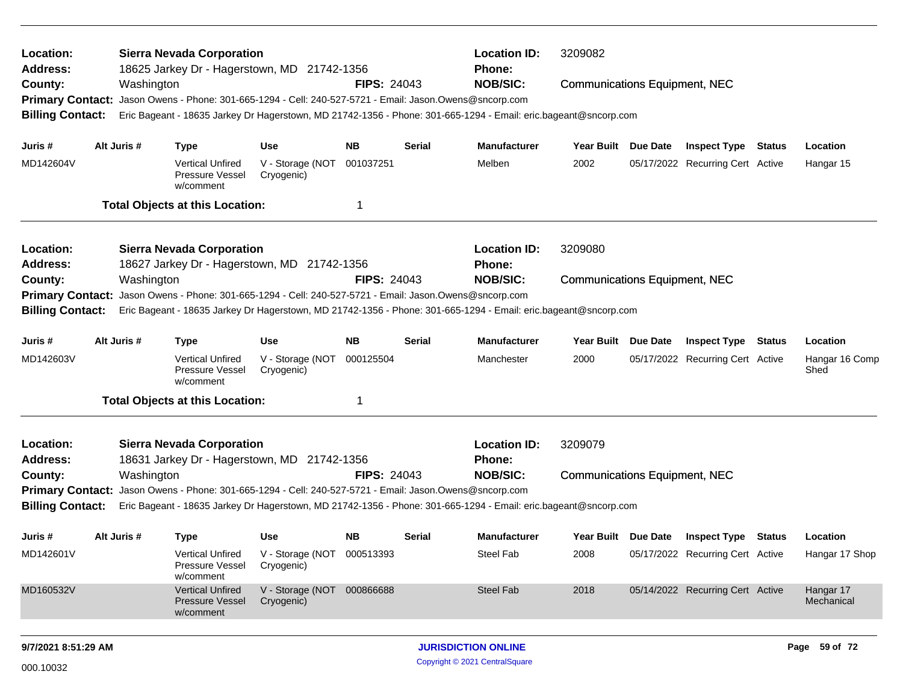**Location:** Sierra Nevada Corporation
**Location ID:** 3209082
**Address:** 18625 Jarkey Dr - Hagerstown, MD 21742-1356
**Phone:**
**County:** Washington
**FIPS:** 24043
**NOB/SIC:** Communications Equipment, NEC
**Primary Contact:** Jason Owens - Phone: 301-665-1294 - Cell: 240-527-5721 - Email: Jason.Owens@sncorp.com
**Billing Contact:** Eric Bageant - 18635 Jarkey Dr Hagerstown, MD 21742-1356 - Phone: 301-665-1294 - Email: eric.bageant@sncorp.com

| Juris # | Alt Juris # | Type | Use | NB | Serial | Manufacturer | Year Built | Due Date | Inspect Type | Status | Location |
|---|---|---|---|---|---|---|---|---|---|---|---|
| MD142604V | | Vertical Unfired Pressure Vessel w/comment | V - Storage (NOT Cryogenic) | 001037251 | | Melben | 2002 | 05/17/2022 | Recurring Cert | Active | Hangar 15 |

**Total Objects at this Location:** 1

---

**Location:** Sierra Nevada Corporation
**Location ID:** 3209080
**Address:** 18627 Jarkey Dr - Hagerstown, MD 21742-1356
**Phone:**
**County:** Washington
**FIPS:** 24043
**NOB/SIC:** Communications Equipment, NEC
**Primary Contact:** Jason Owens - Phone: 301-665-1294 - Cell: 240-527-5721 - Email: Jason.Owens@sncorp.com
**Billing Contact:** Eric Bageant - 18635 Jarkey Dr Hagerstown, MD 21742-1356 - Phone: 301-665-1294 - Email: eric.bageant@sncorp.com

| Juris # | Alt Juris # | Type | Use | NB | Serial | Manufacturer | Year Built | Due Date | Inspect Type | Status | Location |
|---|---|---|---|---|---|---|---|---|---|---|---|
| MD142603V | | Vertical Unfired Pressure Vessel w/comment | V - Storage (NOT Cryogenic) | 000125504 | | Manchester | 2000 | 05/17/2022 | Recurring Cert | Active | Hangar 16 Comp Shed |

**Total Objects at this Location:** 1

---

**Location:** Sierra Nevada Corporation
**Location ID:** 3209079
**Address:** 18631 Jarkey Dr - Hagerstown, MD 21742-1356
**Phone:**
**County:** Washington
**FIPS:** 24043
**NOB/SIC:** Communications Equipment, NEC
**Primary Contact:** Jason Owens - Phone: 301-665-1294 - Cell: 240-527-5721 - Email: Jason.Owens@sncorp.com
**Billing Contact:** Eric Bageant - 18635 Jarkey Dr Hagerstown, MD 21742-1356 - Phone: 301-665-1294 - Email: eric.bageant@sncorp.com

| Juris # | Alt Juris # | Type | Use | NB | Serial | Manufacturer | Year Built | Due Date | Inspect Type | Status | Location |
|---|---|---|---|---|---|---|---|---|---|---|---|
| MD142601V | | Vertical Unfired Pressure Vessel w/comment | V - Storage (NOT Cryogenic) | 000513393 | | Steel Fab | 2008 | 05/17/2022 | Recurring Cert | Active | Hangar 17 Shop |
| MD160532V | | Vertical Unfired Pressure Vessel w/comment | V - Storage (NOT Cryogenic) | 000866688 | | Steel Fab | 2018 | 05/14/2022 | Recurring Cert | Active | Hangar 17 Mechanical |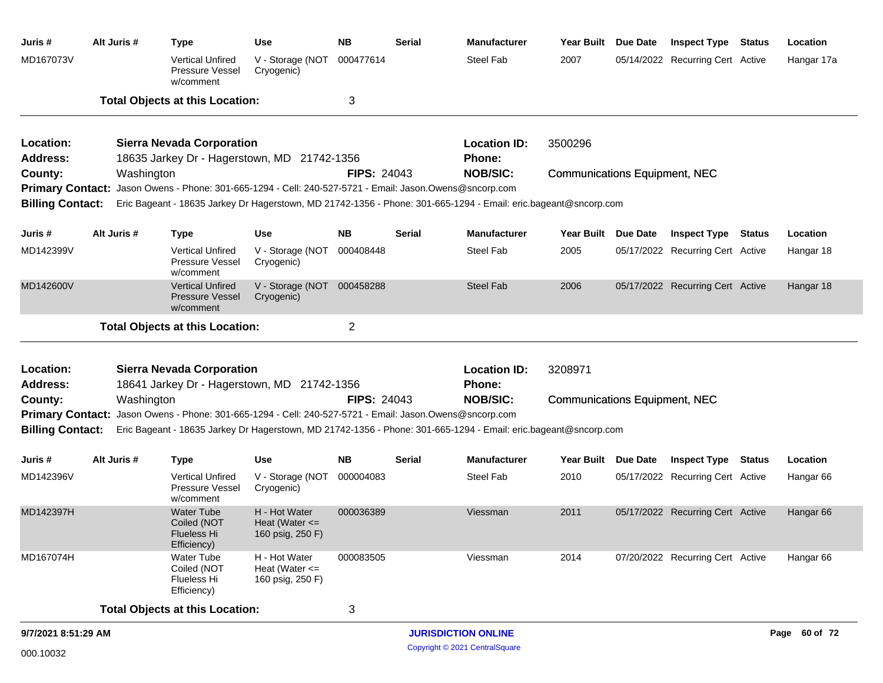| Juris # | Alt Juris # | Type | Use | NB | Serial | Manufacturer | Year Built | Due Date | Inspect Type | Status | Location |
|---|---|---|---|---|---|---|---|---|---|---|---|
| MD167073V | | Vertical Unfired Pressure Vessel w/comment | V - Storage (NOT Cryogenic) | 000477614 | | Steel Fab | 2007 | 05/14/2022 | Recurring Cert | Active | Hangar 17a |

**Total Objects at this Location:** 3

---

**Location:** **Sierra Nevada Corporation**
**Location ID:** 3500296
**Address:** 18635 Jarkey Dr - Hagerstown, MD 21742-1356
**Phone:**
**County:** Washington
**FIPS:** 24043
**NOB/SIC:** Communications Equipment, NEC
**Primary Contact:** Jason Owens - Phone: 301-665-1294 - Cell: 240-527-5721 - Email: Jason.Owens@sncorp.com
**Billing Contact:** Eric Bageant - 18635 Jarkey Dr Hagerstown, MD 21742-1356 - Phone: 301-665-1294 - Email: eric.bageant@sncorp.com

| Juris # | Alt Juris # | Type | Use | NB | Serial | Manufacturer | Year Built | Due Date | Inspect Type | Status | Location |
|---|---|---|---|---|---|---|---|---|---|---|---|
| MD142399V | | Vertical Unfired Pressure Vessel w/comment | V - Storage (NOT Cryogenic) | 000408448 | | Steel Fab | 2005 | 05/17/2022 | Recurring Cert | Active | Hangar 18 |
| MD142600V | | Vertical Unfired Pressure Vessel w/comment | V - Storage (NOT Cryogenic) | 000458288 | | Steel Fab | 2006 | 05/17/2022 | Recurring Cert | Active | Hangar 18 |

**Total Objects at this Location:** 2

---

**Location:** **Sierra Nevada Corporation**
**Location ID:** 3208971
**Address:** 18641 Jarkey Dr - Hagerstown, MD 21742-1356
**Phone:**
**County:** Washington
**FIPS:** 24043
**NOB/SIC:** Communications Equipment, NEC
**Primary Contact:** Jason Owens - Phone: 301-665-1294 - Cell: 240-527-5721 - Email: Jason.Owens@sncorp.com
**Billing Contact:** Eric Bageant - 18635 Jarkey Dr Hagerstown, MD 21742-1356 - Phone: 301-665-1294 - Email: eric.bageant@sncorp.com

| Juris # | Alt Juris # | Type | Use | NB | Serial | Manufacturer | Year Built | Due Date | Inspect Type | Status | Location |
|---|---|---|---|---|---|---|---|---|---|---|---|
| MD142396V | | Vertical Unfired Pressure Vessel w/comment | V - Storage (NOT Cryogenic) | 000004083 | | Steel Fab | 2010 | 05/17/2022 | Recurring Cert | Active | Hangar 66 |
| MD142397H | | Water Tube Coiled (NOT Flueless Hi Efficiency) | H - Hot Water Heat (Water <= 160 psig, 250 F) | 000036389 | | Viessman | 2011 | 05/17/2022 | Recurring Cert | Active | Hangar 66 |
| MD167074H | | Water Tube Coiled (NOT Flueless Hi Efficiency) | H - Hot Water Heat (Water <= 160 psig, 250 F) | 000083505 | | Viessman | 2014 | 07/20/2022 | Recurring Cert | Active | Hangar 66 |

**Total Objects at this Location:** 3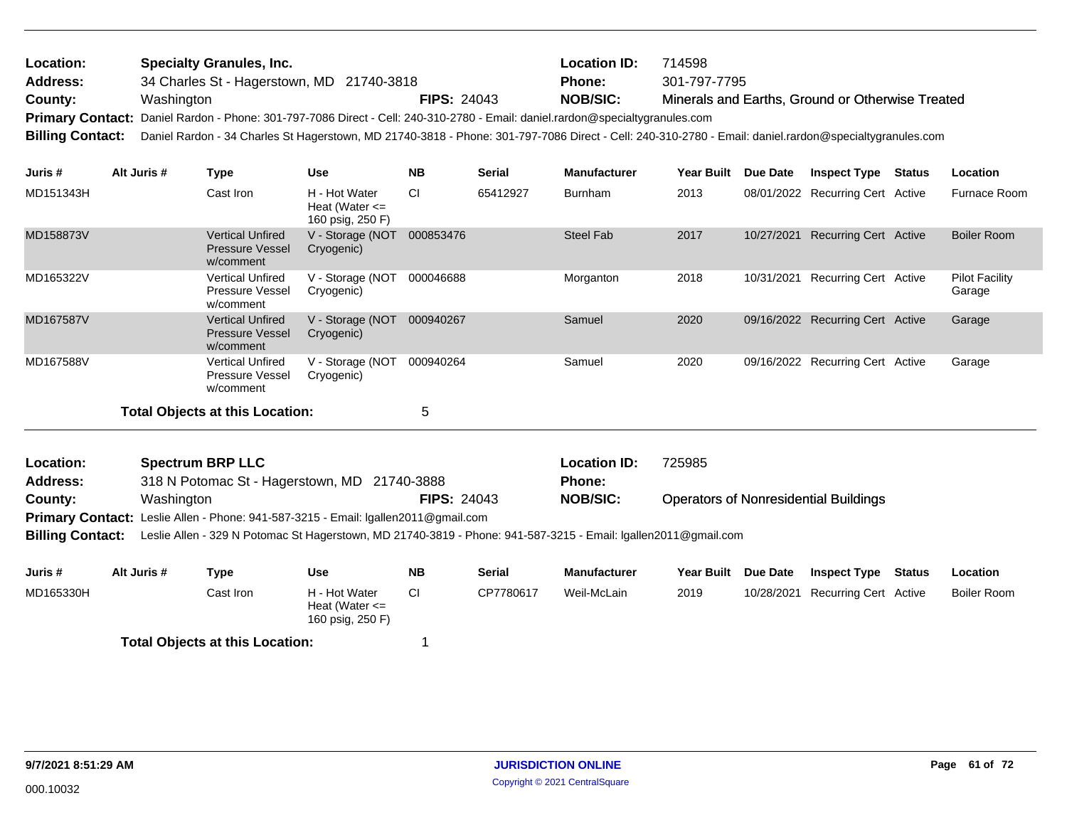**Location:** Specialty Granules, Inc.
**Location ID:** 714598
**Address:** 34 Charles St - Hagerstown, MD 21740-3818
**Phone:** 301-797-7795
**County:** Washington
**FIPS:** 24043
**NOB/SIC:** Minerals and Earths, Ground or Otherwise Treated
**Primary Contact:** Daniel Rardon - Phone: 301-797-7086 Direct - Cell: 240-310-2780 - Email: daniel.rardon@specialtygranules.com
**Billing Contact:** Daniel Rardon - 34 Charles St Hagerstown, MD 21740-3818 - Phone: 301-797-7086 Direct - Cell: 240-310-2780 - Email: daniel.rardon@specialtygranules.com

| Juris # | Alt Juris # | Type | Use | NB | Serial | Manufacturer | Year Built | Due Date | Inspect Type | Status | Location |
|---|---|---|---|---|---|---|---|---|---|---|---|
| MD151343H | | Cast Iron | H - Hot Water Heat (Water <= 160 psig, 250 F) | CI | 65412927 | Burnham | 2013 | 08/01/2022 | Recurring Cert | Active | Furnace Room |
| MD158873V | | Vertical Unfired Pressure Vessel w/comment | V - Storage (NOT Cryogenic) | 000853476 | | Steel Fab | 2017 | 10/27/2021 | Recurring Cert | Active | Boiler Room |
| MD165322V | | Vertical Unfired Pressure Vessel w/comment | V - Storage (NOT Cryogenic) | 000046688 | | Morganton | 2018 | 10/31/2021 | Recurring Cert | Active | Pilot Facility Garage |
| MD167587V | | Vertical Unfired Pressure Vessel w/comment | V - Storage (NOT Cryogenic) | 000940267 | | Samuel | 2020 | 09/16/2022 | Recurring Cert | Active | Garage |
| MD167588V | | Vertical Unfired Pressure Vessel w/comment | V - Storage (NOT Cryogenic) | 000940264 | | Samuel | 2020 | 09/16/2022 | Recurring Cert | Active | Garage |

**Total Objects at this Location:** 5

**Location:** Spectrum BRP LLC
**Location ID:** 725985
**Address:** 318 N Potomac St - Hagerstown, MD 21740-3888
**Phone:**
**County:** Washington
**FIPS:** 24043
**NOB/SIC:** Operators of Nonresidential Buildings
**Primary Contact:** Leslie Allen - Phone: 941-587-3215 - Email: lgallen2011@gmail.com
**Billing Contact:** Leslie Allen - 329 N Potomac St Hagerstown, MD 21740-3819 - Phone: 941-587-3215 - Email: lgallen2011@gmail.com

| Juris # | Alt Juris # | Type | Use | NB | Serial | Manufacturer | Year Built | Due Date | Inspect Type | Status | Location |
|---|---|---|---|---|---|---|---|---|---|---|---|
| MD165330H | | Cast Iron | H - Hot Water Heat (Water <= 160 psig, 250 F) | CI | CP7780617 | Weil-McLain | 2019 | 10/28/2021 | Recurring Cert | Active | Boiler Room |

**Total Objects at this Location:** 1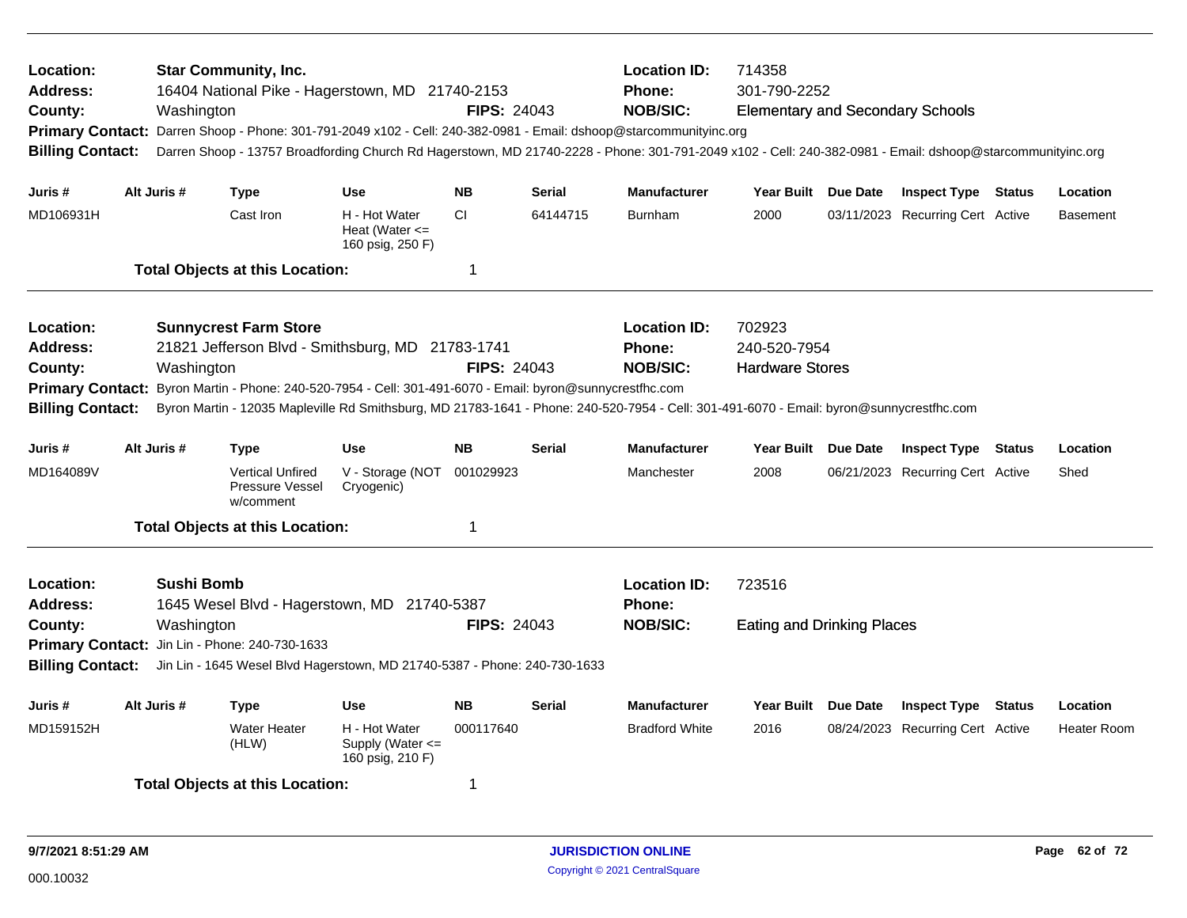**Location:** Star Community, Inc.
**Address:** 16404 National Pike - Hagerstown, MD 21740-2153
**County:** Washington **FIPS:** 24043
**Location ID:** 714358
**Phone:** 301-790-2252
**NOB/SIC:** Elementary and Secondary Schools
**Primary Contact:** Darren Shoop - Phone: 301-791-2049 x102 - Cell: 240-382-0981 - Email: dshoop@starcommunityinc.org
**Billing Contact:** Darren Shoop - 13757 Broadfording Church Rd Hagerstown, MD 21740-2228 - Phone: 301-791-2049 x102 - Cell: 240-382-0981 - Email: dshoop@starcommunityinc.org

| Juris # | Alt Juris # | Type | Use | NB | Serial | Manufacturer | Year Built | Due Date | Inspect Type | Status | Location |
|---|---|---|---|---|---|---|---|---|---|---|---|
| MD106931H | | Cast Iron | H - Hot Water Heat (Water <= 160 psig, 250 F) | CI | 64144715 | Burnham | 2000 | 03/11/2023 | Recurring Cert | Active | Basement |

**Total Objects at this Location:** 1

---

**Location:** Sunnycrest Farm Store
**Address:** 21821 Jefferson Blvd - Smithsburg, MD 21783-1741
**County:** Washington **FIPS:** 24043
**Location ID:** 702923
**Phone:** 240-520-7954
**NOB/SIC:** Hardware Stores
**Primary Contact:** Byron Martin - Phone: 240-520-7954 - Cell: 301-491-6070 - Email: byron@sunnycrestfhc.com
**Billing Contact:** Byron Martin - 12035 Mapleville Rd Smithsburg, MD 21783-1641 - Phone: 240-520-7954 - Cell: 301-491-6070 - Email: byron@sunnycrestfhc.com

| Juris # | Alt Juris # | Type | Use | NB | Serial | Manufacturer | Year Built | Due Date | Inspect Type | Status | Location |
|---|---|---|---|---|---|---|---|---|---|---|---|
| MD164089V | | Vertical Unfired Pressure Vessel w/comment | V - Storage (NOT Cryogenic) | 001029923 | | Manchester | 2008 | 06/21/2023 | Recurring Cert | Active | Shed |

**Total Objects at this Location:** 1

---

**Location:** Sushi Bomb
**Address:** 1645 Wesel Blvd - Hagerstown, MD 21740-5387
**County:** Washington **FIPS:** 24043
**Location ID:** 723516
**Phone:**
**NOB/SIC:** Eating and Drinking Places
**Primary Contact:** Jin Lin - Phone: 240-730-1633
**Billing Contact:** Jin Lin - 1645 Wesel Blvd Hagerstown, MD 21740-5387 - Phone: 240-730-1633

| Juris # | Alt Juris # | Type | Use | NB | Serial | Manufacturer | Year Built | Due Date | Inspect Type | Status | Location |
|---|---|---|---|---|---|---|---|---|---|---|---|
| MD159152H | | Water Heater (HLW) | H - Hot Water Supply (Water <= 160 psig, 210 F) | 000117640 | | Bradford White | 2016 | 08/24/2023 | Recurring Cert | Active | Heater Room |

**Total Objects at this Location:** 1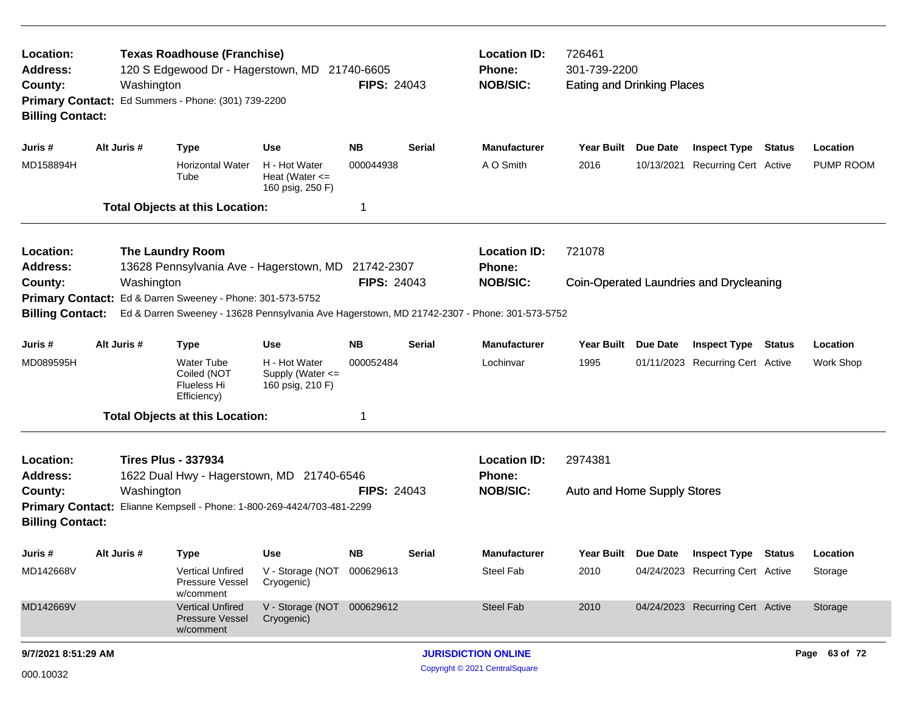**Location:** Texas Roadhouse (Franchise)
**Address:** 120 S Edgewood Dr - Hagerstown, MD 21740-6605
**County:** Washington **FIPS:** 24043
**Primary Contact:** Ed Summers - Phone: (301) 739-2200
**Billing Contact:**

**Location ID:** 726461
**Phone:** 301-739-2200
**NOB/SIC:** Eating and Drinking Places

| Juris # | Alt Juris # | Type | Use | NB | Serial | Manufacturer | Year Built | Due Date | Inspect Type | Status | Location |
|---|---|---|---|---|---|---|---|---|---|---|---|
| MD158894H | | Horizontal Water Tube | H - Hot Water Heat (Water <= 160 psig, 250 F) | 000044938 | | A O Smith | 2016 | 10/13/2021 | Recurring Cert | Active | PUMP ROOM |

**Total Objects at this Location:** 1

---

**Location:** The Laundry Room
**Address:** 13628 Pennsylvania Ave - Hagerstown, MD 21742-2307
**County:** Washington **FIPS:** 24043
**Primary Contact:** Ed & Darren Sweeney - Phone: 301-573-5752
**Billing Contact:** Ed & Darren Sweeney - 13628 Pennsylvania Ave Hagerstown, MD 21742-2307 - Phone: 301-573-5752

**Location ID:** 721078
**Phone:**
**NOB/SIC:** Coin-Operated Laundries and Drycleaning

| Juris # | Alt Juris # | Type | Use | NB | Serial | Manufacturer | Year Built | Due Date | Inspect Type | Status | Location |
|---|---|---|---|---|---|---|---|---|---|---|---|
| MD089595H | | Water Tube Coiled (NOT Flueless Hi Efficiency) | H - Hot Water Supply (Water <= 160 psig, 210 F) | 000052484 | | Lochinvar | 1995 | 01/11/2023 | Recurring Cert | Active | Work Shop |

**Total Objects at this Location:** 1

---

**Location:** Tires Plus - 337934
**Address:** 1622 Dual Hwy - Hagerstown, MD 21740-6546
**County:** Washington **FIPS:** 24043
**Primary Contact:** Elianne Kempsell - Phone: 1-800-269-4424/703-481-2299
**Billing Contact:**

**Location ID:** 2974381
**Phone:**
**NOB/SIC:** Auto and Home Supply Stores

| Juris # | Alt Juris # | Type | Use | NB | Serial | Manufacturer | Year Built | Due Date | Inspect Type | Status | Location |
|---|---|---|---|---|---|---|---|---|---|---|---|
| MD142668V | | Vertical Unfired Pressure Vessel w/comment | V - Storage (NOT Cryogenic) | 000629613 | | Steel Fab | 2010 | 04/24/2023 | Recurring Cert | Active | Storage |
| MD142669V | | Vertical Unfired Pressure Vessel w/comment | V - Storage (NOT Cryogenic) | 000629612 | | Steel Fab | 2010 | 04/24/2023 | Recurring Cert | Active | Storage |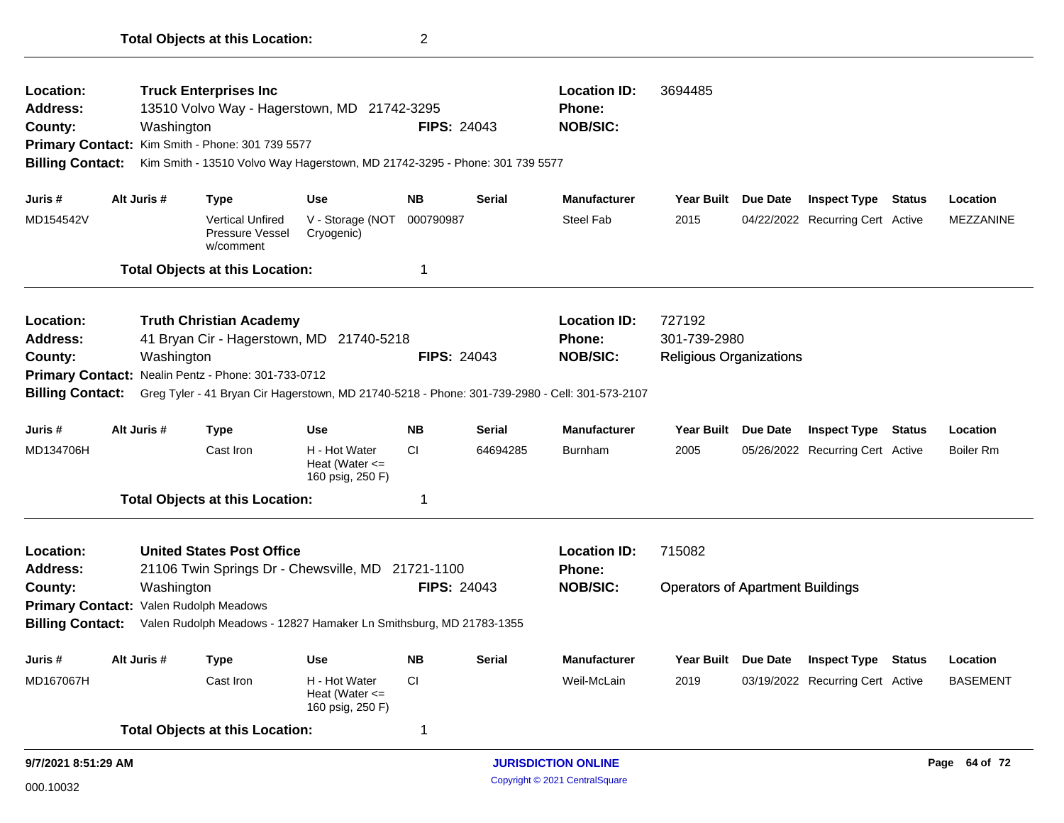**Total Objects at this Location:** 2

---

**Location:** Truck Enterprises Inc  **Location ID:** 3694485
**Address:** 13510 Volvo Way - Hagerstown, MD 21742-3295  **Phone:**
**County:** Washington  **FIPS:** 24043  **NOB/SIC:**
**Primary Contact:** Kim Smith - Phone: 301 739 5577
**Billing Contact:** Kim Smith - 13510 Volvo Way Hagerstown, MD 21742-3295 - Phone: 301 739 5577

| Juris # | Alt Juris # | Type | Use | NB | Serial | Manufacturer | Year Built | Due Date | Inspect Type | Status | Location |
|---|---|---|---|---|---|---|---|---|---|---|---|
| MD154542V | | Vertical Unfired Pressure Vessel w/comment | V - Storage (NOT Cryogenic) | 000790987 | | Steel Fab | 2015 | 04/22/2022 | Recurring Cert | Active | MEZZANINE |

**Total Objects at this Location:** 1

---

**Location:** Truth Christian Academy  **Location ID:** 727192
**Address:** 41 Bryan Cir - Hagerstown, MD 21740-5218  **Phone:** 301-739-2980
**County:** Washington  **FIPS:** 24043  **NOB/SIC:** Religious Organizations
**Primary Contact:** Nealin Pentz - Phone: 301-733-0712
**Billing Contact:** Greg Tyler - 41 Bryan Cir Hagerstown, MD 21740-5218 - Phone: 301-739-2980 - Cell: 301-573-2107

| Juris # | Alt Juris # | Type | Use | NB | Serial | Manufacturer | Year Built | Due Date | Inspect Type | Status | Location |
|---|---|---|---|---|---|---|---|---|---|---|---|
| MD134706H | | Cast Iron | H - Hot Water Heat (Water <= 160 psig, 250 F) | CI | 64694285 | Burnham | 2005 | 05/26/2022 | Recurring Cert | Active | Boiler Rm |

**Total Objects at this Location:** 1

---

**Location:** United States Post Office  **Location ID:** 715082
**Address:** 21106 Twin Springs Dr - Chewsville, MD 21721-1100  **Phone:**
**County:** Washington  **FIPS:** 24043  **NOB/SIC:** Operators of Apartment Buildings
**Primary Contact:** Valen Rudolph Meadows
**Billing Contact:** Valen Rudolph Meadows - 12827 Hamaker Ln Smithsburg, MD 21783-1355

| Juris # | Alt Juris # | Type | Use | NB | Serial | Manufacturer | Year Built | Due Date | Inspect Type | Status | Location |
|---|---|---|---|---|---|---|---|---|---|---|---|
| MD167067H | | Cast Iron | H - Hot Water Heat (Water <= 160 psig, 250 F) | CI | | Weil-McLain | 2019 | 03/19/2022 | Recurring Cert | Active | BASEMENT |

**Total Objects at this Location:** 1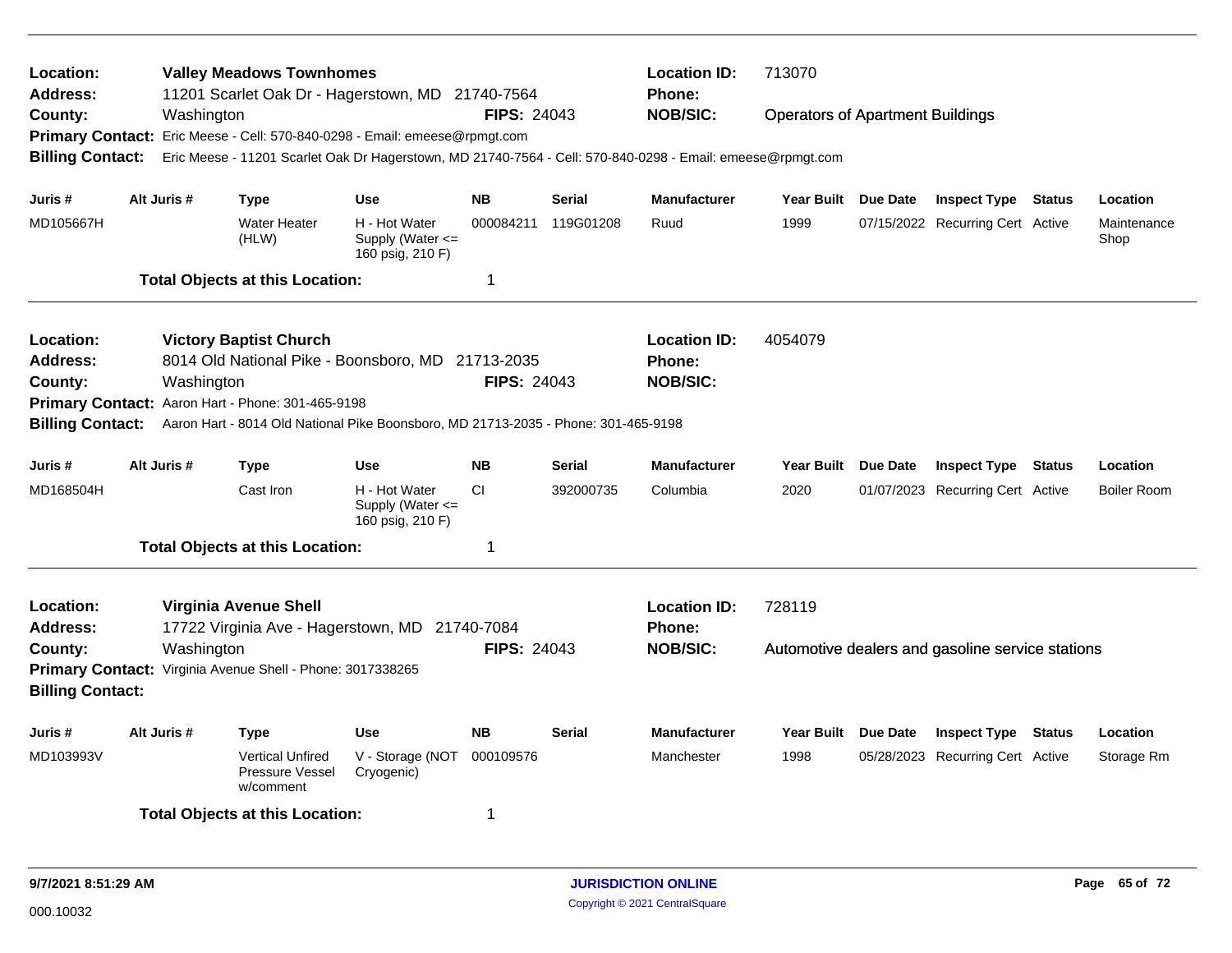**Location:** **Valley Meadows Townhomes** **Location ID:** 713070
**Address:** 11201 Scarlet Oak Dr - Hagerstown, MD 21740-7564 **Phone:**
**County:** Washington **FIPS:** 24043 **NOB/SIC:** Operators of Apartment Buildings
**Primary Contact:** Eric Meese - Cell: 570-840-0298 - Email: emeese@rpmgt.com
**Billing Contact:** Eric Meese - 11201 Scarlet Oak Dr Hagerstown, MD 21740-7564 - Cell: 570-840-0298 - Email: emeese@rpmgt.com

| Juris # | Alt Juris # | Type | Use | NB | Serial | Manufacturer | Year Built | Due Date | Inspect Type | Status | Location |
|---|---|---|---|---|---|---|---|---|---|---|---|
| MD105667H | | Water Heater (HLW) | H - Hot Water Supply (Water <= 160 psig, 210 F) | 000084211 | 119G01208 | Ruud | 1999 | 07/15/2022 | Recurring Cert | Active | Maintenance Shop |

**Total Objects at this Location:** 1

---

**Location:** **Victory Baptist Church** **Location ID:** 4054079
**Address:** 8014 Old National Pike - Boonsboro, MD 21713-2035 **Phone:**
**County:** Washington **FIPS:** 24043 **NOB/SIC:**
**Primary Contact:** Aaron Hart - Phone: 301-465-9198
**Billing Contact:** Aaron Hart - 8014 Old National Pike Boonsboro, MD 21713-2035 - Phone: 301-465-9198

| Juris # | Alt Juris # | Type | Use | NB | Serial | Manufacturer | Year Built | Due Date | Inspect Type | Status | Location |
|---|---|---|---|---|---|---|---|---|---|---|---|
| MD168504H | | Cast Iron | H - Hot Water Supply (Water <= 160 psig, 210 F) | CI | 392000735 | Columbia | 2020 | 01/07/2023 | Recurring Cert | Active | Boiler Room |

**Total Objects at this Location:** 1

---

**Location:** **Virginia Avenue Shell** **Location ID:** 728119
**Address:** 17722 Virginia Ave - Hagerstown, MD 21740-7084 **Phone:**
**County:** Washington **FIPS:** 24043 **NOB/SIC:** Automotive dealers and gasoline service stations
**Primary Contact:** Virginia Avenue Shell - Phone: 3017338265
**Billing Contact:**

| Juris # | Alt Juris # | Type | Use | NB | Serial | Manufacturer | Year Built | Due Date | Inspect Type | Status | Location |
|---|---|---|---|---|---|---|---|---|---|---|---|
| MD103993V | | Vertical Unfired Pressure Vessel w/comment | V - Storage (NOT Cryogenic) | 000109576 | | Manchester | 1998 | 05/28/2023 | Recurring Cert | Active | Storage Rm |

**Total Objects at this Location:** 1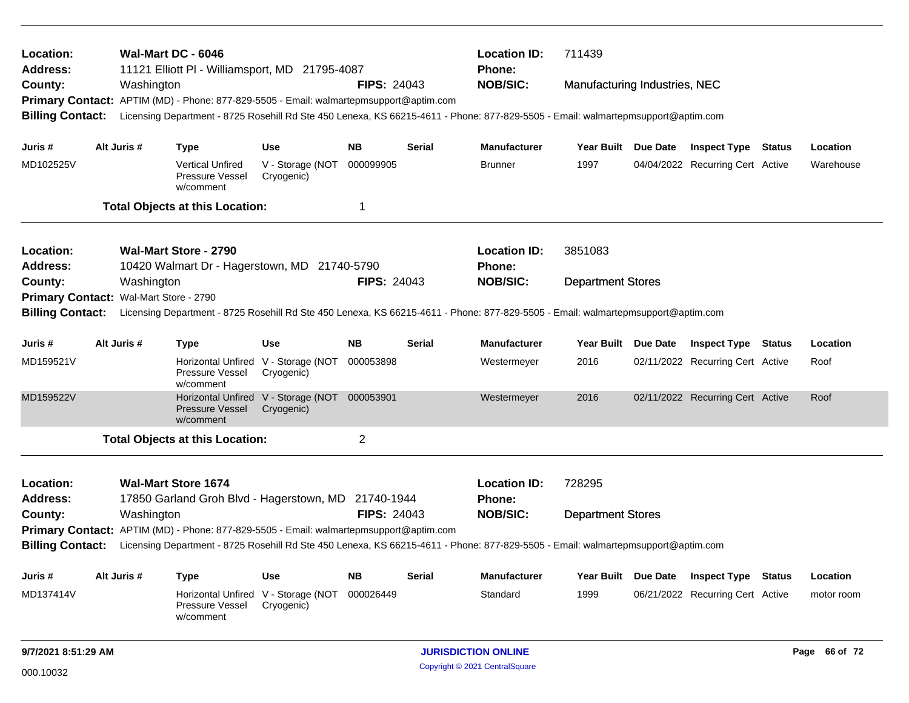**Location:** Wal-Mart DC - 6046 **Location ID:** 711439
**Address:** 11121 Elliott Pl - Williamsport, MD 21795-4087 **Phone:**
**County:** Washington **FIPS:** 24043 **NOB/SIC:** Manufacturing Industries, NEC
**Primary Contact:** APTIM (MD) - Phone: 877-829-5505 - Email: walmartepmsupport@aptim.com
**Billing Contact:** Licensing Department - 8725 Rosehill Rd Ste 450 Lenexa, KS 66215-4611 - Phone: 877-829-5505 - Email: walmartepmsupport@aptim.com

| Juris # | Alt Juris # | Type | Use | NB | Serial | Manufacturer | Year Built | Due Date | Inspect Type | Status | Location |
|---|---|---|---|---|---|---|---|---|---|---|---|
| MD102525V | | Vertical Unfired Pressure Vessel w/comment | V - Storage (NOT Cryogenic) | 000099905 | | Brunner | 1997 | 04/04/2022 | Recurring Cert | Active | Warehouse |

**Total Objects at this Location:** 1

**Location:** Wal-Mart Store - 2790 **Location ID:** 3851083
**Address:** 10420 Walmart Dr - Hagerstown, MD 21740-5790 **Phone:**
**County:** Washington **FIPS:** 24043 **NOB/SIC:** Department Stores
**Primary Contact:** Wal-Mart Store - 2790
**Billing Contact:** Licensing Department - 8725 Rosehill Rd Ste 450 Lenexa, KS 66215-4611 - Phone: 877-829-5505 - Email: walmartepmsupport@aptim.com

| Juris # | Alt Juris # | Type | Use | NB | Serial | Manufacturer | Year Built | Due Date | Inspect Type | Status | Location |
|---|---|---|---|---|---|---|---|---|---|---|---|
| MD159521V | | Horizontal Unfired Pressure Vessel w/comment | V - Storage (NOT Cryogenic) | 000053898 | | Westermeyer | 2016 | 02/11/2022 | Recurring Cert | Active | Roof |
| MD159522V | | Horizontal Unfired Pressure Vessel w/comment | V - Storage (NOT Cryogenic) | 000053901 | | Westermeyer | 2016 | 02/11/2022 | Recurring Cert | Active | Roof |

**Total Objects at this Location:** 2

**Location:** Wal-Mart Store 1674 **Location ID:** 728295
**Address:** 17850 Garland Groh Blvd - Hagerstown, MD 21740-1944 **Phone:**
**County:** Washington **FIPS:** 24043 **NOB/SIC:** Department Stores
**Primary Contact:** APTIM (MD) - Phone: 877-829-5505 - Email: walmartepmsupport@aptim.com
**Billing Contact:** Licensing Department - 8725 Rosehill Rd Ste 450 Lenexa, KS 66215-4611 - Phone: 877-829-5505 - Email: walmartepmsupport@aptim.com

| Juris # | Alt Juris # | Type | Use | NB | Serial | Manufacturer | Year Built | Due Date | Inspect Type | Status | Location |
|---|---|---|---|---|---|---|---|---|---|---|---|
| MD137414V | | Horizontal Unfired Pressure Vessel w/comment | V - Storage (NOT Cryogenic) | 000026449 | | Standard | 1999 | 06/21/2022 | Recurring Cert | Active | motor room |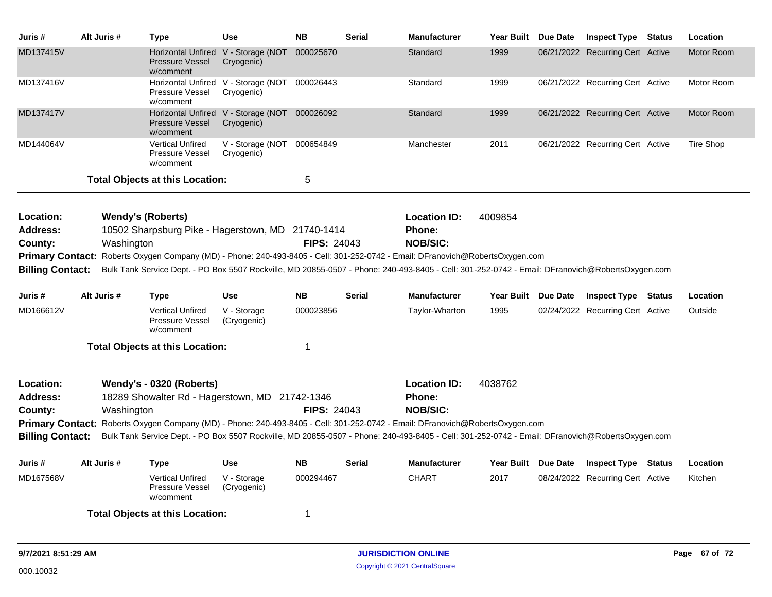| Juris # | Alt Juris # | Type | Use | NB | Serial | Manufacturer | Year Built | Due Date | Inspect Type | Status | Location |
|---|---|---|---|---|---|---|---|---|---|---|---|
| MD137415V | | Horizontal Unfired Pressure Vessel w/comment | V - Storage (NOT Cryogenic) | 000025670 | | Standard | 1999 | 06/21/2022 | Recurring Cert | Active | Motor Room |
| MD137416V | | Horizontal Unfired Pressure Vessel w/comment | V - Storage (NOT Cryogenic) | 000026443 | | Standard | 1999 | 06/21/2022 | Recurring Cert | Active | Motor Room |
| MD137417V | | Horizontal Unfired Pressure Vessel w/comment | V - Storage (NOT Cryogenic) | 000026092 | | Standard | 1999 | 06/21/2022 | Recurring Cert | Active | Motor Room |
| MD144064V | | Vertical Unfired Pressure Vessel w/comment | V - Storage (NOT Cryogenic) | 000654849 | | Manchester | 2011 | 06/21/2022 | Recurring Cert | Active | Tire Shop |

**Total Objects at this Location:** 5

---

**Location:** Wendy's (Roberts) **Location ID:** 4009854
**Address:** 10502 Sharpsburg Pike - Hagerstown, MD 21740-1414 **Phone:**
**County:** Washington **FIPS:** 24043 **NOB/SIC:**
**Primary Contact:** Roberts Oxygen Company (MD) - Phone: 240-493-8405 - Cell: 301-252-0742 - Email: DFranovich@RobertsOxygen.com
**Billing Contact:** Bulk Tank Service Dept. - PO Box 5507 Rockville, MD 20855-0507 - Phone: 240-493-8405 - Cell: 301-252-0742 - Email: DFranovich@RobertsOxygen.com

| Juris # | Alt Juris # | Type | Use | NB | Serial | Manufacturer | Year Built | Due Date | Inspect Type | Status | Location |
|---|---|---|---|---|---|---|---|---|---|---|---|
| MD166612V | | Vertical Unfired Pressure Vessel w/comment | V - Storage (Cryogenic) | 000023856 | | Taylor-Wharton | 1995 | 02/24/2022 | Recurring Cert | Active | Outside |

**Total Objects at this Location:** 1

---

**Location:** Wendy's - 0320 (Roberts) **Location ID:** 4038762
**Address:** 18289 Showalter Rd - Hagerstown, MD 21742-1346 **Phone:**
**County:** Washington **FIPS:** 24043 **NOB/SIC:**
**Primary Contact:** Roberts Oxygen Company (MD) - Phone: 240-493-8405 - Cell: 301-252-0742 - Email: DFranovich@RobertsOxygen.com
**Billing Contact:** Bulk Tank Service Dept. - PO Box 5507 Rockville, MD 20855-0507 - Phone: 240-493-8405 - Cell: 301-252-0742 - Email: DFranovich@RobertsOxygen.com

| Juris # | Alt Juris # | Type | Use | NB | Serial | Manufacturer | Year Built | Due Date | Inspect Type | Status | Location |
|---|---|---|---|---|---|---|---|---|---|---|---|
| MD167568V | | Vertical Unfired Pressure Vessel w/comment | V - Storage (Cryogenic) | 000294467 | | CHART | 2017 | 08/24/2022 | Recurring Cert | Active | Kitchen |

**Total Objects at this Location:** 1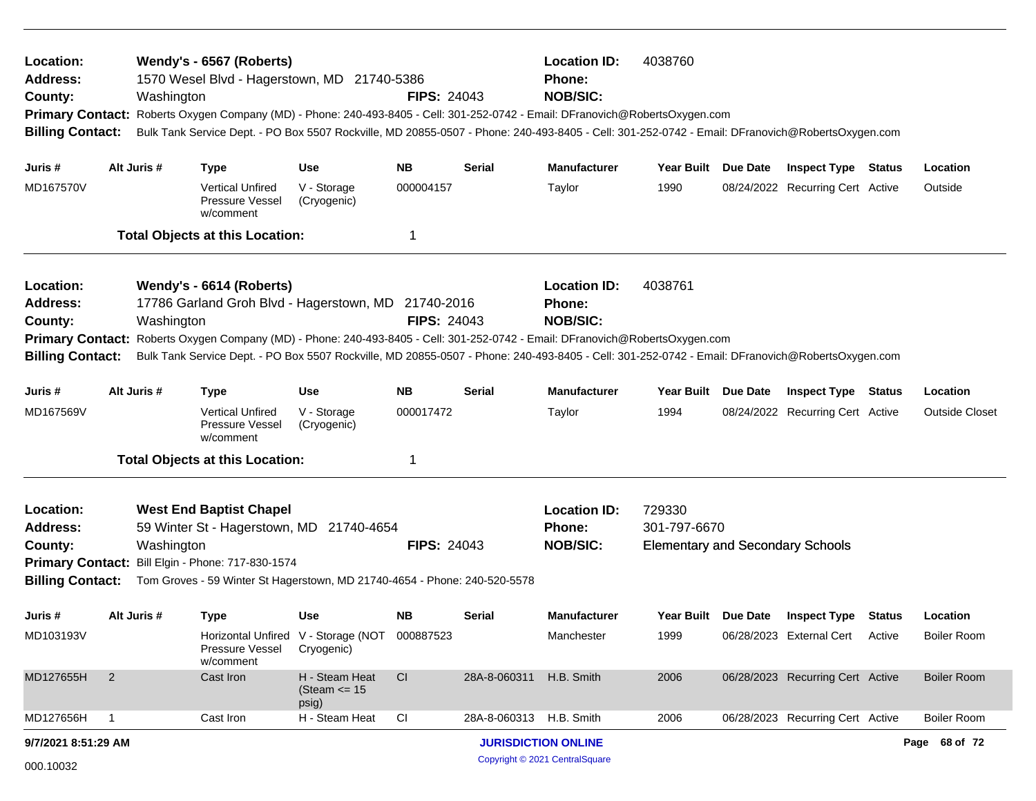**Location:** Wendy's - 6567 (Roberts) **Location ID:** 4038760
**Address:** 1570 Wesel Blvd - Hagerstown, MD 21740-5386 **Phone:**
**County:** Washington **FIPS:** 24043 **NOB/SIC:**
**Primary Contact:** Roberts Oxygen Company (MD) - Phone: 240-493-8405 - Cell: 301-252-0742 - Email: DFranovich@RobertsOxygen.com
**Billing Contact:** Bulk Tank Service Dept. - PO Box 5507 Rockville, MD 20855-0507 - Phone: 240-493-8405 - Cell: 301-252-0742 - Email: DFranovich@RobertsOxygen.com

| Juris # | Alt Juris # | Type | Use | NB | Serial | Manufacturer | Year Built | Due Date | Inspect Type | Status | Location |
|---|---|---|---|---|---|---|---|---|---|---|---|
| MD167570V | | Vertical Unfired Pressure Vessel w/comment | V - Storage (Cryogenic) | 000004157 | | Taylor | 1990 | 08/24/2022 | Recurring Cert | Active | Outside |

**Total Objects at this Location:** 1

**Location:** Wendy's - 6614 (Roberts) **Location ID:** 4038761
**Address:** 17786 Garland Groh Blvd - Hagerstown, MD 21740-2016 **Phone:**
**County:** Washington **FIPS:** 24043 **NOB/SIC:**
**Primary Contact:** Roberts Oxygen Company (MD) - Phone: 240-493-8405 - Cell: 301-252-0742 - Email: DFranovich@RobertsOxygen.com
**Billing Contact:** Bulk Tank Service Dept. - PO Box 5507 Rockville, MD 20855-0507 - Phone: 240-493-8405 - Cell: 301-252-0742 - Email: DFranovich@RobertsOxygen.com

| Juris # | Alt Juris # | Type | Use | NB | Serial | Manufacturer | Year Built | Due Date | Inspect Type | Status | Location |
|---|---|---|---|---|---|---|---|---|---|---|---|
| MD167569V | | Vertical Unfired Pressure Vessel w/comment | V - Storage (Cryogenic) | 000017472 | | Taylor | 1994 | 08/24/2022 | Recurring Cert | Active | Outside Closet |

**Total Objects at this Location:** 1

**Location:** West End Baptist Chapel **Location ID:** 729330
**Address:** 59 Winter St - Hagerstown, MD 21740-4654 **Phone:** 301-797-6670
**County:** Washington **FIPS:** 24043 **NOB/SIC:** Elementary and Secondary Schools
**Primary Contact:** Bill Elgin - Phone: 717-830-1574
**Billing Contact:** Tom Groves - 59 Winter St Hagerstown, MD 21740-4654 - Phone: 240-520-5578

| Juris # | Alt Juris # | Type | Use | NB | Serial | Manufacturer | Year Built | Due Date | Inspect Type | Status | Location |
|---|---|---|---|---|---|---|---|---|---|---|---|
| MD103193V | | Horizontal Unfired Pressure Vessel w/comment | V - Storage (NOT Cryogenic) | 000887523 | | Manchester | 1999 | 06/28/2023 | External Cert | Active | Boiler Room |
| MD127655H | 2 | Cast Iron | H - Steam Heat (Steam <= 15 psig) | CI | 28A-8-060311 | H.B. Smith | 2006 | 06/28/2023 | Recurring Cert | Active | Boiler Room |
| MD127656H | 1 | Cast Iron | H - Steam Heat | CI | 28A-8-060313 | H.B. Smith | 2006 | 06/28/2023 | Recurring Cert | Active | Boiler Room |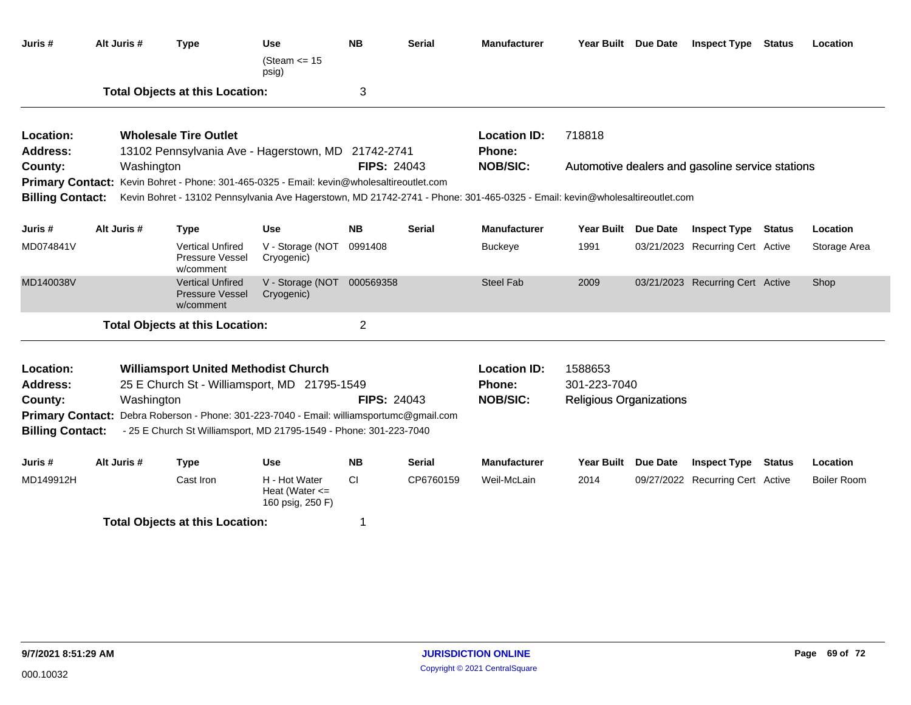| Juris # | Alt Juris # | Type | Use | NB | Serial | Manufacturer | Year Built | Due Date | Inspect Type | Status | Location |
|---|---|---|---|---|---|---|---|---|---|---|---|
| | | | (Steam <= 15 psig) | | | | | | | | |
| | | **Total Objects at this Location:** | | 3 | | | | | | | |

**Location:** Wholesale Tire Outlet
**Location ID:** 718818
**Address:** 13102 Pennsylvania Ave - Hagerstown, MD 21742-2741
**Phone:**
**County:** Washington
**FIPS:** 24043
**NOB/SIC:** Automotive dealers and gasoline service stations
**Primary Contact:** Kevin Bohret - Phone: 301-465-0325 - Email: kevin@wholesaltireoutlet.com
**Billing Contact:** Kevin Bohret - 13102 Pennsylvania Ave Hagerstown, MD 21742-2741 - Phone: 301-465-0325 - Email: kevin@wholesaltireoutlet.com

| Juris # | Alt Juris # | Type | Use | NB | Serial | Manufacturer | Year Built | Due Date | Inspect Type | Status | Location |
|---|---|---|---|---|---|---|---|---|---|---|---|
| MD074841V | | Vertical Unfired Pressure Vessel w/comment | V - Storage (NOT Cryogenic) | 0991408 | | Buckeye | 1991 | 03/21/2023 | Recurring Cert | Active | Storage Area |
| MD140038V | | Vertical Unfired Pressure Vessel w/comment | V - Storage (NOT Cryogenic) | 000569358 | | Steel Fab | 2009 | 03/21/2023 | Recurring Cert | Active | Shop |
| | | **Total Objects at this Location:** | | 2 | | | | | | | |

**Location:** Williamsport United Methodist Church
**Location ID:** 1588653
**Address:** 25 E Church St - Williamsport, MD 21795-1549
**Phone:** 301-223-7040
**County:** Washington
**FIPS:** 24043
**NOB/SIC:** Religious Organizations
**Primary Contact:** Debra Roberson - Phone: 301-223-7040 - Email: williamsportumc@gmail.com
**Billing Contact:** - 25 E Church St Williamsport, MD 21795-1549 - Phone: 301-223-7040

| Juris # | Alt Juris # | Type | Use | NB | Serial | Manufacturer | Year Built | Due Date | Inspect Type | Status | Location |
|---|---|---|---|---|---|---|---|---|---|---|---|
| MD149912H | | Cast Iron | H - Hot Water Heat (Water <= 160 psig, 250 F) | CI | CP6760159 | Weil-McLain | 2014 | 09/27/2022 | Recurring Cert | Active | Boiler Room |
| | | **Total Objects at this Location:** | | 1 | | | | | | | |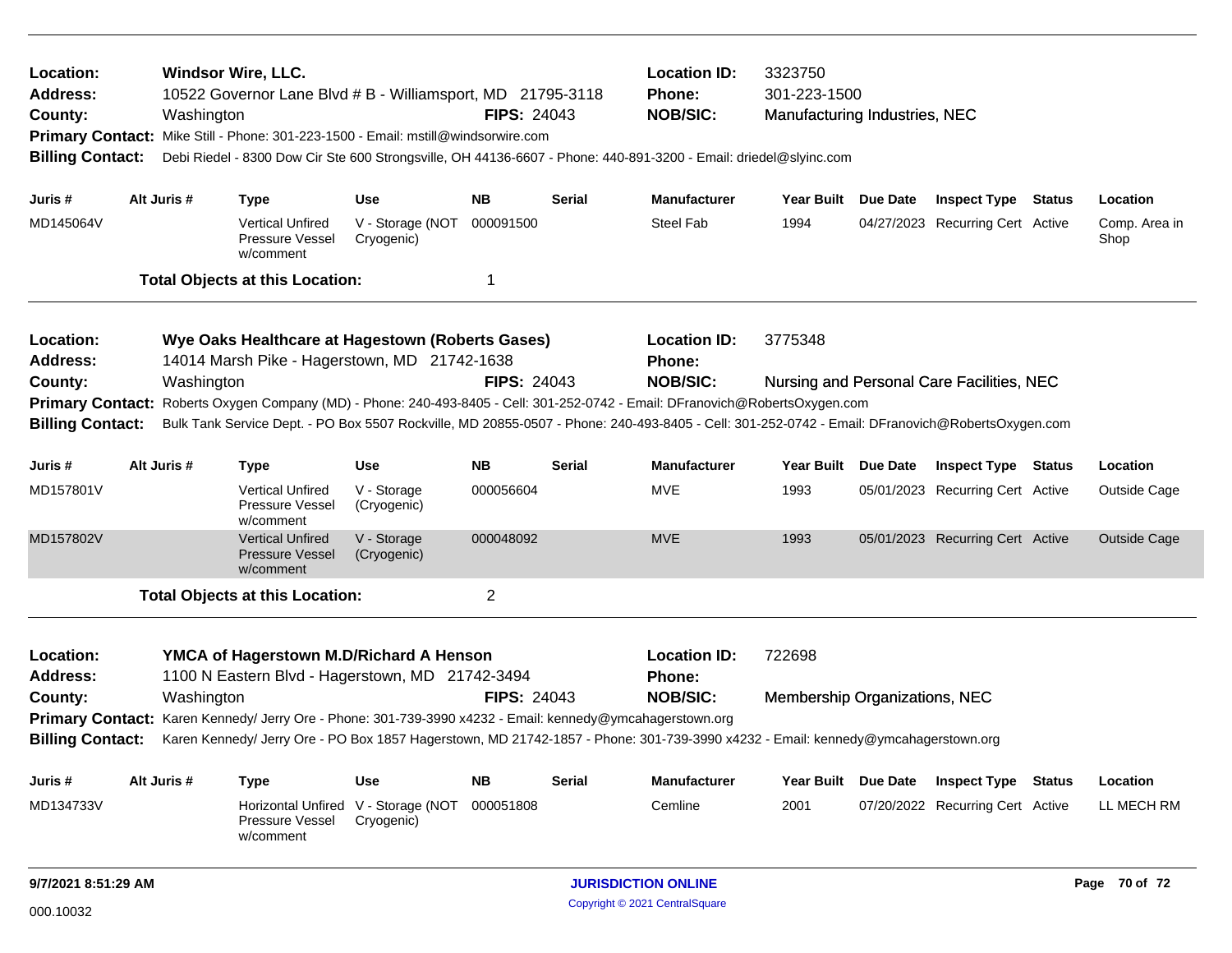**Location:** Windsor Wire, LLC. **Location ID:** 3323750
**Address:** 10522 Governor Lane Blvd # B - Williamsport, MD 21795-3118 **Phone:** 301-223-1500
**County:** Washington **FIPS:** 24043 **NOB/SIC:** Manufacturing Industries, NEC
**Primary Contact:** Mike Still - Phone: 301-223-1500 - Email: mstill@windsorwire.com
**Billing Contact:** Debi Riedel - 8300 Dow Cir Ste 600 Strongsville, OH 44136-6607 - Phone: 440-891-3200 - Email: driedel@slyinc.com

| Juris # | Alt Juris # | Type | Use | NB | Serial | Manufacturer | Year Built | Due Date | Inspect Type | Status | Location |
|---|---|---|---|---|---|---|---|---|---|---|---|
| MD145064V | | Vertical Unfired Pressure Vessel w/comment | V - Storage (NOT Cryogenic) | 000091500 | | Steel Fab | 1994 | 04/27/2023 | Recurring Cert | Active | Comp. Area in Shop |

**Total Objects at this Location:** 1

---

**Location:** Wye Oaks Healthcare at Hagestown (Roberts Gases) **Location ID:** 3775348
**Address:** 14014 Marsh Pike - Hagerstown, MD 21742-1638 **Phone:**
**County:** Washington **FIPS:** 24043 **NOB/SIC:** Nursing and Personal Care Facilities, NEC
**Primary Contact:** Roberts Oxygen Company (MD) - Phone: 240-493-8405 - Cell: 301-252-0742 - Email: DFranovich@RobertsOxygen.com
**Billing Contact:** Bulk Tank Service Dept. - PO Box 5507 Rockville, MD 20855-0507 - Phone: 240-493-8405 - Cell: 301-252-0742 - Email: DFranovich@RobertsOxygen.com

| Juris # | Alt Juris # | Type | Use | NB | Serial | Manufacturer | Year Built | Due Date | Inspect Type | Status | Location |
|---|---|---|---|---|---|---|---|---|---|---|---|
| MD157801V | | Vertical Unfired Pressure Vessel w/comment | V - Storage (Cryogenic) | 000056604 | | MVE | 1993 | 05/01/2023 | Recurring Cert | Active | Outside Cage |
| MD157802V | | Vertical Unfired Pressure Vessel w/comment | V - Storage (Cryogenic) | 000048092 | | MVE | 1993 | 05/01/2023 | Recurring Cert | Active | Outside Cage |

**Total Objects at this Location:** 2

---

**Location:** YMCA of Hagerstown M.D/Richard A Henson **Location ID:** 722698
**Address:** 1100 N Eastern Blvd - Hagerstown, MD 21742-3494 **Phone:**
**County:** Washington **FIPS:** 24043 **NOB/SIC:** Membership Organizations, NEC
**Primary Contact:** Karen Kennedy/ Jerry Ore - Phone: 301-739-3990 x4232 - Email: kennedy@ymcahagerstown.org
**Billing Contact:** Karen Kennedy/ Jerry Ore - PO Box 1857 Hagerstown, MD 21742-1857 - Phone: 301-739-3990 x4232 - Email: kennedy@ymcahagerstown.org

| Juris # | Alt Juris # | Type | Use | NB | Serial | Manufacturer | Year Built | Due Date | Inspect Type | Status | Location |
|---|---|---|---|---|---|---|---|---|---|---|---|
| MD134733V | | Horizontal Unfired Pressure Vessel w/comment | V - Storage (NOT Cryogenic) | 000051808 | | Cemline | 2001 | 07/20/2022 | Recurring Cert | Active | LL MECH RM |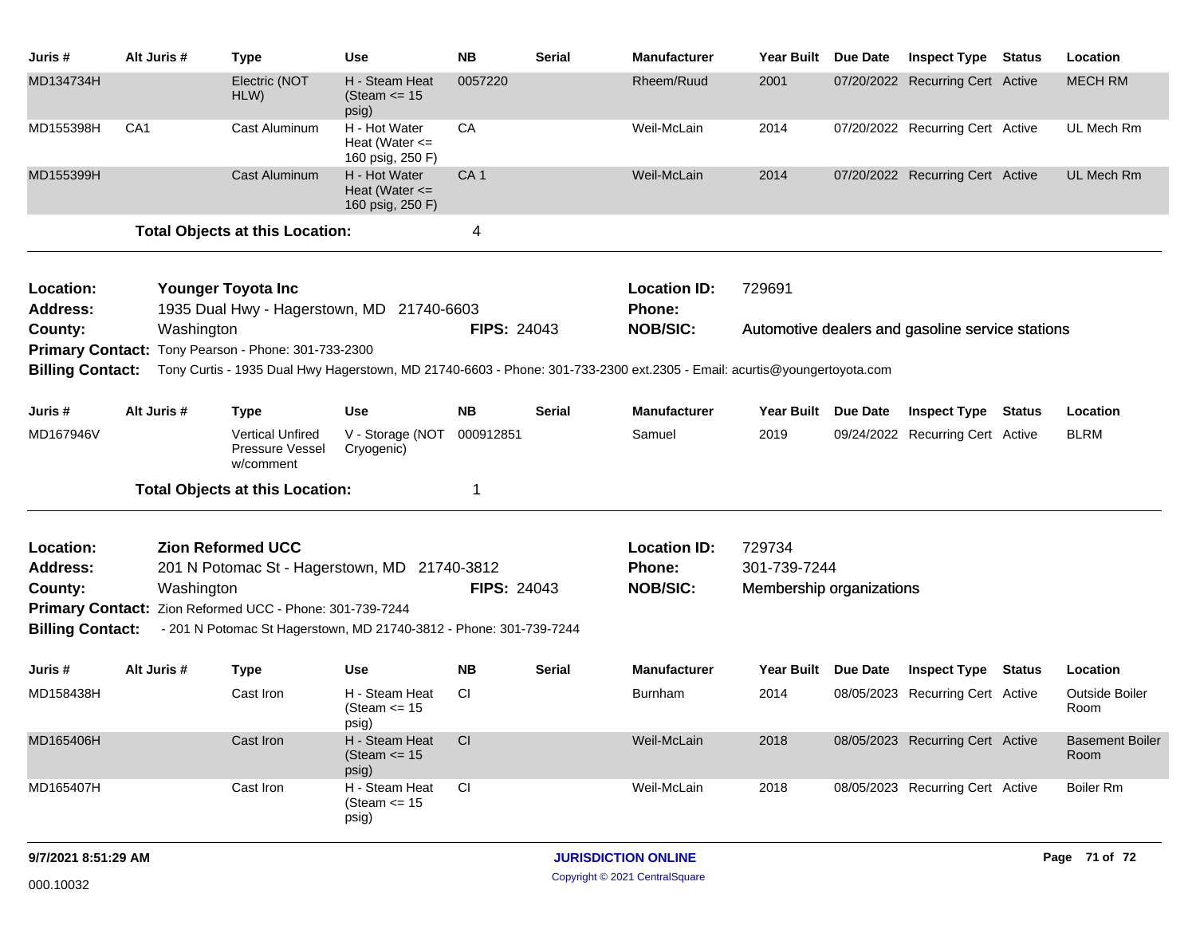| Juris # | Alt Juris # | Type | Use | NB | Serial | Manufacturer | Year Built | Due Date | Inspect Type | Status | Location |
|---|---|---|---|---|---|---|---|---|---|---|---|
| MD134734H | | Electric (NOT HLW) | H - Steam Heat (Steam <= 15 psig) | 0057220 | | Rheem/Ruud | 2001 | 07/20/2022 | Recurring Cert | Active | MECH RM |
| MD155398H | CA1 | Cast Aluminum | H - Hot Water Heat (Water <= 160 psig, 250 F) | CA | | Weil-McLain | 2014 | 07/20/2022 | Recurring Cert | Active | UL Mech Rm |
| MD155399H | | Cast Aluminum | H - Hot Water Heat (Water <= 160 psig, 250 F) | CA 1 | | Weil-McLain | 2014 | 07/20/2022 | Recurring Cert | Active | UL Mech Rm |

**Total Objects at this Location:** 4

---

**Location:** **Younger Toyota Inc**
**Location ID:** 729691
**Address:** 1935 Dual Hwy - Hagerstown, MD 21740-6603
**Phone:**
**County:** Washington
**FIPS:** 24043
**NOB/SIC:** Automotive dealers and gasoline service stations
**Primary Contact:** Tony Pearson - Phone: 301-733-2300
**Billing Contact:** Tony Curtis - 1935 Dual Hwy Hagerstown, MD 21740-6603 - Phone: 301-733-2300 ext.2305 - Email: acurtis@youngertoyota.com

| Juris # | Alt Juris # | Type | Use | NB | Serial | Manufacturer | Year Built | Due Date | Inspect Type | Status | Location |
|---|---|---|---|---|---|---|---|---|---|---|---|
| MD167946V | | Vertical Unfired Pressure Vessel w/comment | V - Storage (NOT Cryogenic) | 000912851 | | Samuel | 2019 | 09/24/2022 | Recurring Cert | Active | BLRM |

**Total Objects at this Location:** 1

---

**Location:** **Zion Reformed UCC**
**Location ID:** 729734
**Address:** 201 N Potomac St - Hagerstown, MD 21740-3812
**Phone:** 301-739-7244
**County:** Washington
**FIPS:** 24043
**NOB/SIC:** Membership organizations
**Primary Contact:** Zion Reformed UCC - Phone: 301-739-7244
**Billing Contact:** - 201 N Potomac St Hagerstown, MD 21740-3812 - Phone: 301-739-7244

| Juris # | Alt Juris # | Type | Use | NB | Serial | Manufacturer | Year Built | Due Date | Inspect Type | Status | Location |
|---|---|---|---|---|---|---|---|---|---|---|---|
| MD158438H | | Cast Iron | H - Steam Heat (Steam <= 15 psig) | CI | | Burnham | 2014 | 08/05/2023 | Recurring Cert | Active | Outside Boiler Room |
| MD165406H | | Cast Iron | H - Steam Heat (Steam <= 15 psig) | CI | | Weil-McLain | 2018 | 08/05/2023 | Recurring Cert | Active | Basement Boiler Room |
| MD165407H | | Cast Iron | H - Steam Heat (Steam <= 15 psig) | CI | | Weil-McLain | 2018 | 08/05/2023 | Recurring Cert | Active | Boiler Rm |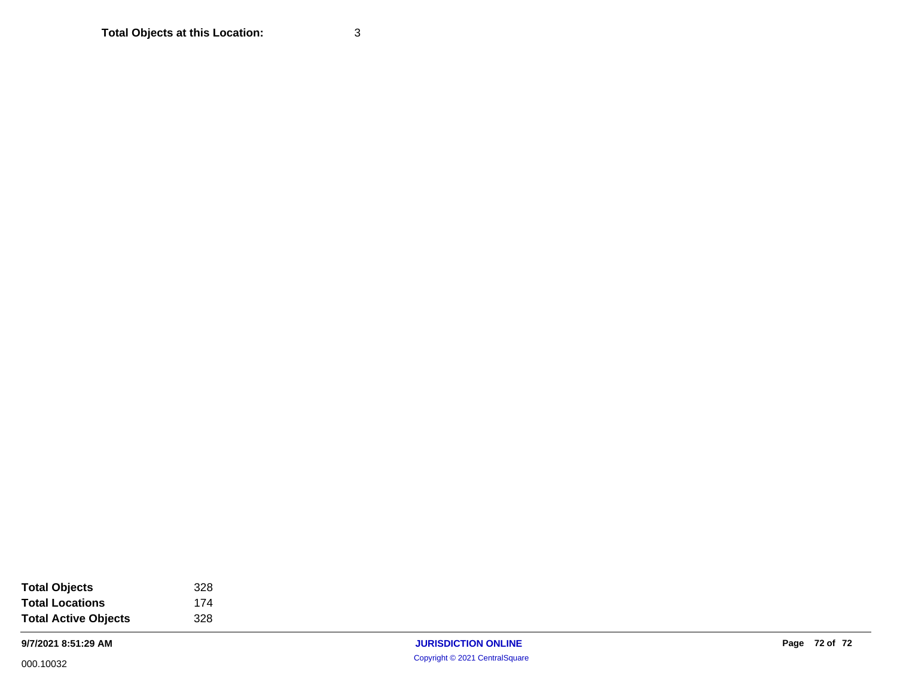**Total Objects at this Location:** 3

| | |
|---|---|
| **Total Objects** | 328 |
| **Total Locations** | 174 |
| **Total Active Objects** | 328 |